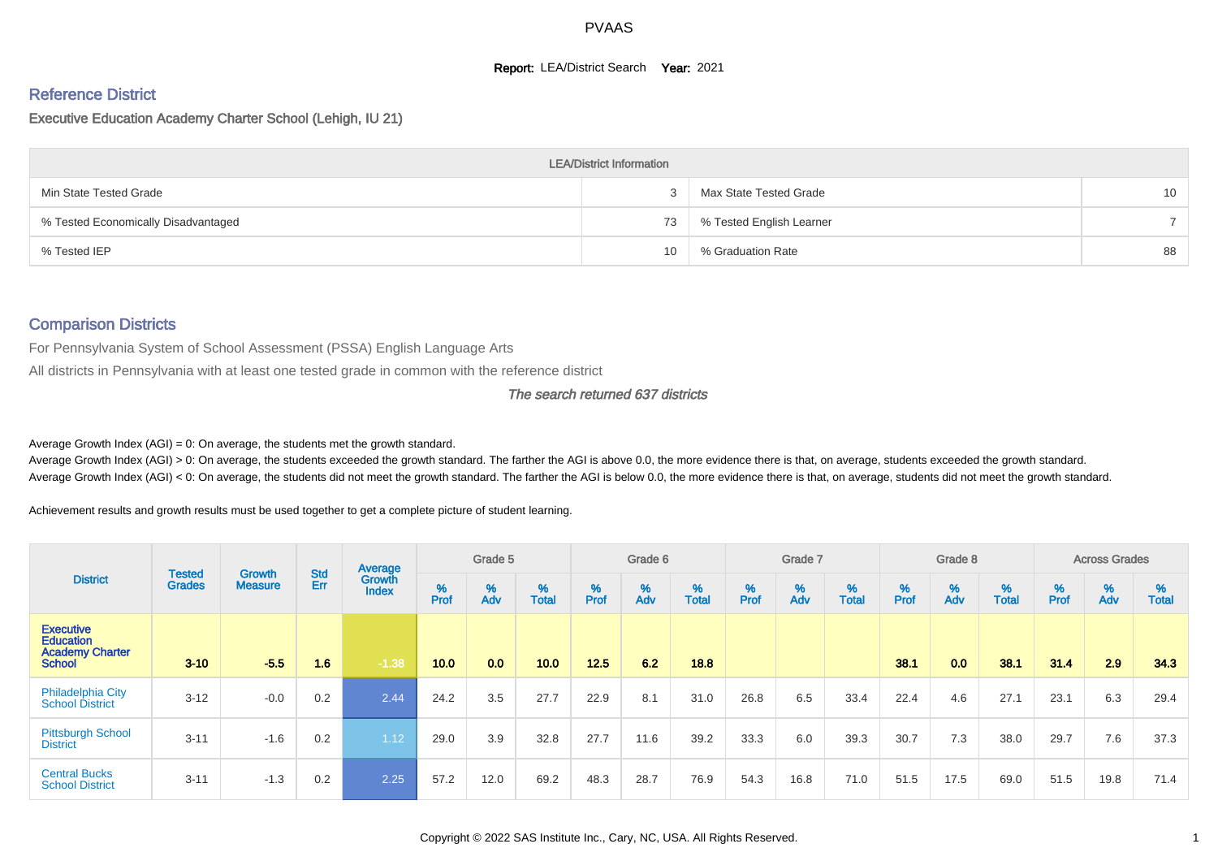PVAAS

**Report:** LEA/District Search **Year:** 2021

## Reference District

### Executive Education Academy Charter School (Lehigh, IU 21)

| LEA/District Information | | | |
|---|---|---|---|
| Min State Tested Grade | 3 | Max State Tested Grade | 10 |
| % Tested Economically Disadvantaged | 73 | % Tested English Learner | 7 |
| % Tested IEP | 10 | % Graduation Rate | 88 |

## Comparison Districts

For Pennsylvania System of School Assessment (PSSA) English Language Arts

All districts in Pennsylvania with at least one tested grade in common with the reference district

*The search returned 637 districts*

Average Growth Index (AGI) = 0: On average, the students met the growth standard.

Average Growth Index (AGI) > 0: On average, the students exceeded the growth standard. The farther the AGI is above 0.0, the more evidence there is that, on average, students exceeded the growth standard.

Average Growth Index (AGI) < 0: On average, the students did not meet the growth standard. The farther the AGI is below 0.0, the more evidence there is that, on average, students did not meet the growth standard.

Achievement results and growth results must be used together to get a complete picture of student learning.

| District | Tested Grades | Growth Measure | Std Err | Average Growth Index | Grade 5 | | | Grade 6 | | | Grade 7 | | | Grade 8 | | | Across Grades | | |
|---|---|---|---|---|---|---|---|---|---|---|---|---|---|---|---|---|---|---|---|
| | | | | | % Prof | % Adv | % Total | % Prof | % Adv | % Total | % Prof | % Adv | % Total | % Prof | % Adv | % Total | % Prof | % Adv | % Total |
| **Executive Education Academy Charter School** | **3-10** | **-5.5** | **1.6** | **-1.38** | **10.0** | **0.0** | **10.0** | **12.5** | **6.2** | **18.8** | | | | **38.1** | **0.0** | **38.1** | **31.4** | **2.9** | **34.3** |
| Philadelphia City School District | 3-12 | -0.0 | 0.2 | 2.44 | 24.2 | 3.5 | 27.7 | 22.9 | 8.1 | 31.0 | 26.8 | 6.5 | 33.4 | 22.4 | 4.6 | 27.1 | 23.1 | 6.3 | 29.4 |
| Pittsburgh School District | 3-11 | -1.6 | 0.2 | 1.12 | 29.0 | 3.9 | 32.8 | 27.7 | 11.6 | 39.2 | 33.3 | 6.0 | 39.3 | 30.7 | 7.3 | 38.0 | 29.7 | 7.6 | 37.3 |
| Central Bucks School District | 3-11 | -1.3 | 0.2 | 2.25 | 57.2 | 12.0 | 69.2 | 48.3 | 28.7 | 76.9 | 54.3 | 16.8 | 71.0 | 51.5 | 17.5 | 69.0 | 51.5 | 19.8 | 71.4 |

Copyright © 2022 SAS Institute Inc., Cary, NC, USA. All Rights Reserved.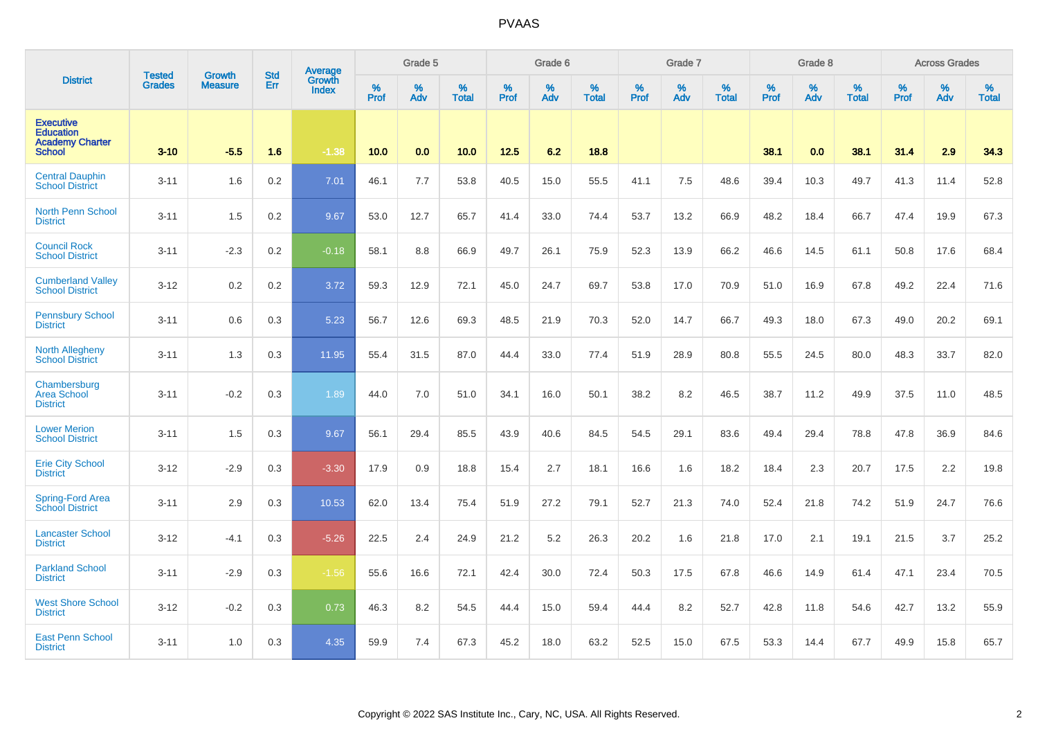| District | Tested Grades | Growth Measure | Std Err | Average Growth Index | Grade 5 | | | Grade 6 | | | Grade 7 | | | Grade 8 | | | Across Grades | | |
|---|---|---|---|---|---|---|---|---|---|---|---|---|---|---|---|---|---|---|---|
| | | | | | % Prof | % Adv | % Total | % Prof | % Adv | % Total | % Prof | % Adv | % Total | % Prof | % Adv | % Total | % Prof | % Adv | % Total |
| **Executive Education Academy Charter School** | **3-10** | **-5.5** | **1.6** | **-1.38** | **10.0** | **0.0** | **10.0** | **12.5** | **6.2** | **18.8** | | | | **38.1** | **0.0** | **38.1** | **31.4** | **2.9** | **34.3** |
| Central Dauphin School District | 3-11 | 1.6 | 0.2 | 7.01 | 46.1 | 7.7 | 53.8 | 40.5 | 15.0 | 55.5 | 41.1 | 7.5 | 48.6 | 39.4 | 10.3 | 49.7 | 41.3 | 11.4 | 52.8 |
| North Penn School District | 3-11 | 1.5 | 0.2 | 9.67 | 53.0 | 12.7 | 65.7 | 41.4 | 33.0 | 74.4 | 53.7 | 13.2 | 66.9 | 48.2 | 18.4 | 66.7 | 47.4 | 19.9 | 67.3 |
| Council Rock School District | 3-11 | -2.3 | 0.2 | -0.18 | 58.1 | 8.8 | 66.9 | 49.7 | 26.1 | 75.9 | 52.3 | 13.9 | 66.2 | 46.6 | 14.5 | 61.1 | 50.8 | 17.6 | 68.4 |
| Cumberland Valley School District | 3-12 | 0.2 | 0.2 | 3.72 | 59.3 | 12.9 | 72.1 | 45.0 | 24.7 | 69.7 | 53.8 | 17.0 | 70.9 | 51.0 | 16.9 | 67.8 | 49.2 | 22.4 | 71.6 |
| Pennsbury School District | 3-11 | 0.6 | 0.3 | 5.23 | 56.7 | 12.6 | 69.3 | 48.5 | 21.9 | 70.3 | 52.0 | 14.7 | 66.7 | 49.3 | 18.0 | 67.3 | 49.0 | 20.2 | 69.1 |
| North Allegheny School District | 3-11 | 1.3 | 0.3 | 11.95 | 55.4 | 31.5 | 87.0 | 44.4 | 33.0 | 77.4 | 51.9 | 28.9 | 80.8 | 55.5 | 24.5 | 80.0 | 48.3 | 33.7 | 82.0 |
| Chambersburg Area School District | 3-11 | -0.2 | 0.3 | 1.89 | 44.0 | 7.0 | 51.0 | 34.1 | 16.0 | 50.1 | 38.2 | 8.2 | 46.5 | 38.7 | 11.2 | 49.9 | 37.5 | 11.0 | 48.5 |
| Lower Merion School District | 3-11 | 1.5 | 0.3 | 9.67 | 56.1 | 29.4 | 85.5 | 43.9 | 40.6 | 84.5 | 54.5 | 29.1 | 83.6 | 49.4 | 29.4 | 78.8 | 47.8 | 36.9 | 84.6 |
| Erie City School District | 3-12 | -2.9 | 0.3 | -3.30 | 17.9 | 0.9 | 18.8 | 15.4 | 2.7 | 18.1 | 16.6 | 1.6 | 18.2 | 18.4 | 2.3 | 20.7 | 17.5 | 2.2 | 19.8 |
| Spring-Ford Area School District | 3-11 | 2.9 | 0.3 | 10.53 | 62.0 | 13.4 | 75.4 | 51.9 | 27.2 | 79.1 | 52.7 | 21.3 | 74.0 | 52.4 | 21.8 | 74.2 | 51.9 | 24.7 | 76.6 |
| Lancaster School District | 3-12 | -4.1 | 0.3 | -5.26 | 22.5 | 2.4 | 24.9 | 21.2 | 5.2 | 26.3 | 20.2 | 1.6 | 21.8 | 17.0 | 2.1 | 19.1 | 21.5 | 3.7 | 25.2 |
| Parkland School District | 3-11 | -2.9 | 0.3 | -1.56 | 55.6 | 16.6 | 72.1 | 42.4 | 30.0 | 72.4 | 50.3 | 17.5 | 67.8 | 46.6 | 14.9 | 61.4 | 47.1 | 23.4 | 70.5 |
| West Shore School District | 3-12 | -0.2 | 0.3 | 0.73 | 46.3 | 8.2 | 54.5 | 44.4 | 15.0 | 59.4 | 44.4 | 8.2 | 52.7 | 42.8 | 11.8 | 54.6 | 42.7 | 13.2 | 55.9 |
| East Penn School District | 3-11 | 1.0 | 0.3 | 4.35 | 59.9 | 7.4 | 67.3 | 45.2 | 18.0 | 63.2 | 52.5 | 15.0 | 67.5 | 53.3 | 14.4 | 67.7 | 49.9 | 15.8 | 65.7 |

Copyright © 2022 SAS Institute Inc., Cary, NC, USA. All Rights Reserved.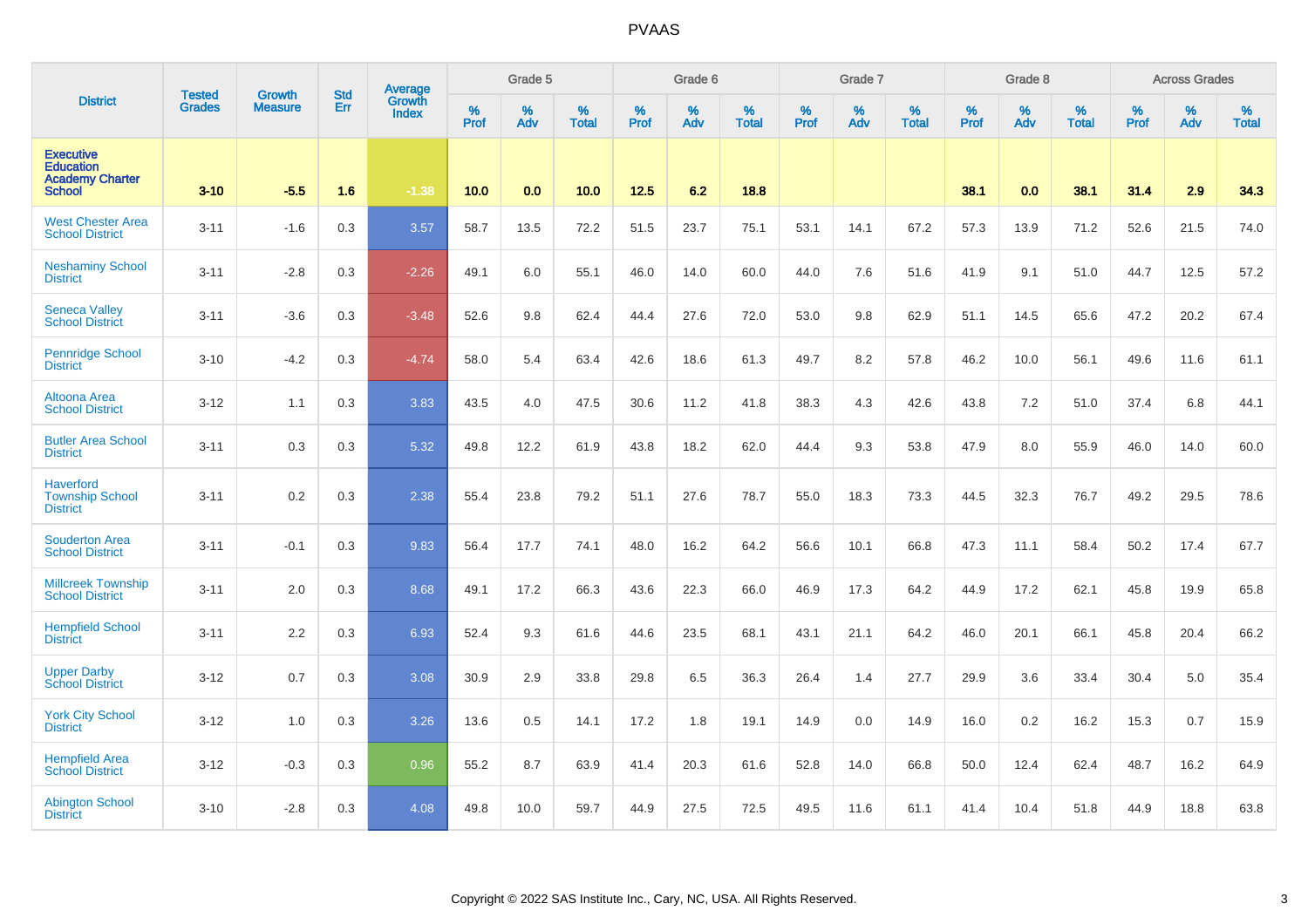| District | Tested Grades | Growth Measure | Std Err | Average Growth Index | Grade 5 | | | Grade 6 | | | Grade 7 | | | Grade 8 | | | Across Grades | | |
|---|---|---|---|---|---|---|---|---|---|---|---|---|---|---|---|---|---|---|---|
| | | | | | % Prof | % Adv | % Total | % Prof | % Adv | % Total | % Prof | % Adv | % Total | % Prof | % Adv | % Total | % Prof | % Adv | % Total |
| Executive Education Academy Charter School | 3-10 | -5.5 | 1.6 | -1.38 | 10.0 | 0.0 | 10.0 | 12.5 | 6.2 | 18.8 | | | | 38.1 | 0.0 | 38.1 | 31.4 | 2.9 | 34.3 |
| West Chester Area School District | 3-11 | -1.6 | 0.3 | 3.57 | 58.7 | 13.5 | 72.2 | 51.5 | 23.7 | 75.1 | 53.1 | 14.1 | 67.2 | 57.3 | 13.9 | 71.2 | 52.6 | 21.5 | 74.0 |
| Neshaminy School District | 3-11 | -2.8 | 0.3 | -2.26 | 49.1 | 6.0 | 55.1 | 46.0 | 14.0 | 60.0 | 44.0 | 7.6 | 51.6 | 41.9 | 9.1 | 51.0 | 44.7 | 12.5 | 57.2 |
| Seneca Valley School District | 3-11 | -3.6 | 0.3 | -3.48 | 52.6 | 9.8 | 62.4 | 44.4 | 27.6 | 72.0 | 53.0 | 9.8 | 62.9 | 51.1 | 14.5 | 65.6 | 47.2 | 20.2 | 67.4 |
| Pennridge School District | 3-10 | -4.2 | 0.3 | -4.74 | 58.0 | 5.4 | 63.4 | 42.6 | 18.6 | 61.3 | 49.7 | 8.2 | 57.8 | 46.2 | 10.0 | 56.1 | 49.6 | 11.6 | 61.1 |
| Altoona Area School District | 3-12 | 1.1 | 0.3 | 3.83 | 43.5 | 4.0 | 47.5 | 30.6 | 11.2 | 41.8 | 38.3 | 4.3 | 42.6 | 43.8 | 7.2 | 51.0 | 37.4 | 6.8 | 44.1 |
| Butler Area School District | 3-11 | 0.3 | 0.3 | 5.32 | 49.8 | 12.2 | 61.9 | 43.8 | 18.2 | 62.0 | 44.4 | 9.3 | 53.8 | 47.9 | 8.0 | 55.9 | 46.0 | 14.0 | 60.0 |
| Haverford Township School District | 3-11 | 0.2 | 0.3 | 2.38 | 55.4 | 23.8 | 79.2 | 51.1 | 27.6 | 78.7 | 55.0 | 18.3 | 73.3 | 44.5 | 32.3 | 76.7 | 49.2 | 29.5 | 78.6 |
| Souderton Area School District | 3-11 | -0.1 | 0.3 | 9.83 | 56.4 | 17.7 | 74.1 | 48.0 | 16.2 | 64.2 | 56.6 | 10.1 | 66.8 | 47.3 | 11.1 | 58.4 | 50.2 | 17.4 | 67.7 |
| Millcreek Township School District | 3-11 | 2.0 | 0.3 | 8.68 | 49.1 | 17.2 | 66.3 | 43.6 | 22.3 | 66.0 | 46.9 | 17.3 | 64.2 | 44.9 | 17.2 | 62.1 | 45.8 | 19.9 | 65.8 |
| Hempfield School District | 3-11 | 2.2 | 0.3 | 6.93 | 52.4 | 9.3 | 61.6 | 44.6 | 23.5 | 68.1 | 43.1 | 21.1 | 64.2 | 46.0 | 20.1 | 66.1 | 45.8 | 20.4 | 66.2 |
| Upper Darby School District | 3-12 | 0.7 | 0.3 | 3.08 | 30.9 | 2.9 | 33.8 | 29.8 | 6.5 | 36.3 | 26.4 | 1.4 | 27.7 | 29.9 | 3.6 | 33.4 | 30.4 | 5.0 | 35.4 |
| York City School District | 3-12 | 1.0 | 0.3 | 3.26 | 13.6 | 0.5 | 14.1 | 17.2 | 1.8 | 19.1 | 14.9 | 0.0 | 14.9 | 16.0 | 0.2 | 16.2 | 15.3 | 0.7 | 15.9 |
| Hempfield Area School District | 3-12 | -0.3 | 0.3 | 0.96 | 55.2 | 8.7 | 63.9 | 41.4 | 20.3 | 61.6 | 52.8 | 14.0 | 66.8 | 50.0 | 12.4 | 62.4 | 48.7 | 16.2 | 64.9 |
| Abington School District | 3-10 | -2.8 | 0.3 | 4.08 | 49.8 | 10.0 | 59.7 | 44.9 | 27.5 | 72.5 | 49.5 | 11.6 | 61.1 | 41.4 | 10.4 | 51.8 | 44.9 | 18.8 | 63.8 |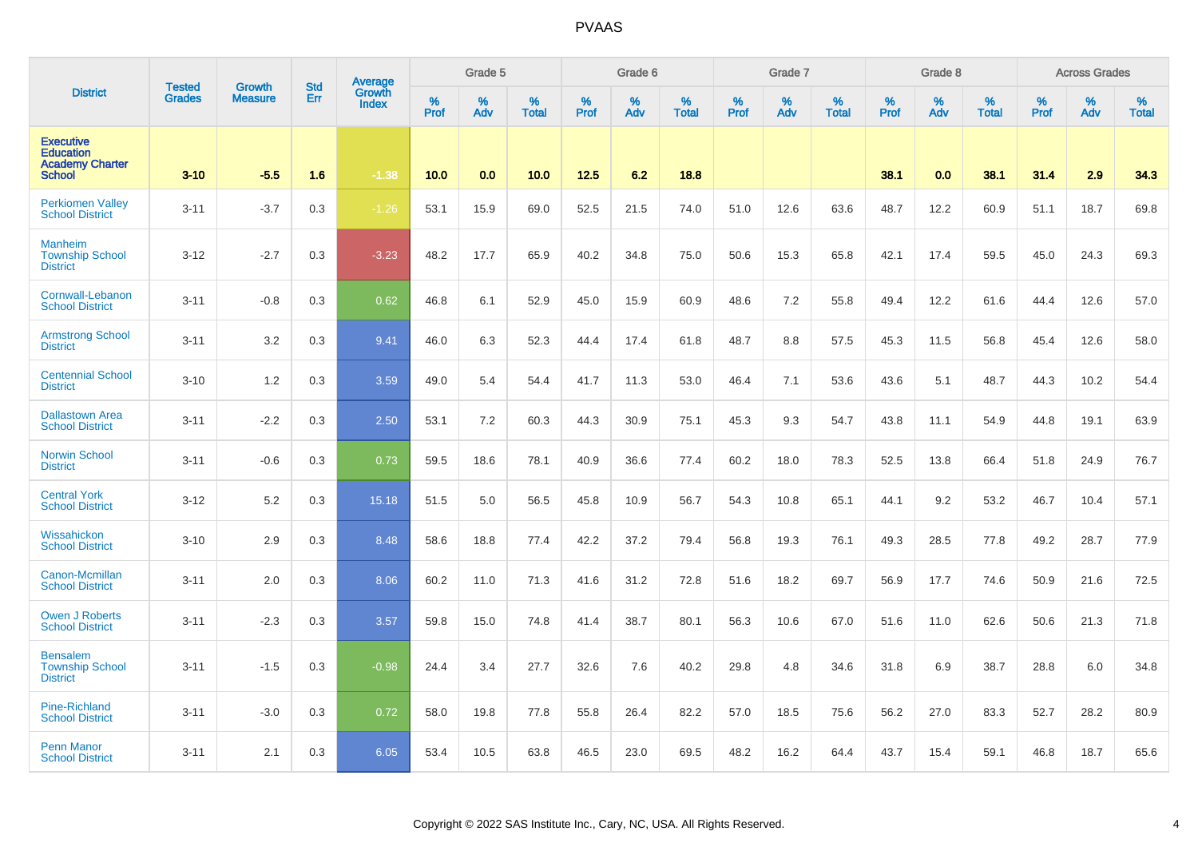| District | Tested Grades | Growth Measure | Std Err | Average Growth Index | Grade 5 | | | Grade 6 | | | Grade 7 | | | Grade 8 | | | Across Grades | | |
|---|---|---|---|---|---|---|---|---|---|---|---|---|---|---|---|---|---|---|---|
| | | | | | % Prof | % Adv | % Total | % Prof | % Adv | % Total | % Prof | % Adv | % Total | % Prof | % Adv | % Total | % Prof | % Adv | % Total |
| Executive Education Academy Charter School | 3-10 | -5.5 | 1.6 | -1.38 | 10.0 | 0.0 | 10.0 | 12.5 | 6.2 | 18.8 | | | | 38.1 | 0.0 | 38.1 | 31.4 | 2.9 | 34.3 |
| Perkiomen Valley School District | 3-11 | -3.7 | 0.3 | -1.26 | 53.1 | 15.9 | 69.0 | 52.5 | 21.5 | 74.0 | 51.0 | 12.6 | 63.6 | 48.7 | 12.2 | 60.9 | 51.1 | 18.7 | 69.8 |
| Manheim Township School District | 3-12 | -2.7 | 0.3 | -3.23 | 48.2 | 17.7 | 65.9 | 40.2 | 34.8 | 75.0 | 50.6 | 15.3 | 65.8 | 42.1 | 17.4 | 59.5 | 45.0 | 24.3 | 69.3 |
| Cornwall-Lebanon School District | 3-11 | -0.8 | 0.3 | 0.62 | 46.8 | 6.1 | 52.9 | 45.0 | 15.9 | 60.9 | 48.6 | 7.2 | 55.8 | 49.4 | 12.2 | 61.6 | 44.4 | 12.6 | 57.0 |
| Armstrong School District | 3-11 | 3.2 | 0.3 | 9.41 | 46.0 | 6.3 | 52.3 | 44.4 | 17.4 | 61.8 | 48.7 | 8.8 | 57.5 | 45.3 | 11.5 | 56.8 | 45.4 | 12.6 | 58.0 |
| Centennial School District | 3-10 | 1.2 | 0.3 | 3.59 | 49.0 | 5.4 | 54.4 | 41.7 | 11.3 | 53.0 | 46.4 | 7.1 | 53.6 | 43.6 | 5.1 | 48.7 | 44.3 | 10.2 | 54.4 |
| Dallastown Area School District | 3-11 | -2.2 | 0.3 | 2.50 | 53.1 | 7.2 | 60.3 | 44.3 | 30.9 | 75.1 | 45.3 | 9.3 | 54.7 | 43.8 | 11.1 | 54.9 | 44.8 | 19.1 | 63.9 |
| Norwin School District | 3-11 | -0.6 | 0.3 | 0.73 | 59.5 | 18.6 | 78.1 | 40.9 | 36.6 | 77.4 | 60.2 | 18.0 | 78.3 | 52.5 | 13.8 | 66.4 | 51.8 | 24.9 | 76.7 |
| Central York School District | 3-12 | 5.2 | 0.3 | 15.18 | 51.5 | 5.0 | 56.5 | 45.8 | 10.9 | 56.7 | 54.3 | 10.8 | 65.1 | 44.1 | 9.2 | 53.2 | 46.7 | 10.4 | 57.1 |
| Wissahickon School District | 3-10 | 2.9 | 0.3 | 8.48 | 58.6 | 18.8 | 77.4 | 42.2 | 37.2 | 79.4 | 56.8 | 19.3 | 76.1 | 49.3 | 28.5 | 77.8 | 49.2 | 28.7 | 77.9 |
| Canon-Mcmillan School District | 3-11 | 2.0 | 0.3 | 8.06 | 60.2 | 11.0 | 71.3 | 41.6 | 31.2 | 72.8 | 51.6 | 18.2 | 69.7 | 56.9 | 17.7 | 74.6 | 50.9 | 21.6 | 72.5 |
| Owen J Roberts School District | 3-11 | -2.3 | 0.3 | 3.57 | 59.8 | 15.0 | 74.8 | 41.4 | 38.7 | 80.1 | 56.3 | 10.6 | 67.0 | 51.6 | 11.0 | 62.6 | 50.6 | 21.3 | 71.8 |
| Bensalem Township School District | 3-11 | -1.5 | 0.3 | -0.98 | 24.4 | 3.4 | 27.7 | 32.6 | 7.6 | 40.2 | 29.8 | 4.8 | 34.6 | 31.8 | 6.9 | 38.7 | 28.8 | 6.0 | 34.8 |
| Pine-Richland School District | 3-11 | -3.0 | 0.3 | 0.72 | 58.0 | 19.8 | 77.8 | 55.8 | 26.4 | 82.2 | 57.0 | 18.5 | 75.6 | 56.2 | 27.0 | 83.3 | 52.7 | 28.2 | 80.9 |
| Penn Manor School District | 3-11 | 2.1 | 0.3 | 6.05 | 53.4 | 10.5 | 63.8 | 46.5 | 23.0 | 69.5 | 48.2 | 16.2 | 64.4 | 43.7 | 15.4 | 59.1 | 46.8 | 18.7 | 65.6 |

Copyright © 2022 SAS Institute Inc., Cary, NC, USA. All Rights Reserved.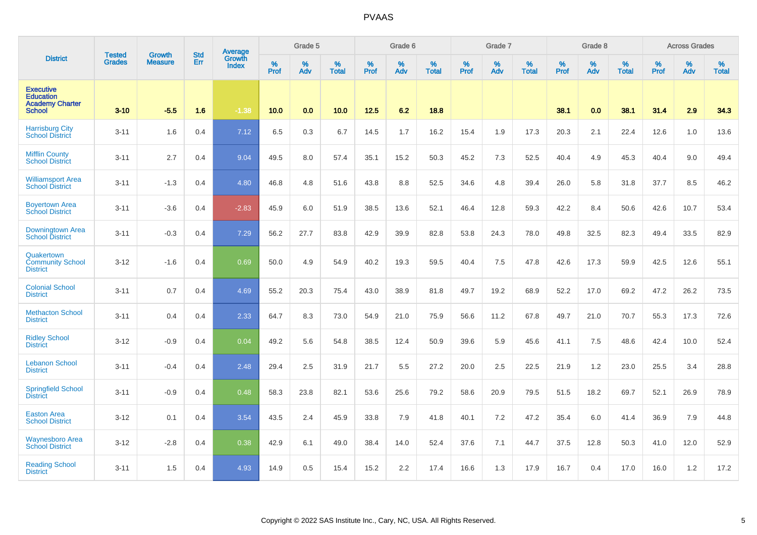| District | Tested Grades | Growth Measure | Std Err | Average Growth Index | Grade 5 | | | Grade 6 | | | Grade 7 | | | Grade 8 | | | Across Grades | | |
|---|---|---|---|---|---|---|---|---|---|---|---|---|---|---|---|---|---|---|---|
| | | | | | % Prof | % Adv | % Total | % Prof | % Adv | % Total | % Prof | % Adv | % Total | % Prof | % Adv | % Total | % Prof | % Adv | % Total |
| Executive Education Academy Charter School | 3-10 | -5.5 | 1.6 | -1.38 | 10.0 | 0.0 | 10.0 | 12.5 | 6.2 | 18.8 | | | | 38.1 | 0.0 | 38.1 | 31.4 | 2.9 | 34.3 |
| Harrisburg City School District | 3-11 | 1.6 | 0.4 | 7.12 | 6.5 | 0.3 | 6.7 | 14.5 | 1.7 | 16.2 | 15.4 | 1.9 | 17.3 | 20.3 | 2.1 | 22.4 | 12.6 | 1.0 | 13.6 |
| Mifflin County School District | 3-11 | 2.7 | 0.4 | 9.04 | 49.5 | 8.0 | 57.4 | 35.1 | 15.2 | 50.3 | 45.2 | 7.3 | 52.5 | 40.4 | 4.9 | 45.3 | 40.4 | 9.0 | 49.4 |
| Williamsport Area School District | 3-11 | -1.3 | 0.4 | 4.80 | 46.8 | 4.8 | 51.6 | 43.8 | 8.8 | 52.5 | 34.6 | 4.8 | 39.4 | 26.0 | 5.8 | 31.8 | 37.7 | 8.5 | 46.2 |
| Boyertown Area School District | 3-11 | -3.6 | 0.4 | -2.83 | 45.9 | 6.0 | 51.9 | 38.5 | 13.6 | 52.1 | 46.4 | 12.8 | 59.3 | 42.2 | 8.4 | 50.6 | 42.6 | 10.7 | 53.4 |
| Downingtown Area School District | 3-11 | -0.3 | 0.4 | 7.29 | 56.2 | 27.7 | 83.8 | 42.9 | 39.9 | 82.8 | 53.8 | 24.3 | 78.0 | 49.8 | 32.5 | 82.3 | 49.4 | 33.5 | 82.9 |
| Quakertown Community School District | 3-12 | -1.6 | 0.4 | 0.69 | 50.0 | 4.9 | 54.9 | 40.2 | 19.3 | 59.5 | 40.4 | 7.5 | 47.8 | 42.6 | 17.3 | 59.9 | 42.5 | 12.6 | 55.1 |
| Colonial School District | 3-11 | 0.7 | 0.4 | 4.69 | 55.2 | 20.3 | 75.4 | 43.0 | 38.9 | 81.8 | 49.7 | 19.2 | 68.9 | 52.2 | 17.0 | 69.2 | 47.2 | 26.2 | 73.5 |
| Methacton School District | 3-11 | 0.4 | 0.4 | 2.33 | 64.7 | 8.3 | 73.0 | 54.9 | 21.0 | 75.9 | 56.6 | 11.2 | 67.8 | 49.7 | 21.0 | 70.7 | 55.3 | 17.3 | 72.6 |
| Ridley School District | 3-12 | -0.9 | 0.4 | 0.04 | 49.2 | 5.6 | 54.8 | 38.5 | 12.4 | 50.9 | 39.6 | 5.9 | 45.6 | 41.1 | 7.5 | 48.6 | 42.4 | 10.0 | 52.4 |
| Lebanon School District | 3-11 | -0.4 | 0.4 | 2.48 | 29.4 | 2.5 | 31.9 | 21.7 | 5.5 | 27.2 | 20.0 | 2.5 | 22.5 | 21.9 | 1.2 | 23.0 | 25.5 | 3.4 | 28.8 |
| Springfield School District | 3-11 | -0.9 | 0.4 | 0.48 | 58.3 | 23.8 | 82.1 | 53.6 | 25.6 | 79.2 | 58.6 | 20.9 | 79.5 | 51.5 | 18.2 | 69.7 | 52.1 | 26.9 | 78.9 |
| Easton Area School District | 3-12 | 0.1 | 0.4 | 3.54 | 43.5 | 2.4 | 45.9 | 33.8 | 7.9 | 41.8 | 40.1 | 7.2 | 47.2 | 35.4 | 6.0 | 41.4 | 36.9 | 7.9 | 44.8 |
| Waynesboro Area School District | 3-12 | -2.8 | 0.4 | 0.38 | 42.9 | 6.1 | 49.0 | 38.4 | 14.0 | 52.4 | 37.6 | 7.1 | 44.7 | 37.5 | 12.8 | 50.3 | 41.0 | 12.0 | 52.9 |
| Reading School District | 3-11 | 1.5 | 0.4 | 4.93 | 14.9 | 0.5 | 15.4 | 15.2 | 2.2 | 17.4 | 16.6 | 1.3 | 17.9 | 16.7 | 0.4 | 17.0 | 16.0 | 1.2 | 17.2 |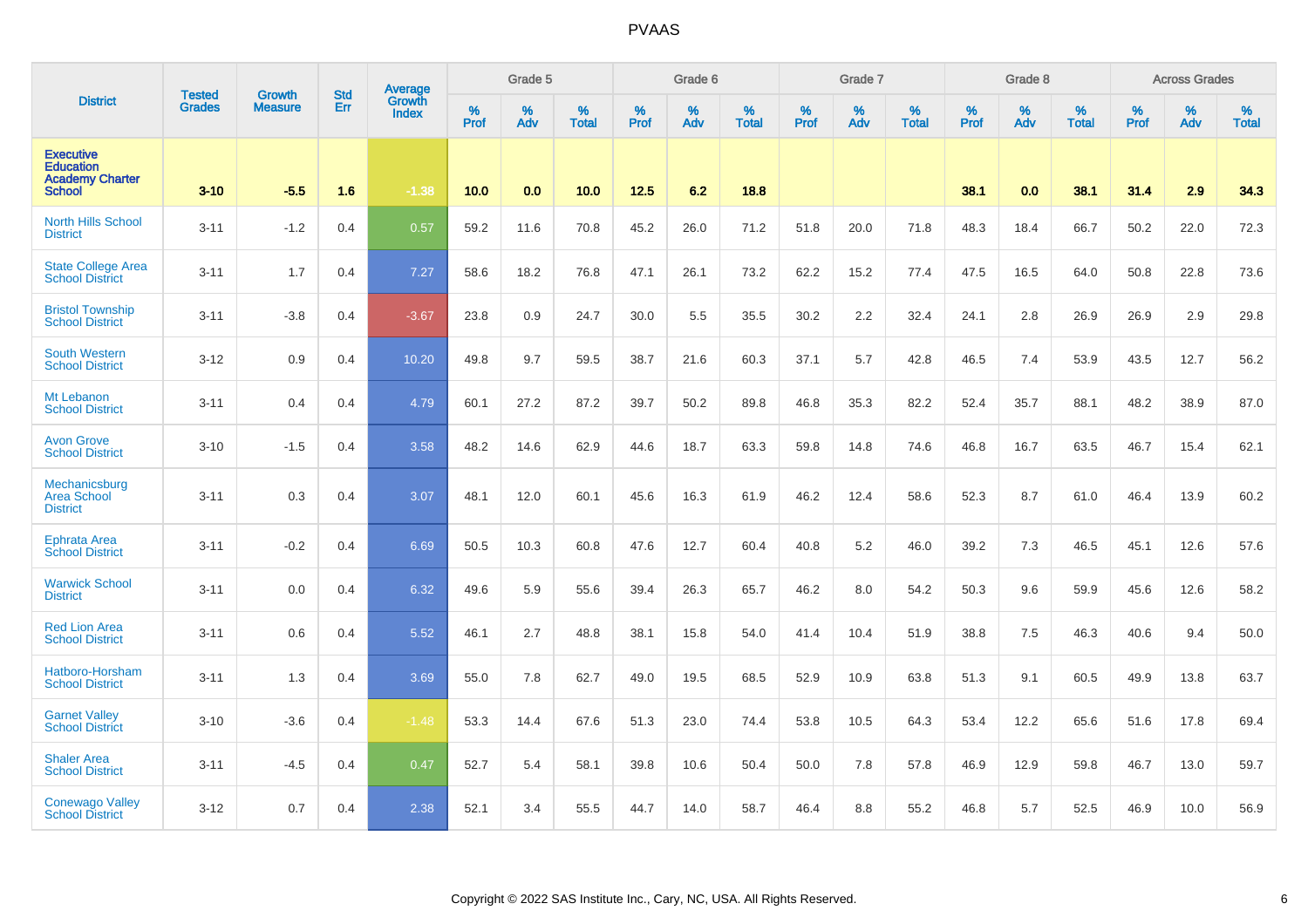# PVAAS

| District | Tested Grades | Growth Measure | Std Err | Average Growth Index | Grade 5 | | | Grade 6 | | | Grade 7 | | | Grade 8 | | | Across Grades | | |
|---|---|---|---|---|---|---|---|---|---|---|---|---|---|---|---|---|---|---|---|
| | | | | | % Prof | % Adv | % Total | % Prof | % Adv | % Total | % Prof | % Adv | % Total | % Prof | % Adv | % Total | % Prof | % Adv | % Total |
| **Executive Education Academy Charter School** | **3-10** | **-5.5** | **1.6** | **-1.38** | **10.0** | **0.0** | **10.0** | **12.5** | **6.2** | **18.8** | | | | **38.1** | **0.0** | **38.1** | **31.4** | **2.9** | **34.3** |
| North Hills School District | 3-11 | -1.2 | 0.4 | 0.57 | 59.2 | 11.6 | 70.8 | 45.2 | 26.0 | 71.2 | 51.8 | 20.0 | 71.8 | 48.3 | 18.4 | 66.7 | 50.2 | 22.0 | 72.3 |
| State College Area School District | 3-11 | 1.7 | 0.4 | 7.27 | 58.6 | 18.2 | 76.8 | 47.1 | 26.1 | 73.2 | 62.2 | 15.2 | 77.4 | 47.5 | 16.5 | 64.0 | 50.8 | 22.8 | 73.6 |
| Bristol Township School District | 3-11 | -3.8 | 0.4 | -3.67 | 23.8 | 0.9 | 24.7 | 30.0 | 5.5 | 35.5 | 30.2 | 2.2 | 32.4 | 24.1 | 2.8 | 26.9 | 26.9 | 2.9 | 29.8 |
| South Western School District | 3-12 | 0.9 | 0.4 | 10.20 | 49.8 | 9.7 | 59.5 | 38.7 | 21.6 | 60.3 | 37.1 | 5.7 | 42.8 | 46.5 | 7.4 | 53.9 | 43.5 | 12.7 | 56.2 |
| Mt Lebanon School District | 3-11 | 0.4 | 0.4 | 4.79 | 60.1 | 27.2 | 87.2 | 39.7 | 50.2 | 89.8 | 46.8 | 35.3 | 82.2 | 52.4 | 35.7 | 88.1 | 48.2 | 38.9 | 87.0 |
| Avon Grove School District | 3-10 | -1.5 | 0.4 | 3.58 | 48.2 | 14.6 | 62.9 | 44.6 | 18.7 | 63.3 | 59.8 | 14.8 | 74.6 | 46.8 | 16.7 | 63.5 | 46.7 | 15.4 | 62.1 |
| Mechanicsburg Area School District | 3-11 | 0.3 | 0.4 | 3.07 | 48.1 | 12.0 | 60.1 | 45.6 | 16.3 | 61.9 | 46.2 | 12.4 | 58.6 | 52.3 | 8.7 | 61.0 | 46.4 | 13.9 | 60.2 |
| Ephrata Area School District | 3-11 | -0.2 | 0.4 | 6.69 | 50.5 | 10.3 | 60.8 | 47.6 | 12.7 | 60.4 | 40.8 | 5.2 | 46.0 | 39.2 | 7.3 | 46.5 | 45.1 | 12.6 | 57.6 |
| Warwick School District | 3-11 | 0.0 | 0.4 | 6.32 | 49.6 | 5.9 | 55.6 | 39.4 | 26.3 | 65.7 | 46.2 | 8.0 | 54.2 | 50.3 | 9.6 | 59.9 | 45.6 | 12.6 | 58.2 |
| Red Lion Area School District | 3-11 | 0.6 | 0.4 | 5.52 | 46.1 | 2.7 | 48.8 | 38.1 | 15.8 | 54.0 | 41.4 | 10.4 | 51.9 | 38.8 | 7.5 | 46.3 | 40.6 | 9.4 | 50.0 |
| Hatboro-Horsham School District | 3-11 | 1.3 | 0.4 | 3.69 | 55.0 | 7.8 | 62.7 | 49.0 | 19.5 | 68.5 | 52.9 | 10.9 | 63.8 | 51.3 | 9.1 | 60.5 | 49.9 | 13.8 | 63.7 |
| Garnet Valley School District | 3-10 | -3.6 | 0.4 | -1.48 | 53.3 | 14.4 | 67.6 | 51.3 | 23.0 | 74.4 | 53.8 | 10.5 | 64.3 | 53.4 | 12.2 | 65.6 | 51.6 | 17.8 | 69.4 |
| Shaler Area School District | 3-11 | -4.5 | 0.4 | 0.47 | 52.7 | 5.4 | 58.1 | 39.8 | 10.6 | 50.4 | 50.0 | 7.8 | 57.8 | 46.9 | 12.9 | 59.8 | 46.7 | 13.0 | 59.7 |
| Conewago Valley School District | 3-12 | 0.7 | 0.4 | 2.38 | 52.1 | 3.4 | 55.5 | 44.7 | 14.0 | 58.7 | 46.4 | 8.8 | 55.2 | 46.8 | 5.7 | 52.5 | 46.9 | 10.0 | 56.9 |

Copyright © 2022 SAS Institute Inc., Cary, NC, USA. All Rights Reserved.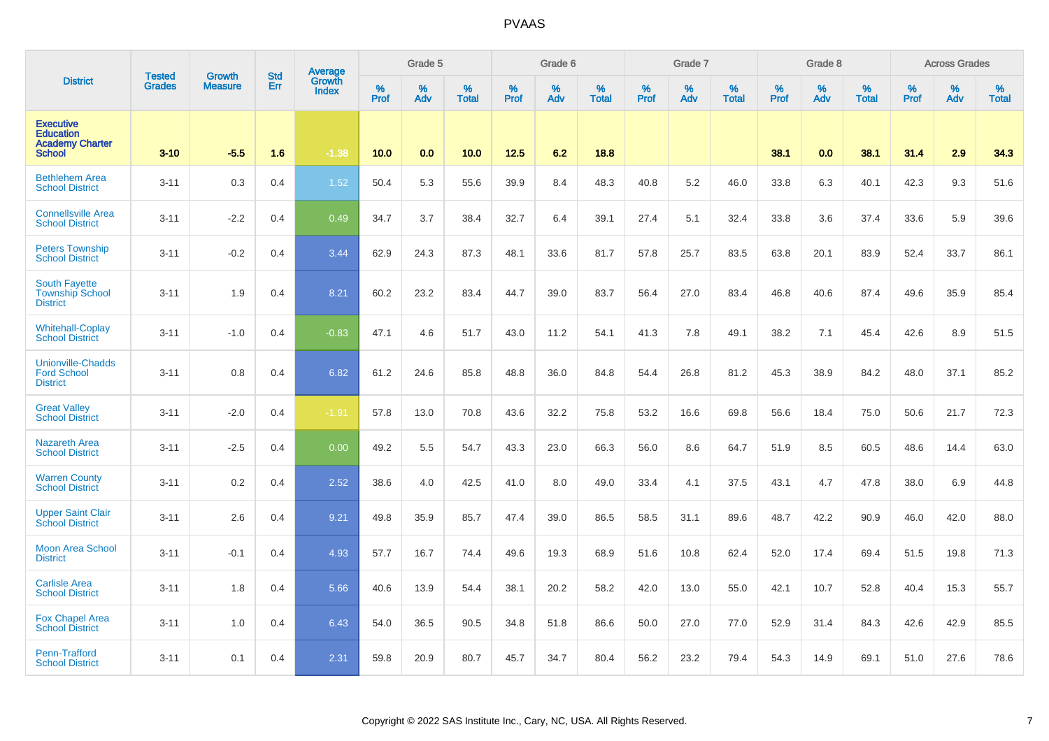| District | Tested Grades | Growth Measure | Std Err | Average Growth Index | Grade 5 | | | Grade 6 | | | Grade 7 | | | Grade 8 | | | Across Grades | | |
|---|---|---|---|---|---|---|---|---|---|---|---|---|---|---|---|---|---|---|---|
| | | | | | % Prof | % Adv | % Total | % Prof | % Adv | % Total | % Prof | % Adv | % Total | % Prof | % Adv | % Total | % Prof | % Adv | % Total |
| Executive Education Academy Charter School | 3-10 | -5.5 | 1.6 | -1.38 | 10.0 | 0.0 | 10.0 | 12.5 | 6.2 | 18.8 | | | | 38.1 | 0.0 | 38.1 | 31.4 | 2.9 | 34.3 |
| Bethlehem Area School District | 3-11 | 0.3 | 0.4 | 1.52 | 50.4 | 5.3 | 55.6 | 39.9 | 8.4 | 48.3 | 40.8 | 5.2 | 46.0 | 33.8 | 6.3 | 40.1 | 42.3 | 9.3 | 51.6 |
| Connellsville Area School District | 3-11 | -2.2 | 0.4 | 0.49 | 34.7 | 3.7 | 38.4 | 32.7 | 6.4 | 39.1 | 27.4 | 5.1 | 32.4 | 33.8 | 3.6 | 37.4 | 33.6 | 5.9 | 39.6 |
| Peters Township School District | 3-11 | -0.2 | 0.4 | 3.44 | 62.9 | 24.3 | 87.3 | 48.1 | 33.6 | 81.7 | 57.8 | 25.7 | 83.5 | 63.8 | 20.1 | 83.9 | 52.4 | 33.7 | 86.1 |
| South Fayette Township School District | 3-11 | 1.9 | 0.4 | 8.21 | 60.2 | 23.2 | 83.4 | 44.7 | 39.0 | 83.7 | 56.4 | 27.0 | 83.4 | 46.8 | 40.6 | 87.4 | 49.6 | 35.9 | 85.4 |
| Whitehall-Coplay School District | 3-11 | -1.0 | 0.4 | -0.83 | 47.1 | 4.6 | 51.7 | 43.0 | 11.2 | 54.1 | 41.3 | 7.8 | 49.1 | 38.2 | 7.1 | 45.4 | 42.6 | 8.9 | 51.5 |
| Unionville-Chadds Ford School District | 3-11 | 0.8 | 0.4 | 6.82 | 61.2 | 24.6 | 85.8 | 48.8 | 36.0 | 84.8 | 54.4 | 26.8 | 81.2 | 45.3 | 38.9 | 84.2 | 48.0 | 37.1 | 85.2 |
| Great Valley School District | 3-11 | -2.0 | 0.4 | -1.91 | 57.8 | 13.0 | 70.8 | 43.6 | 32.2 | 75.8 | 53.2 | 16.6 | 69.8 | 56.6 | 18.4 | 75.0 | 50.6 | 21.7 | 72.3 |
| Nazareth Area School District | 3-11 | -2.5 | 0.4 | 0.00 | 49.2 | 5.5 | 54.7 | 43.3 | 23.0 | 66.3 | 56.0 | 8.6 | 64.7 | 51.9 | 8.5 | 60.5 | 48.6 | 14.4 | 63.0 |
| Warren County School District | 3-11 | 0.2 | 0.4 | 2.52 | 38.6 | 4.0 | 42.5 | 41.0 | 8.0 | 49.0 | 33.4 | 4.1 | 37.5 | 43.1 | 4.7 | 47.8 | 38.0 | 6.9 | 44.8 |
| Upper Saint Clair School District | 3-11 | 2.6 | 0.4 | 9.21 | 49.8 | 35.9 | 85.7 | 47.4 | 39.0 | 86.5 | 58.5 | 31.1 | 89.6 | 48.7 | 42.2 | 90.9 | 46.0 | 42.0 | 88.0 |
| Moon Area School District | 3-11 | -0.1 | 0.4 | 4.93 | 57.7 | 16.7 | 74.4 | 49.6 | 19.3 | 68.9 | 51.6 | 10.8 | 62.4 | 52.0 | 17.4 | 69.4 | 51.5 | 19.8 | 71.3 |
| Carlisle Area School District | 3-11 | 1.8 | 0.4 | 5.66 | 40.6 | 13.9 | 54.4 | 38.1 | 20.2 | 58.2 | 42.0 | 13.0 | 55.0 | 42.1 | 10.7 | 52.8 | 40.4 | 15.3 | 55.7 |
| Fox Chapel Area School District | 3-11 | 1.0 | 0.4 | 6.43 | 54.0 | 36.5 | 90.5 | 34.8 | 51.8 | 86.6 | 50.0 | 27.0 | 77.0 | 52.9 | 31.4 | 84.3 | 42.6 | 42.9 | 85.5 |
| Penn-Trafford School District | 3-11 | 0.1 | 0.4 | 2.31 | 59.8 | 20.9 | 80.7 | 45.7 | 34.7 | 80.4 | 56.2 | 23.2 | 79.4 | 54.3 | 14.9 | 69.1 | 51.0 | 27.6 | 78.6 |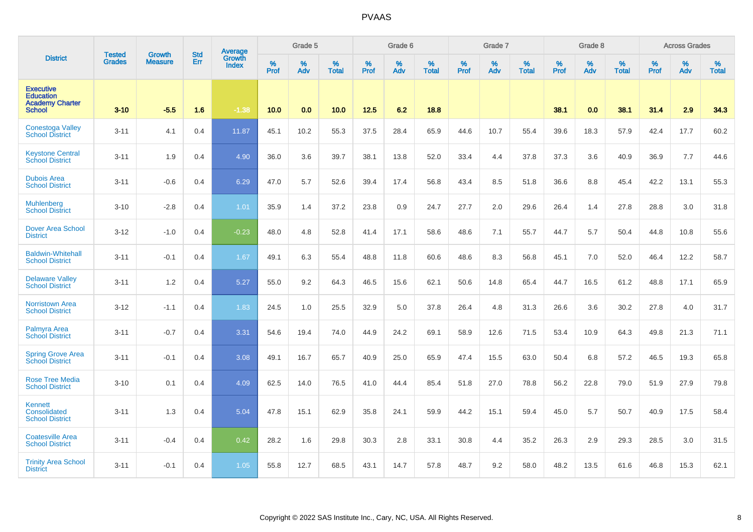| District | Tested Grades | Growth Measure | Std Err | Average Growth Index | Grade 5 | | | Grade 6 | | | Grade 7 | | | Grade 8 | | | Across Grades | | |
|---|---|---|---|---|---|---|---|---|---|---|---|---|---|---|---|---|---|---|---|
| | | | | | % Prof | % Adv | % Total | % Prof | % Adv | % Total | % Prof | % Adv | % Total | % Prof | % Adv | % Total | % Prof | % Adv | % Total |
| Executive Education Academy Charter School | 3-10 | -5.5 | 1.6 | -1.38 | 10.0 | 0.0 | 10.0 | 12.5 | 6.2 | 18.8 | | | | 38.1 | 0.0 | 38.1 | 31.4 | 2.9 | 34.3 |
| Conestoga Valley School District | 3-11 | 4.1 | 0.4 | 11.87 | 45.1 | 10.2 | 55.3 | 37.5 | 28.4 | 65.9 | 44.6 | 10.7 | 55.4 | 39.6 | 18.3 | 57.9 | 42.4 | 17.7 | 60.2 |
| Keystone Central School District | 3-11 | 1.9 | 0.4 | 4.90 | 36.0 | 3.6 | 39.7 | 38.1 | 13.8 | 52.0 | 33.4 | 4.4 | 37.8 | 37.3 | 3.6 | 40.9 | 36.9 | 7.7 | 44.6 |
| Dubois Area School District | 3-11 | -0.6 | 0.4 | 6.29 | 47.0 | 5.7 | 52.6 | 39.4 | 17.4 | 56.8 | 43.4 | 8.5 | 51.8 | 36.6 | 8.8 | 45.4 | 42.2 | 13.1 | 55.3 |
| Muhlenberg School District | 3-10 | -2.8 | 0.4 | 1.01 | 35.9 | 1.4 | 37.2 | 23.8 | 0.9 | 24.7 | 27.7 | 2.0 | 29.6 | 26.4 | 1.4 | 27.8 | 28.8 | 3.0 | 31.8 |
| Dover Area School District | 3-12 | -1.0 | 0.4 | -0.23 | 48.0 | 4.8 | 52.8 | 41.4 | 17.1 | 58.6 | 48.6 | 7.1 | 55.7 | 44.7 | 5.7 | 50.4 | 44.8 | 10.8 | 55.6 |
| Baldwin-Whitehall School District | 3-11 | -0.1 | 0.4 | 1.67 | 49.1 | 6.3 | 55.4 | 48.8 | 11.8 | 60.6 | 48.6 | 8.3 | 56.8 | 45.1 | 7.0 | 52.0 | 46.4 | 12.2 | 58.7 |
| Delaware Valley School District | 3-11 | 1.2 | 0.4 | 5.27 | 55.0 | 9.2 | 64.3 | 46.5 | 15.6 | 62.1 | 50.6 | 14.8 | 65.4 | 44.7 | 16.5 | 61.2 | 48.8 | 17.1 | 65.9 |
| Norristown Area School District | 3-12 | -1.1 | 0.4 | 1.83 | 24.5 | 1.0 | 25.5 | 32.9 | 5.0 | 37.8 | 26.4 | 4.8 | 31.3 | 26.6 | 3.6 | 30.2 | 27.8 | 4.0 | 31.7 |
| Palmyra Area School District | 3-11 | -0.7 | 0.4 | 3.31 | 54.6 | 19.4 | 74.0 | 44.9 | 24.2 | 69.1 | 58.9 | 12.6 | 71.5 | 53.4 | 10.9 | 64.3 | 49.8 | 21.3 | 71.1 |
| Spring Grove Area School District | 3-11 | -0.1 | 0.4 | 3.08 | 49.1 | 16.7 | 65.7 | 40.9 | 25.0 | 65.9 | 47.4 | 15.5 | 63.0 | 50.4 | 6.8 | 57.2 | 46.5 | 19.3 | 65.8 |
| Rose Tree Media School District | 3-10 | 0.1 | 0.4 | 4.09 | 62.5 | 14.0 | 76.5 | 41.0 | 44.4 | 85.4 | 51.8 | 27.0 | 78.8 | 56.2 | 22.8 | 79.0 | 51.9 | 27.9 | 79.8 |
| Kennett Consolidated School District | 3-11 | 1.3 | 0.4 | 5.04 | 47.8 | 15.1 | 62.9 | 35.8 | 24.1 | 59.9 | 44.2 | 15.1 | 59.4 | 45.0 | 5.7 | 50.7 | 40.9 | 17.5 | 58.4 |
| Coatesville Area School District | 3-11 | -0.4 | 0.4 | 0.42 | 28.2 | 1.6 | 29.8 | 30.3 | 2.8 | 33.1 | 30.8 | 4.4 | 35.2 | 26.3 | 2.9 | 29.3 | 28.5 | 3.0 | 31.5 |
| Trinity Area School District | 3-11 | -0.1 | 0.4 | 1.05 | 55.8 | 12.7 | 68.5 | 43.1 | 14.7 | 57.8 | 48.7 | 9.2 | 58.0 | 48.2 | 13.5 | 61.6 | 46.8 | 15.3 | 62.1 |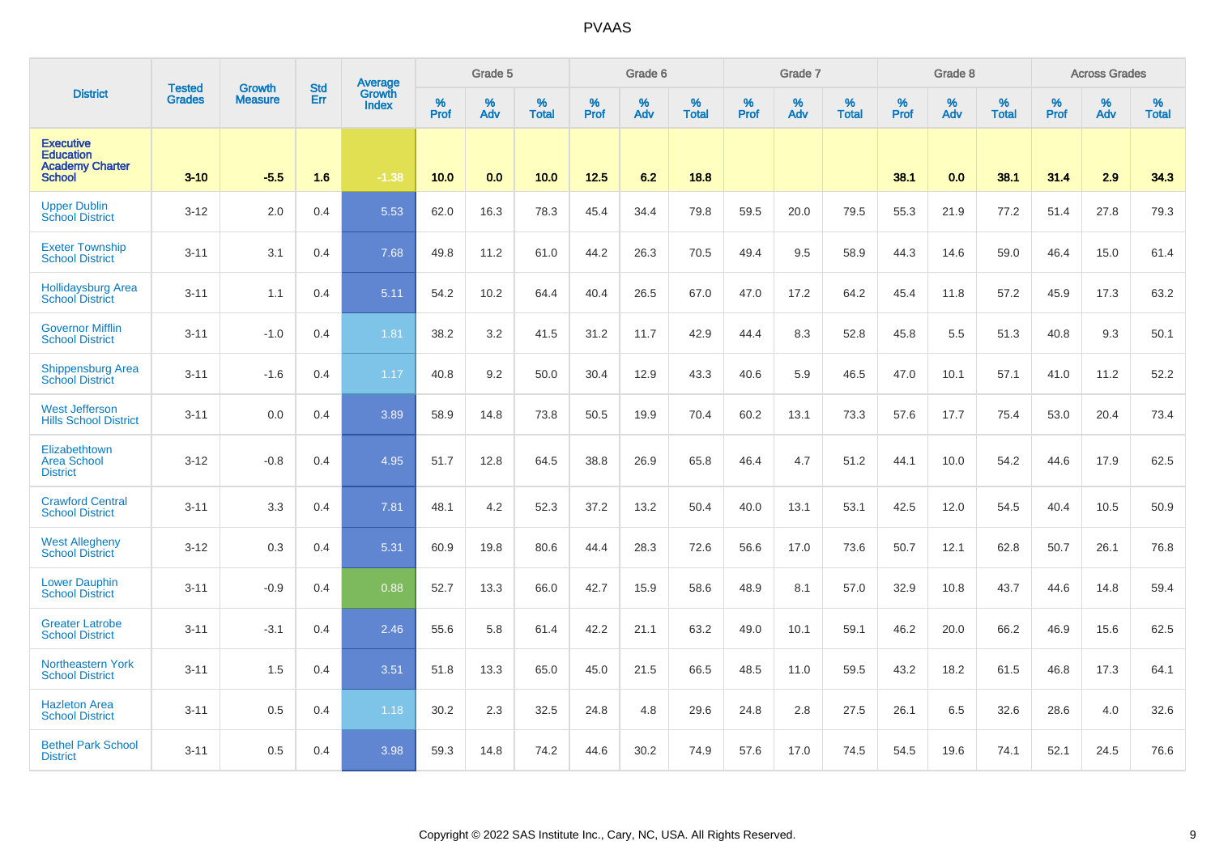# PVAAS

| District | Tested Grades | Growth Measure | Std Err | Average Growth Index | Grade 5 | | | Grade 6 | | | Grade 7 | | | Grade 8 | | | Across Grades | | |
|---|---|---|---|---|---|---|---|---|---|---|---|---|---|---|---|---|---|---|---|
| | | | | | % Prof | % Adv | % Total | % Prof | % Adv | % Total | % Prof | % Adv | % Total | % Prof | % Adv | % Total | % Prof | % Adv | % Total |
| **Executive Education Academy Charter School** | **3-10** | **-5.5** | **1.6** | **-1.38** | **10.0** | **0.0** | **10.0** | **12.5** | **6.2** | **18.8** | | | | **38.1** | **0.0** | **38.1** | **31.4** | **2.9** | **34.3** |
| Upper Dublin School District | 3-12 | 2.0 | 0.4 | 5.53 | 62.0 | 16.3 | 78.3 | 45.4 | 34.4 | 79.8 | 59.5 | 20.0 | 79.5 | 55.3 | 21.9 | 77.2 | 51.4 | 27.8 | 79.3 |
| Exeter Township School District | 3-11 | 3.1 | 0.4 | 7.68 | 49.8 | 11.2 | 61.0 | 44.2 | 26.3 | 70.5 | 49.4 | 9.5 | 58.9 | 44.3 | 14.6 | 59.0 | 46.4 | 15.0 | 61.4 |
| Hollidaysburg Area School District | 3-11 | 1.1 | 0.4 | 5.11 | 54.2 | 10.2 | 64.4 | 40.4 | 26.5 | 67.0 | 47.0 | 17.2 | 64.2 | 45.4 | 11.8 | 57.2 | 45.9 | 17.3 | 63.2 |
| Governor Mifflin School District | 3-11 | -1.0 | 0.4 | 1.81 | 38.2 | 3.2 | 41.5 | 31.2 | 11.7 | 42.9 | 44.4 | 8.3 | 52.8 | 45.8 | 5.5 | 51.3 | 40.8 | 9.3 | 50.1 |
| Shippensburg Area School District | 3-11 | -1.6 | 0.4 | 1.17 | 40.8 | 9.2 | 50.0 | 30.4 | 12.9 | 43.3 | 40.6 | 5.9 | 46.5 | 47.0 | 10.1 | 57.1 | 41.0 | 11.2 | 52.2 |
| West Jefferson Hills School District | 3-11 | 0.0 | 0.4 | 3.89 | 58.9 | 14.8 | 73.8 | 50.5 | 19.9 | 70.4 | 60.2 | 13.1 | 73.3 | 57.6 | 17.7 | 75.4 | 53.0 | 20.4 | 73.4 |
| Elizabethtown Area School District | 3-12 | -0.8 | 0.4 | 4.95 | 51.7 | 12.8 | 64.5 | 38.8 | 26.9 | 65.8 | 46.4 | 4.7 | 51.2 | 44.1 | 10.0 | 54.2 | 44.6 | 17.9 | 62.5 |
| Crawford Central School District | 3-11 | 3.3 | 0.4 | 7.81 | 48.1 | 4.2 | 52.3 | 37.2 | 13.2 | 50.4 | 40.0 | 13.1 | 53.1 | 42.5 | 12.0 | 54.5 | 40.4 | 10.5 | 50.9 |
| West Allegheny School District | 3-12 | 0.3 | 0.4 | 5.31 | 60.9 | 19.8 | 80.6 | 44.4 | 28.3 | 72.6 | 56.6 | 17.0 | 73.6 | 50.7 | 12.1 | 62.8 | 50.7 | 26.1 | 76.8 |
| Lower Dauphin School District | 3-11 | -0.9 | 0.4 | 0.88 | 52.7 | 13.3 | 66.0 | 42.7 | 15.9 | 58.6 | 48.9 | 8.1 | 57.0 | 32.9 | 10.8 | 43.7 | 44.6 | 14.8 | 59.4 |
| Greater Latrobe School District | 3-11 | -3.1 | 0.4 | 2.46 | 55.6 | 5.8 | 61.4 | 42.2 | 21.1 | 63.2 | 49.0 | 10.1 | 59.1 | 46.2 | 20.0 | 66.2 | 46.9 | 15.6 | 62.5 |
| Northeastern York School District | 3-11 | 1.5 | 0.4 | 3.51 | 51.8 | 13.3 | 65.0 | 45.0 | 21.5 | 66.5 | 48.5 | 11.0 | 59.5 | 43.2 | 18.2 | 61.5 | 46.8 | 17.3 | 64.1 |
| Hazleton Area School District | 3-11 | 0.5 | 0.4 | 1.18 | 30.2 | 2.3 | 32.5 | 24.8 | 4.8 | 29.6 | 24.8 | 2.8 | 27.5 | 26.1 | 6.5 | 32.6 | 28.6 | 4.0 | 32.6 |
| Bethel Park School District | 3-11 | 0.5 | 0.4 | 3.98 | 59.3 | 14.8 | 74.2 | 44.6 | 30.2 | 74.9 | 57.6 | 17.0 | 74.5 | 54.5 | 19.6 | 74.1 | 52.1 | 24.5 | 76.6 |

Copyright © 2022 SAS Institute Inc., Cary, NC, USA. All Rights Reserved.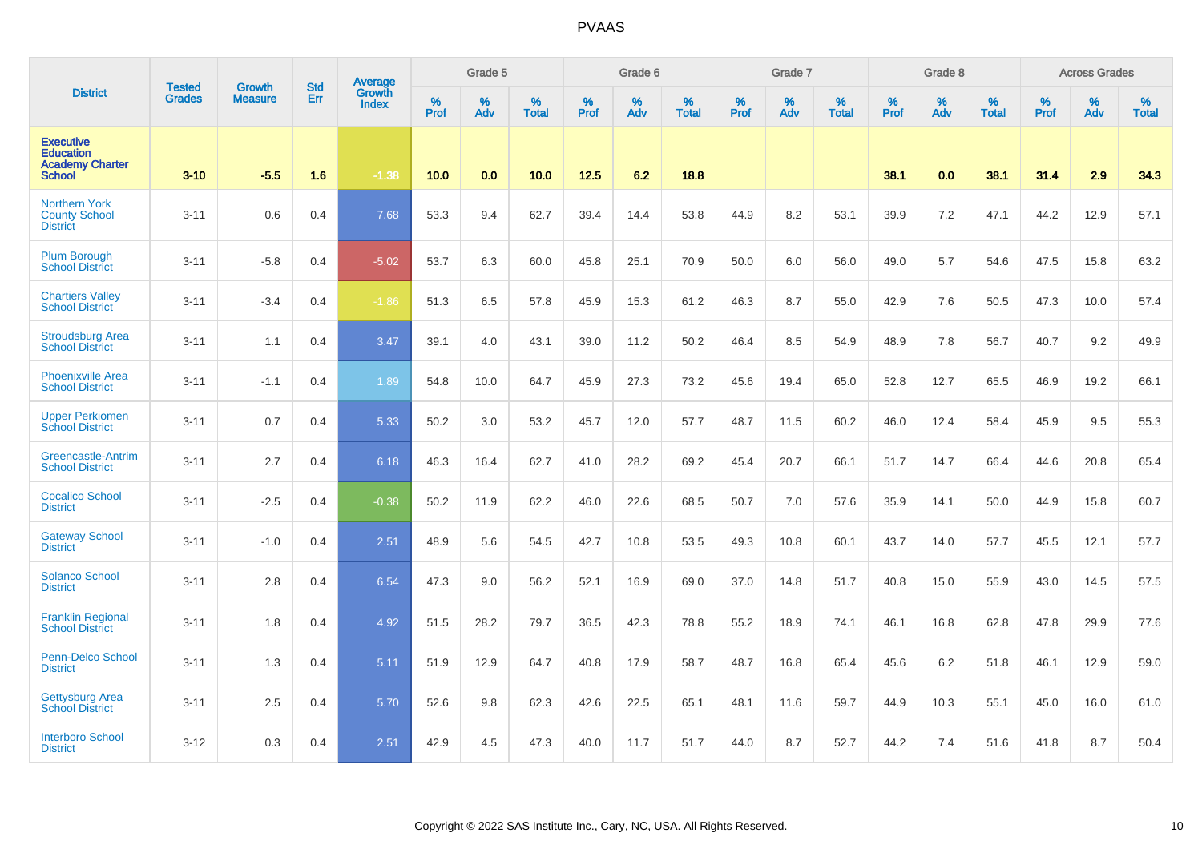| District | Tested Grades | Growth Measure | Std Err | Average Growth Index | Grade 5 | | | Grade 6 | | | Grade 7 | | | Grade 8 | | | Across Grades | | |
|---|---|---|---|---|---|---|---|---|---|---|---|---|---|---|---|---|---|---|---|
| | | | | | % Prof | % Adv | % Total | % Prof | % Adv | % Total | % Prof | % Adv | % Total | % Prof | % Adv | % Total | % Prof | % Adv | % Total |
| Executive Education Academy Charter School | 3-10 | -5.5 | 1.6 | -1.38 | 10.0 | 0.0 | 10.0 | 12.5 | 6.2 | 18.8 | | | | 38.1 | 0.0 | 38.1 | 31.4 | 2.9 | 34.3 |
| Northern York County School District | 3-11 | 0.6 | 0.4 | 7.68 | 53.3 | 9.4 | 62.7 | 39.4 | 14.4 | 53.8 | 44.9 | 8.2 | 53.1 | 39.9 | 7.2 | 47.1 | 44.2 | 12.9 | 57.1 |
| Plum Borough School District | 3-11 | -5.8 | 0.4 | -5.02 | 53.7 | 6.3 | 60.0 | 45.8 | 25.1 | 70.9 | 50.0 | 6.0 | 56.0 | 49.0 | 5.7 | 54.6 | 47.5 | 15.8 | 63.2 |
| Chartiers Valley School District | 3-11 | -3.4 | 0.4 | -1.86 | 51.3 | 6.5 | 57.8 | 45.9 | 15.3 | 61.2 | 46.3 | 8.7 | 55.0 | 42.9 | 7.6 | 50.5 | 47.3 | 10.0 | 57.4 |
| Stroudsburg Area School District | 3-11 | 1.1 | 0.4 | 3.47 | 39.1 | 4.0 | 43.1 | 39.0 | 11.2 | 50.2 | 46.4 | 8.5 | 54.9 | 48.9 | 7.8 | 56.7 | 40.7 | 9.2 | 49.9 |
| Phoenixville Area School District | 3-11 | -1.1 | 0.4 | 1.89 | 54.8 | 10.0 | 64.7 | 45.9 | 27.3 | 73.2 | 45.6 | 19.4 | 65.0 | 52.8 | 12.7 | 65.5 | 46.9 | 19.2 | 66.1 |
| Upper Perkiomen School District | 3-11 | 0.7 | 0.4 | 5.33 | 50.2 | 3.0 | 53.2 | 45.7 | 12.0 | 57.7 | 48.7 | 11.5 | 60.2 | 46.0 | 12.4 | 58.4 | 45.9 | 9.5 | 55.3 |
| Greencastle-Antrim School District | 3-11 | 2.7 | 0.4 | 6.18 | 46.3 | 16.4 | 62.7 | 41.0 | 28.2 | 69.2 | 45.4 | 20.7 | 66.1 | 51.7 | 14.7 | 66.4 | 44.6 | 20.8 | 65.4 |
| Cocalico School District | 3-11 | -2.5 | 0.4 | -0.38 | 50.2 | 11.9 | 62.2 | 46.0 | 22.6 | 68.5 | 50.7 | 7.0 | 57.6 | 35.9 | 14.1 | 50.0 | 44.9 | 15.8 | 60.7 |
| Gateway School District | 3-11 | -1.0 | 0.4 | 2.51 | 48.9 | 5.6 | 54.5 | 42.7 | 10.8 | 53.5 | 49.3 | 10.8 | 60.1 | 43.7 | 14.0 | 57.7 | 45.5 | 12.1 | 57.7 |
| Solanco School District | 3-11 | 2.8 | 0.4 | 6.54 | 47.3 | 9.0 | 56.2 | 52.1 | 16.9 | 69.0 | 37.0 | 14.8 | 51.7 | 40.8 | 15.0 | 55.9 | 43.0 | 14.5 | 57.5 |
| Franklin Regional School District | 3-11 | 1.8 | 0.4 | 4.92 | 51.5 | 28.2 | 79.7 | 36.5 | 42.3 | 78.8 | 55.2 | 18.9 | 74.1 | 46.1 | 16.8 | 62.8 | 47.8 | 29.9 | 77.6 |
| Penn-Delco School District | 3-11 | 1.3 | 0.4 | 5.11 | 51.9 | 12.9 | 64.7 | 40.8 | 17.9 | 58.7 | 48.7 | 16.8 | 65.4 | 45.6 | 6.2 | 51.8 | 46.1 | 12.9 | 59.0 |
| Gettysburg Area School District | 3-11 | 2.5 | 0.4 | 5.70 | 52.6 | 9.8 | 62.3 | 42.6 | 22.5 | 65.1 | 48.1 | 11.6 | 59.7 | 44.9 | 10.3 | 55.1 | 45.0 | 16.0 | 61.0 |
| Interboro School District | 3-12 | 0.3 | 0.4 | 2.51 | 42.9 | 4.5 | 47.3 | 40.0 | 11.7 | 51.7 | 44.0 | 8.7 | 52.7 | 44.2 | 7.4 | 51.6 | 41.8 | 8.7 | 50.4 |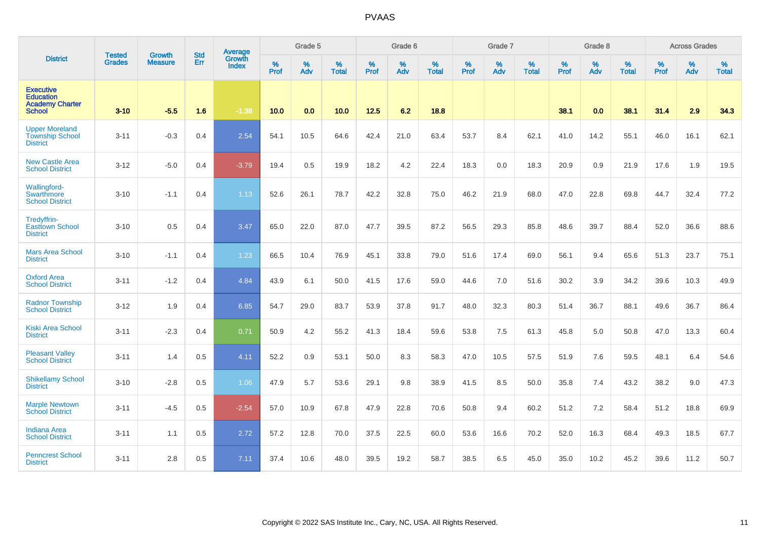| District | Tested Grades | Growth Measure | Std Err | Average Growth Index | Grade 5 | | | Grade 6 | | | Grade 7 | | | Grade 8 | | | Across Grades | | |
|---|---|---|---|---|---|---|---|---|---|---|---|---|---|---|---|---|---|---|---|
| | | | | | % Prof | % Adv | % Total | % Prof | % Adv | % Total | % Prof | % Adv | % Total | % Prof | % Adv | % Total | % Prof | % Adv | % Total |
| **Executive Education Academy Charter School** | **3-10** | **-5.5** | **1.6** | **-1.38** | **10.0** | **0.0** | **10.0** | **12.5** | **6.2** | **18.8** | | | | **38.1** | **0.0** | **38.1** | **31.4** | **2.9** | **34.3** |
| Upper Moreland Township School District | 3-11 | -0.3 | 0.4 | 2.54 | 54.1 | 10.5 | 64.6 | 42.4 | 21.0 | 63.4 | 53.7 | 8.4 | 62.1 | 41.0 | 14.2 | 55.1 | 46.0 | 16.1 | 62.1 |
| New Castle Area School District | 3-12 | -5.0 | 0.4 | -3.79 | 19.4 | 0.5 | 19.9 | 18.2 | 4.2 | 22.4 | 18.3 | 0.0 | 18.3 | 20.9 | 0.9 | 21.9 | 17.6 | 1.9 | 19.5 |
| Wallingford-Swarthmore School District | 3-10 | -1.1 | 0.4 | 1.13 | 52.6 | 26.1 | 78.7 | 42.2 | 32.8 | 75.0 | 46.2 | 21.9 | 68.0 | 47.0 | 22.8 | 69.8 | 44.7 | 32.4 | 77.2 |
| Tredyffrin-Easttown School District | 3-10 | 0.5 | 0.4 | 3.47 | 65.0 | 22.0 | 87.0 | 47.7 | 39.5 | 87.2 | 56.5 | 29.3 | 85.8 | 48.6 | 39.7 | 88.4 | 52.0 | 36.6 | 88.6 |
| Mars Area School District | 3-10 | -1.1 | 0.4 | 1.23 | 66.5 | 10.4 | 76.9 | 45.1 | 33.8 | 79.0 | 51.6 | 17.4 | 69.0 | 56.1 | 9.4 | 65.6 | 51.3 | 23.7 | 75.1 |
| Oxford Area School District | 3-11 | -1.2 | 0.4 | 4.84 | 43.9 | 6.1 | 50.0 | 41.5 | 17.6 | 59.0 | 44.6 | 7.0 | 51.6 | 30.2 | 3.9 | 34.2 | 39.6 | 10.3 | 49.9 |
| Radnor Township School District | 3-12 | 1.9 | 0.4 | 6.85 | 54.7 | 29.0 | 83.7 | 53.9 | 37.8 | 91.7 | 48.0 | 32.3 | 80.3 | 51.4 | 36.7 | 88.1 | 49.6 | 36.7 | 86.4 |
| Kiski Area School District | 3-11 | -2.3 | 0.4 | 0.71 | 50.9 | 4.2 | 55.2 | 41.3 | 18.4 | 59.6 | 53.8 | 7.5 | 61.3 | 45.8 | 5.0 | 50.8 | 47.0 | 13.3 | 60.4 |
| Pleasant Valley School District | 3-11 | 1.4 | 0.5 | 4.11 | 52.2 | 0.9 | 53.1 | 50.0 | 8.3 | 58.3 | 47.0 | 10.5 | 57.5 | 51.9 | 7.6 | 59.5 | 48.1 | 6.4 | 54.6 |
| Shikellamy School District | 3-10 | -2.8 | 0.5 | 1.06 | 47.9 | 5.7 | 53.6 | 29.1 | 9.8 | 38.9 | 41.5 | 8.5 | 50.0 | 35.8 | 7.4 | 43.2 | 38.2 | 9.0 | 47.3 |
| Marple Newtown School District | 3-11 | -4.5 | 0.5 | -2.54 | 57.0 | 10.9 | 67.8 | 47.9 | 22.8 | 70.6 | 50.8 | 9.4 | 60.2 | 51.2 | 7.2 | 58.4 | 51.2 | 18.8 | 69.9 |
| Indiana Area School District | 3-11 | 1.1 | 0.5 | 2.72 | 57.2 | 12.8 | 70.0 | 37.5 | 22.5 | 60.0 | 53.6 | 16.6 | 70.2 | 52.0 | 16.3 | 68.4 | 49.3 | 18.5 | 67.7 |
| Penncrest School District | 3-11 | 2.8 | 0.5 | 7.11 | 37.4 | 10.6 | 48.0 | 39.5 | 19.2 | 58.7 | 38.5 | 6.5 | 45.0 | 35.0 | 10.2 | 45.2 | 39.6 | 11.2 | 50.7 |

Copyright © 2022 SAS Institute Inc., Cary, NC, USA. All Rights Reserved.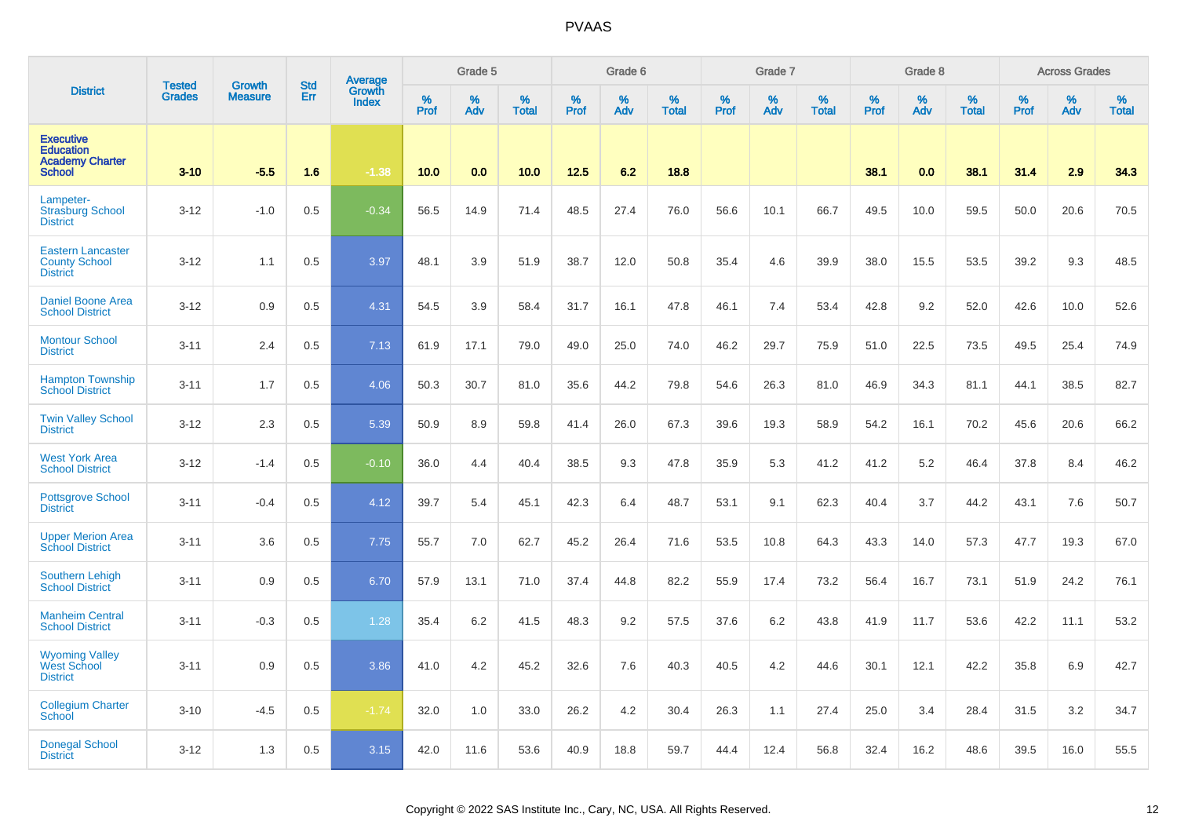| District | Tested Grades | Growth Measure | Std Err | Average Growth Index | Grade 5 | | | Grade 6 | | | Grade 7 | | | Grade 8 | | | Across Grades | | |
|---|---|---|---|---|---|---|---|---|---|---|---|---|---|---|---|---|---|---|---|
| | | | | | % Prof | % Adv | % Total | % Prof | % Adv | % Total | % Prof | % Adv | % Total | % Prof | % Adv | % Total | % Prof | % Adv | % Total |
| **Executive Education Academy Charter School** | **3-10** | **-5.5** | **1.6** | **-1.38** | **10.0** | **0.0** | **10.0** | **12.5** | **6.2** | **18.8** | | | | **38.1** | **0.0** | **38.1** | **31.4** | **2.9** | **34.3** |
| Lampeter-Strasburg School District | 3-12 | -1.0 | 0.5 | -0.34 | 56.5 | 14.9 | 71.4 | 48.5 | 27.4 | 76.0 | 56.6 | 10.1 | 66.7 | 49.5 | 10.0 | 59.5 | 50.0 | 20.6 | 70.5 |
| Eastern Lancaster County School District | 3-12 | 1.1 | 0.5 | 3.97 | 48.1 | 3.9 | 51.9 | 38.7 | 12.0 | 50.8 | 35.4 | 4.6 | 39.9 | 38.0 | 15.5 | 53.5 | 39.2 | 9.3 | 48.5 |
| Daniel Boone Area School District | 3-12 | 0.9 | 0.5 | 4.31 | 54.5 | 3.9 | 58.4 | 31.7 | 16.1 | 47.8 | 46.1 | 7.4 | 53.4 | 42.8 | 9.2 | 52.0 | 42.6 | 10.0 | 52.6 |
| Montour School District | 3-11 | 2.4 | 0.5 | 7.13 | 61.9 | 17.1 | 79.0 | 49.0 | 25.0 | 74.0 | 46.2 | 29.7 | 75.9 | 51.0 | 22.5 | 73.5 | 49.5 | 25.4 | 74.9 |
| Hampton Township School District | 3-11 | 1.7 | 0.5 | 4.06 | 50.3 | 30.7 | 81.0 | 35.6 | 44.2 | 79.8 | 54.6 | 26.3 | 81.0 | 46.9 | 34.3 | 81.1 | 44.1 | 38.5 | 82.7 |
| Twin Valley School District | 3-12 | 2.3 | 0.5 | 5.39 | 50.9 | 8.9 | 59.8 | 41.4 | 26.0 | 67.3 | 39.6 | 19.3 | 58.9 | 54.2 | 16.1 | 70.2 | 45.6 | 20.6 | 66.2 |
| West York Area School District | 3-12 | -1.4 | 0.5 | -0.10 | 36.0 | 4.4 | 40.4 | 38.5 | 9.3 | 47.8 | 35.9 | 5.3 | 41.2 | 41.2 | 5.2 | 46.4 | 37.8 | 8.4 | 46.2 |
| Pottsgrove School District | 3-11 | -0.4 | 0.5 | 4.12 | 39.7 | 5.4 | 45.1 | 42.3 | 6.4 | 48.7 | 53.1 | 9.1 | 62.3 | 40.4 | 3.7 | 44.2 | 43.1 | 7.6 | 50.7 |
| Upper Merion Area School District | 3-11 | 3.6 | 0.5 | 7.75 | 55.7 | 7.0 | 62.7 | 45.2 | 26.4 | 71.6 | 53.5 | 10.8 | 64.3 | 43.3 | 14.0 | 57.3 | 47.7 | 19.3 | 67.0 |
| Southern Lehigh School District | 3-11 | 0.9 | 0.5 | 6.70 | 57.9 | 13.1 | 71.0 | 37.4 | 44.8 | 82.2 | 55.9 | 17.4 | 73.2 | 56.4 | 16.7 | 73.1 | 51.9 | 24.2 | 76.1 |
| Manheim Central School District | 3-11 | -0.3 | 0.5 | 1.28 | 35.4 | 6.2 | 41.5 | 48.3 | 9.2 | 57.5 | 37.6 | 6.2 | 43.8 | 41.9 | 11.7 | 53.6 | 42.2 | 11.1 | 53.2 |
| Wyoming Valley West School District | 3-11 | 0.9 | 0.5 | 3.86 | 41.0 | 4.2 | 45.2 | 32.6 | 7.6 | 40.3 | 40.5 | 4.2 | 44.6 | 30.1 | 12.1 | 42.2 | 35.8 | 6.9 | 42.7 |
| Collegium Charter School | 3-10 | -4.5 | 0.5 | -1.74 | 32.0 | 1.0 | 33.0 | 26.2 | 4.2 | 30.4 | 26.3 | 1.1 | 27.4 | 25.0 | 3.4 | 28.4 | 31.5 | 3.2 | 34.7 |
| Donegal School District | 3-12 | 1.3 | 0.5 | 3.15 | 42.0 | 11.6 | 53.6 | 40.9 | 18.8 | 59.7 | 44.4 | 12.4 | 56.8 | 32.4 | 16.2 | 48.6 | 39.5 | 16.0 | 55.5 |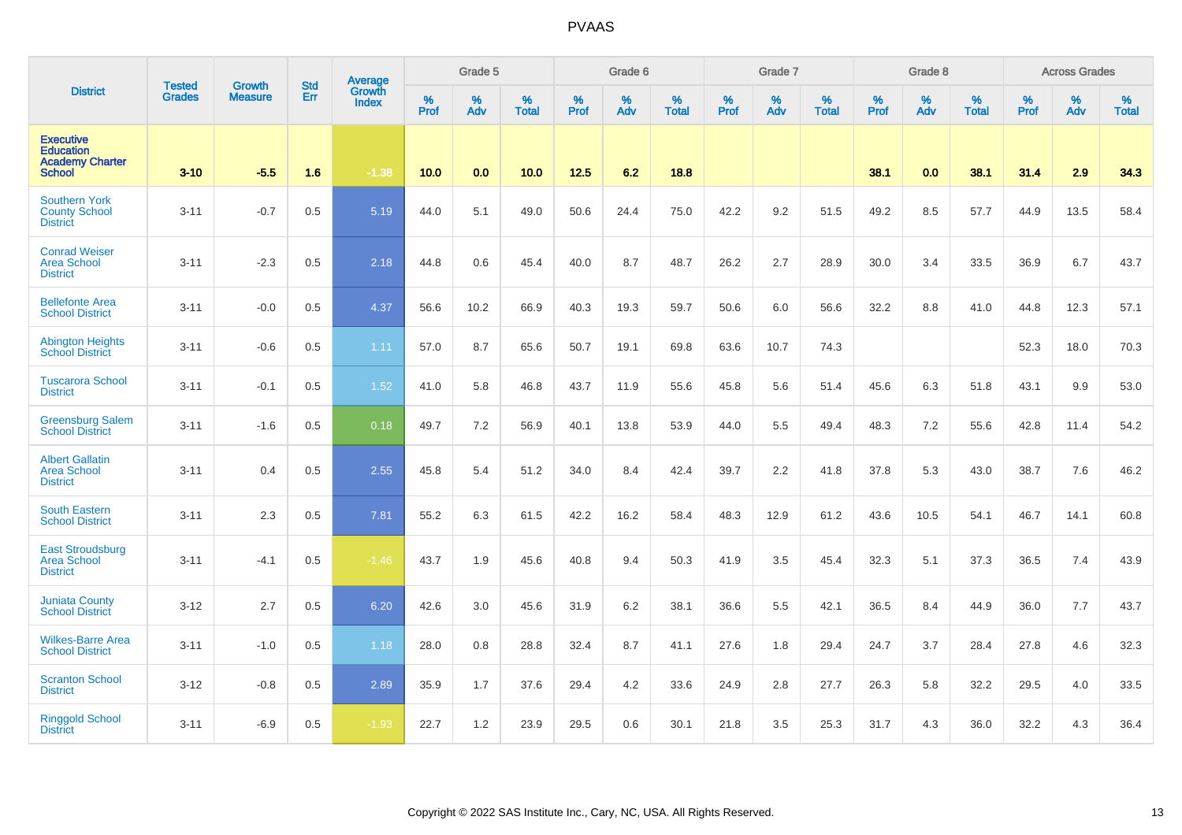# PVAAS

| District | Tested Grades | Growth Measure | Std Err | Average Growth Index | Grade 5 | | | Grade 6 | | | Grade 7 | | | Grade 8 | | | Across Grades | | |
|---|---|---|---|---|---|---|---|---|---|---|---|---|---|---|---|---|---|---|---|
| | | | | | % Prof | % Adv | % Total | % Prof | % Adv | % Total | % Prof | % Adv | % Total | % Prof | % Adv | % Total | % Prof | % Adv | % Total |
| **Executive Education Academy Charter School** | **3-10** | **-5.5** | **1.6** | **-1.38** | **10.0** | **0.0** | **10.0** | **12.5** | **6.2** | **18.8** | | | | **38.1** | **0.0** | **38.1** | **31.4** | **2.9** | **34.3** |
| Southern York County School District | 3-11 | -0.7 | 0.5 | 5.19 | 44.0 | 5.1 | 49.0 | 50.6 | 24.4 | 75.0 | 42.2 | 9.2 | 51.5 | 49.2 | 8.5 | 57.7 | 44.9 | 13.5 | 58.4 |
| Conrad Weiser Area School District | 3-11 | -2.3 | 0.5 | 2.18 | 44.8 | 0.6 | 45.4 | 40.0 | 8.7 | 48.7 | 26.2 | 2.7 | 28.9 | 30.0 | 3.4 | 33.5 | 36.9 | 6.7 | 43.7 |
| Bellefonte Area School District | 3-11 | -0.0 | 0.5 | 4.37 | 56.6 | 10.2 | 66.9 | 40.3 | 19.3 | 59.7 | 50.6 | 6.0 | 56.6 | 32.2 | 8.8 | 41.0 | 44.8 | 12.3 | 57.1 |
| Abington Heights School District | 3-11 | -0.6 | 0.5 | 1.11 | 57.0 | 8.7 | 65.6 | 50.7 | 19.1 | 69.8 | 63.6 | 10.7 | 74.3 | | | | 52.3 | 18.0 | 70.3 |
| Tuscarora School District | 3-11 | -0.1 | 0.5 | 1.52 | 41.0 | 5.8 | 46.8 | 43.7 | 11.9 | 55.6 | 45.8 | 5.6 | 51.4 | 45.6 | 6.3 | 51.8 | 43.1 | 9.9 | 53.0 |
| Greensburg Salem School District | 3-11 | -1.6 | 0.5 | 0.18 | 49.7 | 7.2 | 56.9 | 40.1 | 13.8 | 53.9 | 44.0 | 5.5 | 49.4 | 48.3 | 7.2 | 55.6 | 42.8 | 11.4 | 54.2 |
| Albert Gallatin Area School District | 3-11 | 0.4 | 0.5 | 2.55 | 45.8 | 5.4 | 51.2 | 34.0 | 8.4 | 42.4 | 39.7 | 2.2 | 41.8 | 37.8 | 5.3 | 43.0 | 38.7 | 7.6 | 46.2 |
| South Eastern School District | 3-11 | 2.3 | 0.5 | 7.81 | 55.2 | 6.3 | 61.5 | 42.2 | 16.2 | 58.4 | 48.3 | 12.9 | 61.2 | 43.6 | 10.5 | 54.1 | 46.7 | 14.1 | 60.8 |
| East Stroudsburg Area School District | 3-11 | -4.1 | 0.5 | -1.46 | 43.7 | 1.9 | 45.6 | 40.8 | 9.4 | 50.3 | 41.9 | 3.5 | 45.4 | 32.3 | 5.1 | 37.3 | 36.5 | 7.4 | 43.9 |
| Juniata County School District | 3-12 | 2.7 | 0.5 | 6.20 | 42.6 | 3.0 | 45.6 | 31.9 | 6.2 | 38.1 | 36.6 | 5.5 | 42.1 | 36.5 | 8.4 | 44.9 | 36.0 | 7.7 | 43.7 |
| Wilkes-Barre Area School District | 3-11 | -1.0 | 0.5 | 1.18 | 28.0 | 0.8 | 28.8 | 32.4 | 8.7 | 41.1 | 27.6 | 1.8 | 29.4 | 24.7 | 3.7 | 28.4 | 27.8 | 4.6 | 32.3 |
| Scranton School District | 3-12 | -0.8 | 0.5 | 2.89 | 35.9 | 1.7 | 37.6 | 29.4 | 4.2 | 33.6 | 24.9 | 2.8 | 27.7 | 26.3 | 5.8 | 32.2 | 29.5 | 4.0 | 33.5 |
| Ringgold School District | 3-11 | -6.9 | 0.5 | -1.93 | 22.7 | 1.2 | 23.9 | 29.5 | 0.6 | 30.1 | 21.8 | 3.5 | 25.3 | 31.7 | 4.3 | 36.0 | 32.2 | 4.3 | 36.4 |

Copyright © 2022 SAS Institute Inc., Cary, NC, USA. All Rights Reserved.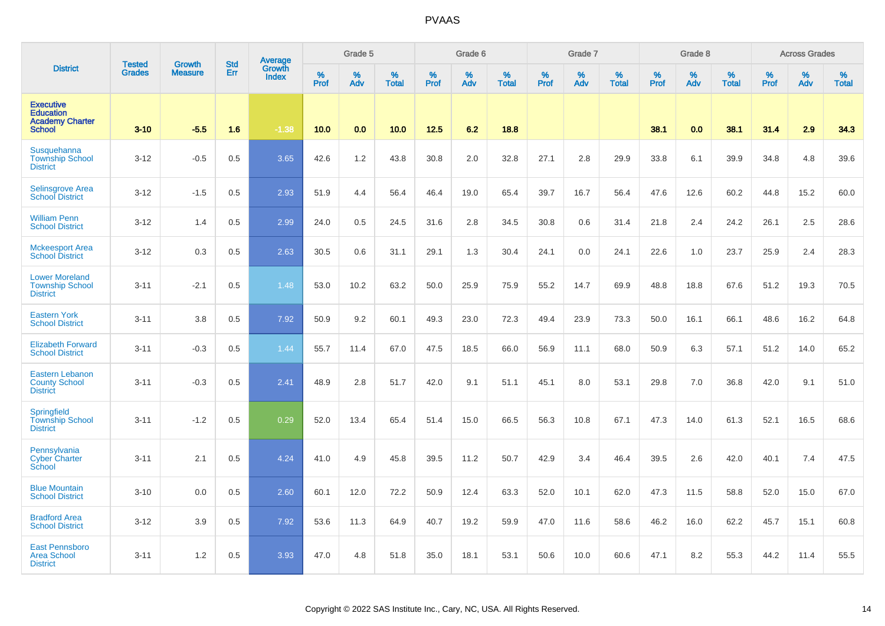# PVAAS

| District | Tested Grades | Growth Measure | Std Err | Average Growth Index | Grade 5 | | | Grade 6 | | | Grade 7 | | | Grade 8 | | | Across Grades | | |
|---|---|---|---|---|---|---|---|---|---|---|---|---|---|---|---|---|---|---|---|
| | | | | | % Prof | % Adv | % Total | % Prof | % Adv | % Total | % Prof | % Adv | % Total | % Prof | % Adv | % Total | % Prof | % Adv | % Total |
| **Executive Education Academy Charter School** | **3-10** | **-5.5** | **1.6** | **-1.38** | **10.0** | **0.0** | **10.0** | **12.5** | **6.2** | **18.8** | | | | **38.1** | **0.0** | **38.1** | **31.4** | **2.9** | **34.3** |
| Susquehanna Township School District | 3-12 | -0.5 | 0.5 | 3.65 | 42.6 | 1.2 | 43.8 | 30.8 | 2.0 | 32.8 | 27.1 | 2.8 | 29.9 | 33.8 | 6.1 | 39.9 | 34.8 | 4.8 | 39.6 |
| Selinsgrove Area School District | 3-12 | -1.5 | 0.5 | 2.93 | 51.9 | 4.4 | 56.4 | 46.4 | 19.0 | 65.4 | 39.7 | 16.7 | 56.4 | 47.6 | 12.6 | 60.2 | 44.8 | 15.2 | 60.0 |
| William Penn School District | 3-12 | 1.4 | 0.5 | 2.99 | 24.0 | 0.5 | 24.5 | 31.6 | 2.8 | 34.5 | 30.8 | 0.6 | 31.4 | 21.8 | 2.4 | 24.2 | 26.1 | 2.5 | 28.6 |
| Mckeesport Area School District | 3-12 | 0.3 | 0.5 | 2.63 | 30.5 | 0.6 | 31.1 | 29.1 | 1.3 | 30.4 | 24.1 | 0.0 | 24.1 | 22.6 | 1.0 | 23.7 | 25.9 | 2.4 | 28.3 |
| Lower Moreland Township School District | 3-11 | -2.1 | 0.5 | 1.48 | 53.0 | 10.2 | 63.2 | 50.0 | 25.9 | 75.9 | 55.2 | 14.7 | 69.9 | 48.8 | 18.8 | 67.6 | 51.2 | 19.3 | 70.5 |
| Eastern York School District | 3-11 | 3.8 | 0.5 | 7.92 | 50.9 | 9.2 | 60.1 | 49.3 | 23.0 | 72.3 | 49.4 | 23.9 | 73.3 | 50.0 | 16.1 | 66.1 | 48.6 | 16.2 | 64.8 |
| Elizabeth Forward School District | 3-11 | -0.3 | 0.5 | 1.44 | 55.7 | 11.4 | 67.0 | 47.5 | 18.5 | 66.0 | 56.9 | 11.1 | 68.0 | 50.9 | 6.3 | 57.1 | 51.2 | 14.0 | 65.2 |
| Eastern Lebanon County School District | 3-11 | -0.3 | 0.5 | 2.41 | 48.9 | 2.8 | 51.7 | 42.0 | 9.1 | 51.1 | 45.1 | 8.0 | 53.1 | 29.8 | 7.0 | 36.8 | 42.0 | 9.1 | 51.0 |
| Springfield Township School District | 3-11 | -1.2 | 0.5 | 0.29 | 52.0 | 13.4 | 65.4 | 51.4 | 15.0 | 66.5 | 56.3 | 10.8 | 67.1 | 47.3 | 14.0 | 61.3 | 52.1 | 16.5 | 68.6 |
| Pennsylvania Cyber Charter School | 3-11 | 2.1 | 0.5 | 4.24 | 41.0 | 4.9 | 45.8 | 39.5 | 11.2 | 50.7 | 42.9 | 3.4 | 46.4 | 39.5 | 2.6 | 42.0 | 40.1 | 7.4 | 47.5 |
| Blue Mountain School District | 3-10 | 0.0 | 0.5 | 2.60 | 60.1 | 12.0 | 72.2 | 50.9 | 12.4 | 63.3 | 52.0 | 10.1 | 62.0 | 47.3 | 11.5 | 58.8 | 52.0 | 15.0 | 67.0 |
| Bradford Area School District | 3-12 | 3.9 | 0.5 | 7.92 | 53.6 | 11.3 | 64.9 | 40.7 | 19.2 | 59.9 | 47.0 | 11.6 | 58.6 | 46.2 | 16.0 | 62.2 | 45.7 | 15.1 | 60.8 |
| East Pennsboro Area School District | 3-11 | 1.2 | 0.5 | 3.93 | 47.0 | 4.8 | 51.8 | 35.0 | 18.1 | 53.1 | 50.6 | 10.0 | 60.6 | 47.1 | 8.2 | 55.3 | 44.2 | 11.4 | 55.5 |

Copyright © 2022 SAS Institute Inc., Cary, NC, USA. All Rights Reserved.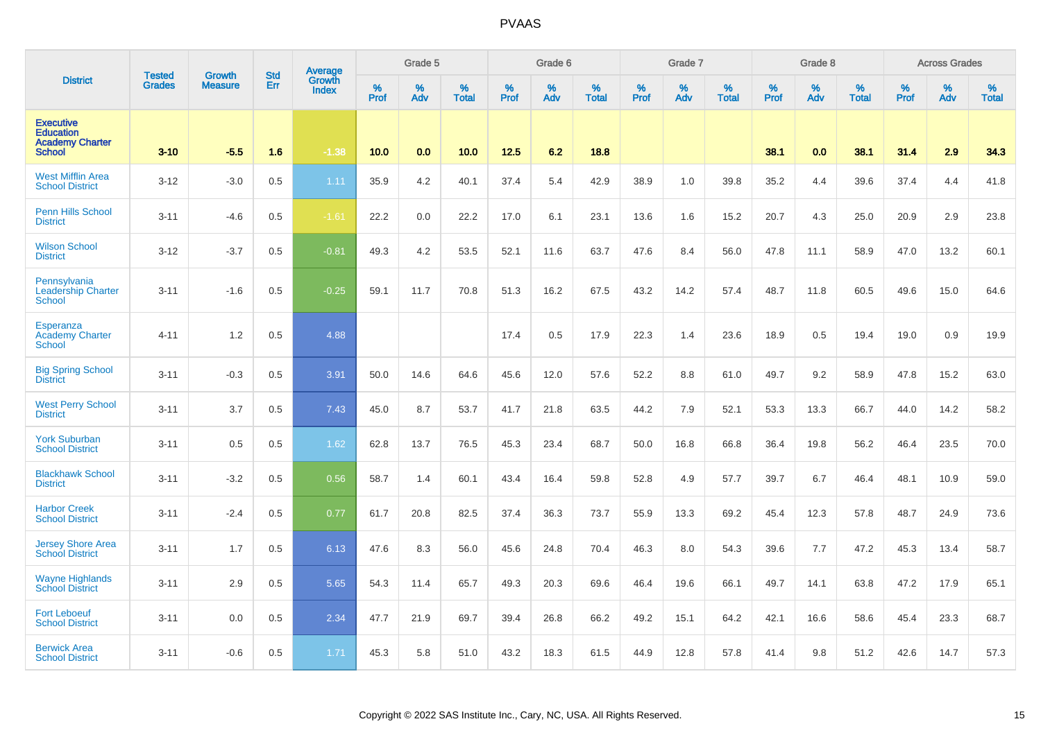# PVAAS

| District | Tested Grades | Growth Measure | Std Err | Average Growth Index | Grade 5 | | | Grade 6 | | | Grade 7 | | | Grade 8 | | | Across Grades | | |
|---|---|---|---|---|---|---|---|---|---|---|---|---|---|---|---|---|---|---|---|
| | | | | | % Prof | % Adv | % Total | % Prof | % Adv | % Total | % Prof | % Adv | % Total | % Prof | % Adv | % Total | % Prof | % Adv | % Total |
| **Executive Education Academy Charter School** | **3-10** | **-5.5** | **1.6** | **-1.38** | **10.0** | **0.0** | **10.0** | **12.5** | **6.2** | **18.8** | | | | **38.1** | **0.0** | **38.1** | **31.4** | **2.9** | **34.3** |
| West Mifflin Area School District | 3-12 | -3.0 | 0.5 | 1.11 | 35.9 | 4.2 | 40.1 | 37.4 | 5.4 | 42.9 | 38.9 | 1.0 | 39.8 | 35.2 | 4.4 | 39.6 | 37.4 | 4.4 | 41.8 |
| Penn Hills School District | 3-11 | -4.6 | 0.5 | -1.61 | 22.2 | 0.0 | 22.2 | 17.0 | 6.1 | 23.1 | 13.6 | 1.6 | 15.2 | 20.7 | 4.3 | 25.0 | 20.9 | 2.9 | 23.8 |
| Wilson School District | 3-12 | -3.7 | 0.5 | -0.81 | 49.3 | 4.2 | 53.5 | 52.1 | 11.6 | 63.7 | 47.6 | 8.4 | 56.0 | 47.8 | 11.1 | 58.9 | 47.0 | 13.2 | 60.1 |
| Pennsylvania Leadership Charter School | 3-11 | -1.6 | 0.5 | -0.25 | 59.1 | 11.7 | 70.8 | 51.3 | 16.2 | 67.5 | 43.2 | 14.2 | 57.4 | 48.7 | 11.8 | 60.5 | 49.6 | 15.0 | 64.6 |
| Esperanza Academy Charter School | 4-11 | 1.2 | 0.5 | 4.88 | | | | 17.4 | 0.5 | 17.9 | 22.3 | 1.4 | 23.6 | 18.9 | 0.5 | 19.4 | 19.0 | 0.9 | 19.9 |
| Big Spring School District | 3-11 | -0.3 | 0.5 | 3.91 | 50.0 | 14.6 | 64.6 | 45.6 | 12.0 | 57.6 | 52.2 | 8.8 | 61.0 | 49.7 | 9.2 | 58.9 | 47.8 | 15.2 | 63.0 |
| West Perry School District | 3-11 | 3.7 | 0.5 | 7.43 | 45.0 | 8.7 | 53.7 | 41.7 | 21.8 | 63.5 | 44.2 | 7.9 | 52.1 | 53.3 | 13.3 | 66.7 | 44.0 | 14.2 | 58.2 |
| York Suburban School District | 3-11 | 0.5 | 0.5 | 1.62 | 62.8 | 13.7 | 76.5 | 45.3 | 23.4 | 68.7 | 50.0 | 16.8 | 66.8 | 36.4 | 19.8 | 56.2 | 46.4 | 23.5 | 70.0 |
| Blackhawk School District | 3-11 | -3.2 | 0.5 | 0.56 | 58.7 | 1.4 | 60.1 | 43.4 | 16.4 | 59.8 | 52.8 | 4.9 | 57.7 | 39.7 | 6.7 | 46.4 | 48.1 | 10.9 | 59.0 |
| Harbor Creek School District | 3-11 | -2.4 | 0.5 | 0.77 | 61.7 | 20.8 | 82.5 | 37.4 | 36.3 | 73.7 | 55.9 | 13.3 | 69.2 | 45.4 | 12.3 | 57.8 | 48.7 | 24.9 | 73.6 |
| Jersey Shore Area School District | 3-11 | 1.7 | 0.5 | 6.13 | 47.6 | 8.3 | 56.0 | 45.6 | 24.8 | 70.4 | 46.3 | 8.0 | 54.3 | 39.6 | 7.7 | 47.2 | 45.3 | 13.4 | 58.7 |
| Wayne Highlands School District | 3-11 | 2.9 | 0.5 | 5.65 | 54.3 | 11.4 | 65.7 | 49.3 | 20.3 | 69.6 | 46.4 | 19.6 | 66.1 | 49.7 | 14.1 | 63.8 | 47.2 | 17.9 | 65.1 |
| Fort Leboeuf School District | 3-11 | 0.0 | 0.5 | 2.34 | 47.7 | 21.9 | 69.7 | 39.4 | 26.8 | 66.2 | 49.2 | 15.1 | 64.2 | 42.1 | 16.6 | 58.6 | 45.4 | 23.3 | 68.7 |
| Berwick Area School District | 3-11 | -0.6 | 0.5 | 1.71 | 45.3 | 5.8 | 51.0 | 43.2 | 18.3 | 61.5 | 44.9 | 12.8 | 57.8 | 41.4 | 9.8 | 51.2 | 42.6 | 14.7 | 57.3 |

Copyright © 2022 SAS Institute Inc., Cary, NC, USA. All Rights Reserved.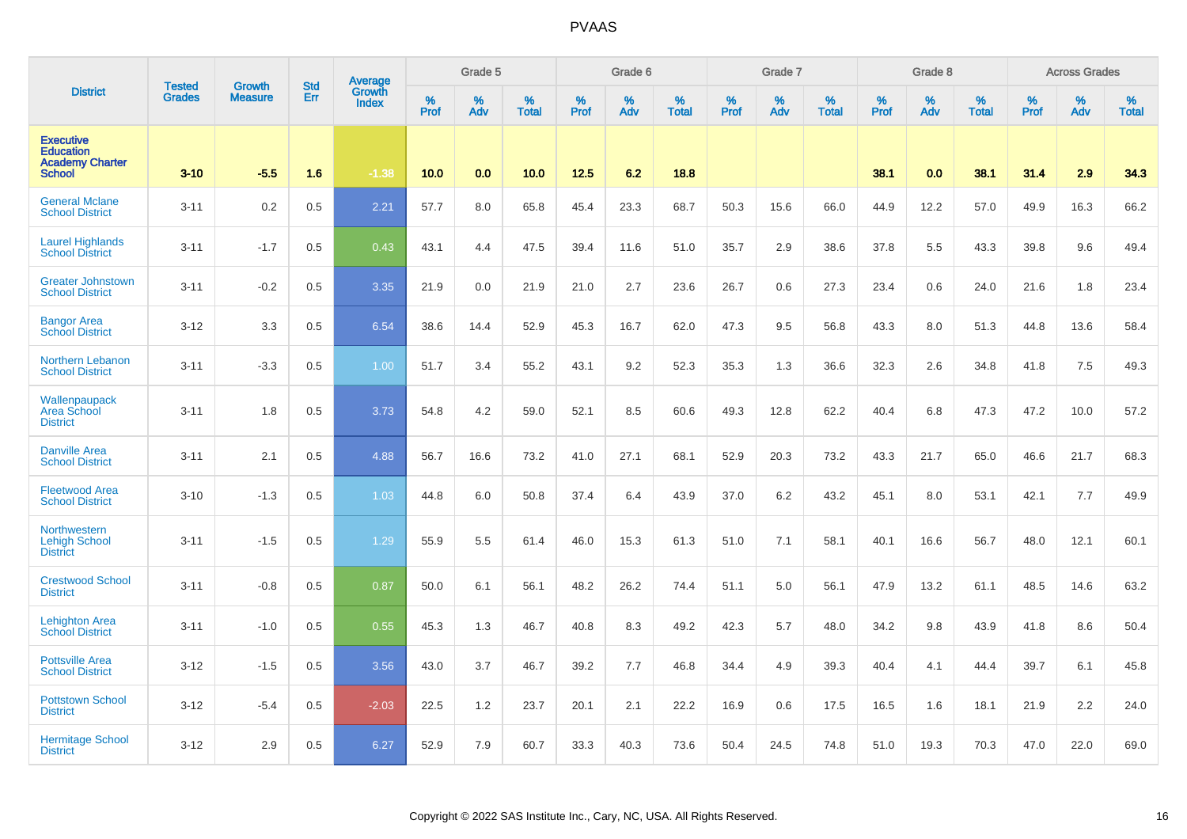| District | Tested Grades | Growth Measure | Std Err | Average Growth Index | Grade 5 | | | Grade 6 | | | Grade 7 | | | Grade 8 | | | Across Grades | | |
|---|---|---|---|---|---|---|---|---|---|---|---|---|---|---|---|---|---|---|---|
| | | | | | % Prof | % Adv | % Total | % Prof | % Adv | % Total | % Prof | % Adv | % Total | % Prof | % Adv | % Total | % Prof | % Adv | % Total |
| Executive Education Academy Charter School | 3-10 | -5.5 | 1.6 | -1.38 | 10.0 | 0.0 | 10.0 | 12.5 | 6.2 | 18.8 | | | | 38.1 | 0.0 | 38.1 | 31.4 | 2.9 | 34.3 |
| General Mclane School District | 3-11 | 0.2 | 0.5 | 2.21 | 57.7 | 8.0 | 65.8 | 45.4 | 23.3 | 68.7 | 50.3 | 15.6 | 66.0 | 44.9 | 12.2 | 57.0 | 49.9 | 16.3 | 66.2 |
| Laurel Highlands School District | 3-11 | -1.7 | 0.5 | 0.43 | 43.1 | 4.4 | 47.5 | 39.4 | 11.6 | 51.0 | 35.7 | 2.9 | 38.6 | 37.8 | 5.5 | 43.3 | 39.8 | 9.6 | 49.4 |
| Greater Johnstown School District | 3-11 | -0.2 | 0.5 | 3.35 | 21.9 | 0.0 | 21.9 | 21.0 | 2.7 | 23.6 | 26.7 | 0.6 | 27.3 | 23.4 | 0.6 | 24.0 | 21.6 | 1.8 | 23.4 |
| Bangor Area School District | 3-12 | 3.3 | 0.5 | 6.54 | 38.6 | 14.4 | 52.9 | 45.3 | 16.7 | 62.0 | 47.3 | 9.5 | 56.8 | 43.3 | 8.0 | 51.3 | 44.8 | 13.6 | 58.4 |
| Northern Lebanon School District | 3-11 | -3.3 | 0.5 | 1.00 | 51.7 | 3.4 | 55.2 | 43.1 | 9.2 | 52.3 | 35.3 | 1.3 | 36.6 | 32.3 | 2.6 | 34.8 | 41.8 | 7.5 | 49.3 |
| Wallenpaupack Area School District | 3-11 | 1.8 | 0.5 | 3.73 | 54.8 | 4.2 | 59.0 | 52.1 | 8.5 | 60.6 | 49.3 | 12.8 | 62.2 | 40.4 | 6.8 | 47.3 | 47.2 | 10.0 | 57.2 |
| Danville Area School District | 3-11 | 2.1 | 0.5 | 4.88 | 56.7 | 16.6 | 73.2 | 41.0 | 27.1 | 68.1 | 52.9 | 20.3 | 73.2 | 43.3 | 21.7 | 65.0 | 46.6 | 21.7 | 68.3 |
| Fleetwood Area School District | 3-10 | -1.3 | 0.5 | 1.03 | 44.8 | 6.0 | 50.8 | 37.4 | 6.4 | 43.9 | 37.0 | 6.2 | 43.2 | 45.1 | 8.0 | 53.1 | 42.1 | 7.7 | 49.9 |
| Northwestern Lehigh School District | 3-11 | -1.5 | 0.5 | 1.29 | 55.9 | 5.5 | 61.4 | 46.0 | 15.3 | 61.3 | 51.0 | 7.1 | 58.1 | 40.1 | 16.6 | 56.7 | 48.0 | 12.1 | 60.1 |
| Crestwood School District | 3-11 | -0.8 | 0.5 | 0.87 | 50.0 | 6.1 | 56.1 | 48.2 | 26.2 | 74.4 | 51.1 | 5.0 | 56.1 | 47.9 | 13.2 | 61.1 | 48.5 | 14.6 | 63.2 |
| Lehighton Area School District | 3-11 | -1.0 | 0.5 | 0.55 | 45.3 | 1.3 | 46.7 | 40.8 | 8.3 | 49.2 | 42.3 | 5.7 | 48.0 | 34.2 | 9.8 | 43.9 | 41.8 | 8.6 | 50.4 |
| Pottsville Area School District | 3-12 | -1.5 | 0.5 | 3.56 | 43.0 | 3.7 | 46.7 | 39.2 | 7.7 | 46.8 | 34.4 | 4.9 | 39.3 | 40.4 | 4.1 | 44.4 | 39.7 | 6.1 | 45.8 |
| Pottstown School District | 3-12 | -5.4 | 0.5 | -2.03 | 22.5 | 1.2 | 23.7 | 20.1 | 2.1 | 22.2 | 16.9 | 0.6 | 17.5 | 16.5 | 1.6 | 18.1 | 21.9 | 2.2 | 24.0 |
| Hermitage School District | 3-12 | 2.9 | 0.5 | 6.27 | 52.9 | 7.9 | 60.7 | 33.3 | 40.3 | 73.6 | 50.4 | 24.5 | 74.8 | 51.0 | 19.3 | 70.3 | 47.0 | 22.0 | 69.0 |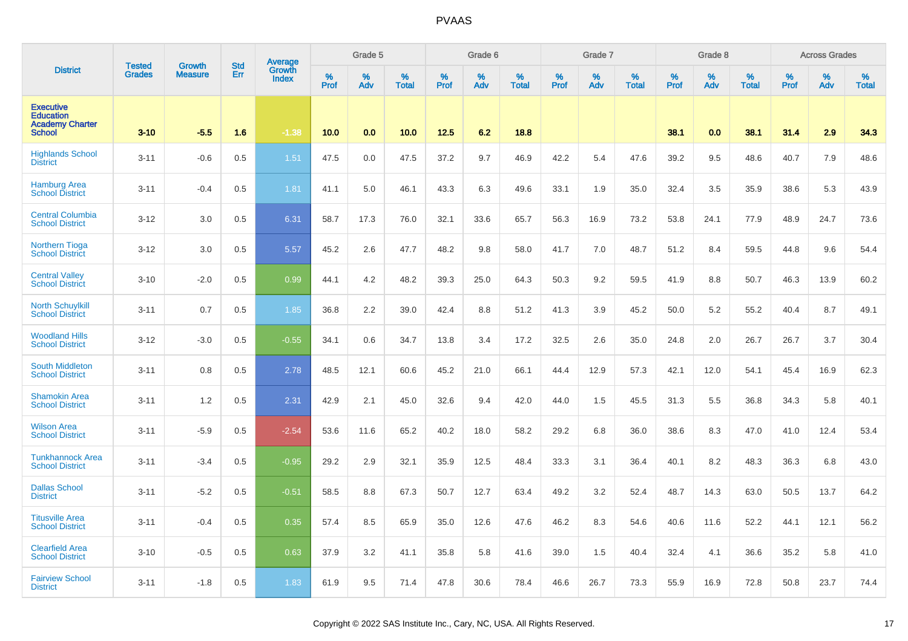| District | Tested Grades | Growth Measure | Std Err | Average Growth Index | Grade 5 | | | Grade 6 | | | Grade 7 | | | Grade 8 | | | Across Grades | | |
|---|---|---|---|---|---|---|---|---|---|---|---|---|---|---|---|---|---|---|---|
| | | | | | % Prof | % Adv | % Total | % Prof | % Adv | % Total | % Prof | % Adv | % Total | % Prof | % Adv | % Total | % Prof | % Adv | % Total |
| Executive Education Academy Charter School | 3-10 | -5.5 | 1.6 | -1.38 | 10.0 | 0.0 | 10.0 | 12.5 | 6.2 | 18.8 | | | | 38.1 | 0.0 | 38.1 | 31.4 | 2.9 | 34.3 |
| Highlands School District | 3-11 | -0.6 | 0.5 | 1.51 | 47.5 | 0.0 | 47.5 | 37.2 | 9.7 | 46.9 | 42.2 | 5.4 | 47.6 | 39.2 | 9.5 | 48.6 | 40.7 | 7.9 | 48.6 |
| Hamburg Area School District | 3-11 | -0.4 | 0.5 | 1.81 | 41.1 | 5.0 | 46.1 | 43.3 | 6.3 | 49.6 | 33.1 | 1.9 | 35.0 | 32.4 | 3.5 | 35.9 | 38.6 | 5.3 | 43.9 |
| Central Columbia School District | 3-12 | 3.0 | 0.5 | 6.31 | 58.7 | 17.3 | 76.0 | 32.1 | 33.6 | 65.7 | 56.3 | 16.9 | 73.2 | 53.8 | 24.1 | 77.9 | 48.9 | 24.7 | 73.6 |
| Northern Tioga School District | 3-12 | 3.0 | 0.5 | 5.57 | 45.2 | 2.6 | 47.7 | 48.2 | 9.8 | 58.0 | 41.7 | 7.0 | 48.7 | 51.2 | 8.4 | 59.5 | 44.8 | 9.6 | 54.4 |
| Central Valley School District | 3-10 | -2.0 | 0.5 | 0.99 | 44.1 | 4.2 | 48.2 | 39.3 | 25.0 | 64.3 | 50.3 | 9.2 | 59.5 | 41.9 | 8.8 | 50.7 | 46.3 | 13.9 | 60.2 |
| North Schuylkill School District | 3-11 | 0.7 | 0.5 | 1.85 | 36.8 | 2.2 | 39.0 | 42.4 | 8.8 | 51.2 | 41.3 | 3.9 | 45.2 | 50.0 | 5.2 | 55.2 | 40.4 | 8.7 | 49.1 |
| Woodland Hills School District | 3-12 | -3.0 | 0.5 | -0.55 | 34.1 | 0.6 | 34.7 | 13.8 | 3.4 | 17.2 | 32.5 | 2.6 | 35.0 | 24.8 | 2.0 | 26.7 | 26.7 | 3.7 | 30.4 |
| South Middleton School District | 3-11 | 0.8 | 0.5 | 2.78 | 48.5 | 12.1 | 60.6 | 45.2 | 21.0 | 66.1 | 44.4 | 12.9 | 57.3 | 42.1 | 12.0 | 54.1 | 45.4 | 16.9 | 62.3 |
| Shamokin Area School District | 3-11 | 1.2 | 0.5 | 2.31 | 42.9 | 2.1 | 45.0 | 32.6 | 9.4 | 42.0 | 44.0 | 1.5 | 45.5 | 31.3 | 5.5 | 36.8 | 34.3 | 5.8 | 40.1 |
| Wilson Area School District | 3-11 | -5.9 | 0.5 | -2.54 | 53.6 | 11.6 | 65.2 | 40.2 | 18.0 | 58.2 | 29.2 | 6.8 | 36.0 | 38.6 | 8.3 | 47.0 | 41.0 | 12.4 | 53.4 |
| Tunkhannock Area School District | 3-11 | -3.4 | 0.5 | -0.95 | 29.2 | 2.9 | 32.1 | 35.9 | 12.5 | 48.4 | 33.3 | 3.1 | 36.4 | 40.1 | 8.2 | 48.3 | 36.3 | 6.8 | 43.0 |
| Dallas School District | 3-11 | -5.2 | 0.5 | -0.51 | 58.5 | 8.8 | 67.3 | 50.7 | 12.7 | 63.4 | 49.2 | 3.2 | 52.4 | 48.7 | 14.3 | 63.0 | 50.5 | 13.7 | 64.2 |
| Titusville Area School District | 3-11 | -0.4 | 0.5 | 0.35 | 57.4 | 8.5 | 65.9 | 35.0 | 12.6 | 47.6 | 46.2 | 8.3 | 54.6 | 40.6 | 11.6 | 52.2 | 44.1 | 12.1 | 56.2 |
| Clearfield Area School District | 3-10 | -0.5 | 0.5 | 0.63 | 37.9 | 3.2 | 41.1 | 35.8 | 5.8 | 41.6 | 39.0 | 1.5 | 40.4 | 32.4 | 4.1 | 36.6 | 35.2 | 5.8 | 41.0 |
| Fairview School District | 3-11 | -1.8 | 0.5 | 1.83 | 61.9 | 9.5 | 71.4 | 47.8 | 30.6 | 78.4 | 46.6 | 26.7 | 73.3 | 55.9 | 16.9 | 72.8 | 50.8 | 23.7 | 74.4 |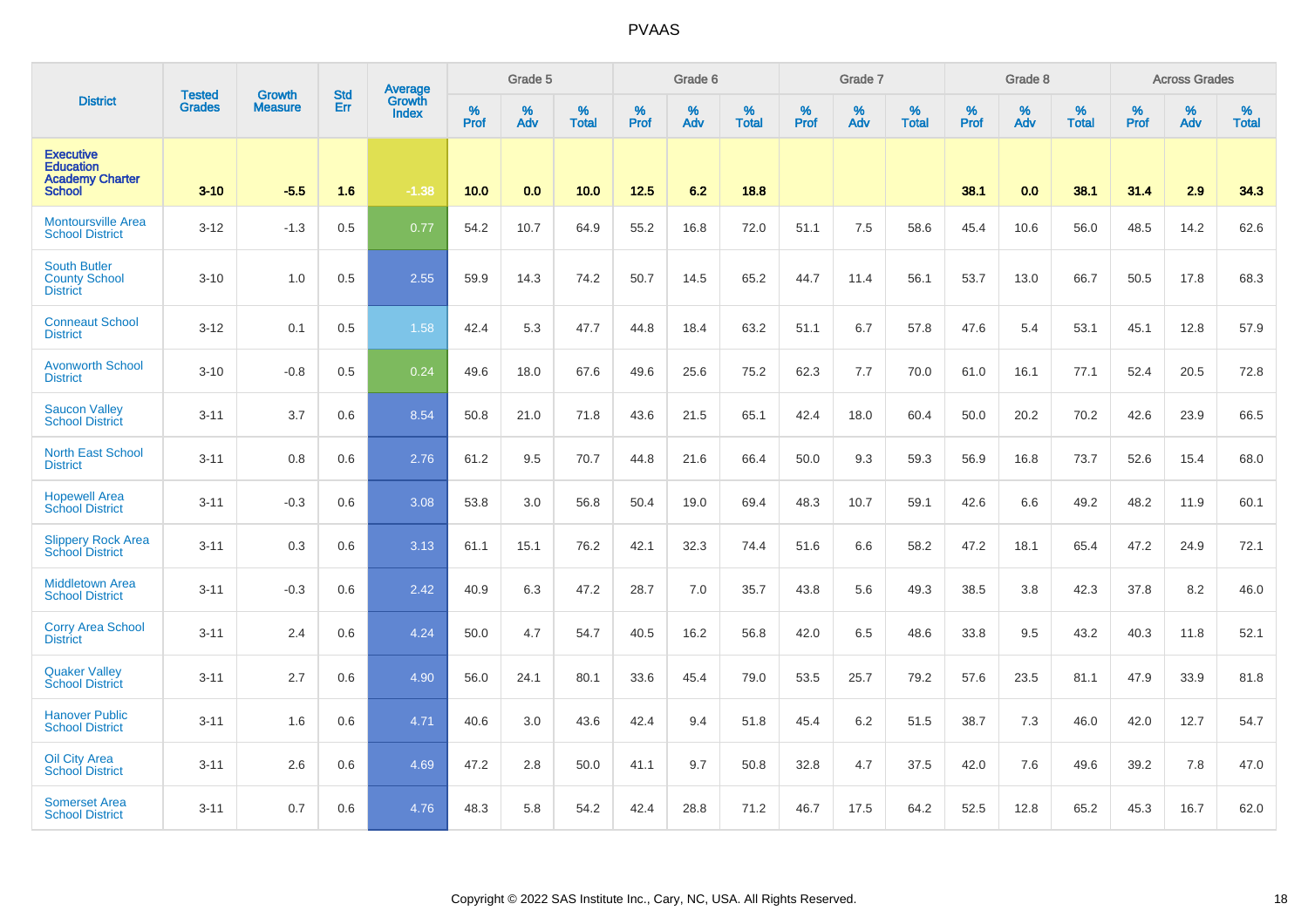# PVAAS

| District | Tested Grades | Growth Measure | Std Err | Average Growth Index | Grade 5 | | | Grade 6 | | | Grade 7 | | | Grade 8 | | | Across Grades | | |
|---|---|---|---|---|---|---|---|---|---|---|---|---|---|---|---|---|---|---|---|
| | | | | | % Prof | % Adv | % Total | % Prof | % Adv | % Total | % Prof | % Adv | % Total | % Prof | % Adv | % Total | % Prof | % Adv | % Total |
| **Executive Education Academy Charter School** | **3-10** | **-5.5** | **1.6** | **-1.38** | **10.0** | **0.0** | **10.0** | **12.5** | **6.2** | **18.8** | | | | **38.1** | **0.0** | **38.1** | **31.4** | **2.9** | **34.3** |
| Montoursville Area School District | 3-12 | -1.3 | 0.5 | 0.77 | 54.2 | 10.7 | 64.9 | 55.2 | 16.8 | 72.0 | 51.1 | 7.5 | 58.6 | 45.4 | 10.6 | 56.0 | 48.5 | 14.2 | 62.6 |
| South Butler County School District | 3-10 | 1.0 | 0.5 | 2.55 | 59.9 | 14.3 | 74.2 | 50.7 | 14.5 | 65.2 | 44.7 | 11.4 | 56.1 | 53.7 | 13.0 | 66.7 | 50.5 | 17.8 | 68.3 |
| Conneaut School District | 3-12 | 0.1 | 0.5 | 1.58 | 42.4 | 5.3 | 47.7 | 44.8 | 18.4 | 63.2 | 51.1 | 6.7 | 57.8 | 47.6 | 5.4 | 53.1 | 45.1 | 12.8 | 57.9 |
| Avonworth School District | 3-10 | -0.8 | 0.5 | 0.24 | 49.6 | 18.0 | 67.6 | 49.6 | 25.6 | 75.2 | 62.3 | 7.7 | 70.0 | 61.0 | 16.1 | 77.1 | 52.4 | 20.5 | 72.8 |
| Saucon Valley School District | 3-11 | 3.7 | 0.6 | 8.54 | 50.8 | 21.0 | 71.8 | 43.6 | 21.5 | 65.1 | 42.4 | 18.0 | 60.4 | 50.0 | 20.2 | 70.2 | 42.6 | 23.9 | 66.5 |
| North East School District | 3-11 | 0.8 | 0.6 | 2.76 | 61.2 | 9.5 | 70.7 | 44.8 | 21.6 | 66.4 | 50.0 | 9.3 | 59.3 | 56.9 | 16.8 | 73.7 | 52.6 | 15.4 | 68.0 |
| Hopewell Area School District | 3-11 | -0.3 | 0.6 | 3.08 | 53.8 | 3.0 | 56.8 | 50.4 | 19.0 | 69.4 | 48.3 | 10.7 | 59.1 | 42.6 | 6.6 | 49.2 | 48.2 | 11.9 | 60.1 |
| Slippery Rock Area School District | 3-11 | 0.3 | 0.6 | 3.13 | 61.1 | 15.1 | 76.2 | 42.1 | 32.3 | 74.4 | 51.6 | 6.6 | 58.2 | 47.2 | 18.1 | 65.4 | 47.2 | 24.9 | 72.1 |
| Middletown Area School District | 3-11 | -0.3 | 0.6 | 2.42 | 40.9 | 6.3 | 47.2 | 28.7 | 7.0 | 35.7 | 43.8 | 5.6 | 49.3 | 38.5 | 3.8 | 42.3 | 37.8 | 8.2 | 46.0 |
| Corry Area School District | 3-11 | 2.4 | 0.6 | 4.24 | 50.0 | 4.7 | 54.7 | 40.5 | 16.2 | 56.8 | 42.0 | 6.5 | 48.6 | 33.8 | 9.5 | 43.2 | 40.3 | 11.8 | 52.1 |
| Quaker Valley School District | 3-11 | 2.7 | 0.6 | 4.90 | 56.0 | 24.1 | 80.1 | 33.6 | 45.4 | 79.0 | 53.5 | 25.7 | 79.2 | 57.6 | 23.5 | 81.1 | 47.9 | 33.9 | 81.8 |
| Hanover Public School District | 3-11 | 1.6 | 0.6 | 4.71 | 40.6 | 3.0 | 43.6 | 42.4 | 9.4 | 51.8 | 45.4 | 6.2 | 51.5 | 38.7 | 7.3 | 46.0 | 42.0 | 12.7 | 54.7 |
| Oil City Area School District | 3-11 | 2.6 | 0.6 | 4.69 | 47.2 | 2.8 | 50.0 | 41.1 | 9.7 | 50.8 | 32.8 | 4.7 | 37.5 | 42.0 | 7.6 | 49.6 | 39.2 | 7.8 | 47.0 |
| Somerset Area School District | 3-11 | 0.7 | 0.6 | 4.76 | 48.3 | 5.8 | 54.2 | 42.4 | 28.8 | 71.2 | 46.7 | 17.5 | 64.2 | 52.5 | 12.8 | 65.2 | 45.3 | 16.7 | 62.0 |

Copyright © 2022 SAS Institute Inc., Cary, NC, USA. All Rights Reserved.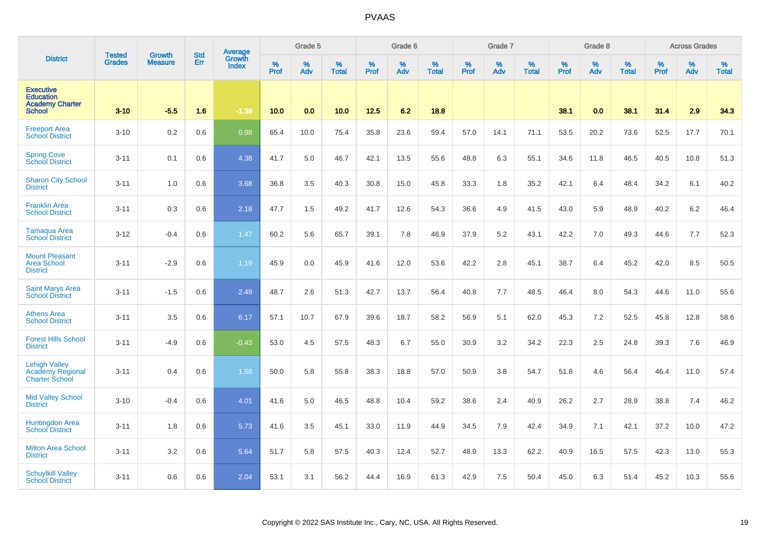| District | Tested Grades | Growth Measure | Std Err | Average Growth Index | Grade 5 | | | Grade 6 | | | Grade 7 | | | Grade 8 | | | Across Grades | | |
|---|---|---|---|---|---|---|---|---|---|---|---|---|---|---|---|---|---|---|---|
| | | | | | % Prof | % Adv | % Total | % Prof | % Adv | % Total | % Prof | % Adv | % Total | % Prof | % Adv | % Total | % Prof | % Adv | % Total |
| **Executive Education Academy Charter School** | **3-10** | **-5.5** | **1.6** | **-1.38** | **10.0** | **0.0** | **10.0** | **12.5** | **6.2** | **18.8** | | | | **38.1** | **0.0** | **38.1** | **31.4** | **2.9** | **34.3** |
| Freeport Area School District | 3-10 | 0.2 | 0.6 | 0.98 | 65.4 | 10.0 | 75.4 | 35.8 | 23.6 | 59.4 | 57.0 | 14.1 | 71.1 | 53.5 | 20.2 | 73.6 | 52.5 | 17.7 | 70.1 |
| Spring Cove School District | 3-11 | 0.1 | 0.6 | 4.38 | 41.7 | 5.0 | 46.7 | 42.1 | 13.5 | 55.6 | 48.8 | 6.3 | 55.1 | 34.6 | 11.8 | 46.5 | 40.5 | 10.8 | 51.3 |
| Sharon City School District | 3-11 | 1.0 | 0.6 | 3.68 | 36.8 | 3.5 | 40.3 | 30.8 | 15.0 | 45.8 | 33.3 | 1.8 | 35.2 | 42.1 | 6.4 | 48.4 | 34.2 | 6.1 | 40.2 |
| Franklin Area School District | 3-11 | 0.3 | 0.6 | 2.18 | 47.7 | 1.5 | 49.2 | 41.7 | 12.6 | 54.3 | 36.6 | 4.9 | 41.5 | 43.0 | 5.9 | 48.9 | 40.2 | 6.2 | 46.4 |
| Tamaqua Area School District | 3-12 | -0.4 | 0.6 | 1.47 | 60.2 | 5.6 | 65.7 | 39.1 | 7.8 | 46.9 | 37.9 | 5.2 | 43.1 | 42.2 | 7.0 | 49.3 | 44.6 | 7.7 | 52.3 |
| Mount Pleasant Area School District | 3-11 | -2.9 | 0.6 | 1.19 | 45.9 | 0.0 | 45.9 | 41.6 | 12.0 | 53.6 | 42.2 | 2.8 | 45.1 | 38.7 | 6.4 | 45.2 | 42.0 | 8.5 | 50.5 |
| Saint Marys Area School District | 3-11 | -1.5 | 0.6 | 2.49 | 48.7 | 2.6 | 51.3 | 42.7 | 13.7 | 56.4 | 40.8 | 7.7 | 48.5 | 46.4 | 8.0 | 54.3 | 44.6 | 11.0 | 55.6 |
| Athens Area School District | 3-11 | 3.5 | 0.6 | 6.17 | 57.1 | 10.7 | 67.9 | 39.6 | 18.7 | 58.2 | 56.9 | 5.1 | 62.0 | 45.3 | 7.2 | 52.5 | 45.8 | 12.8 | 58.6 |
| Forest Hills School District | 3-11 | -4.9 | 0.6 | -0.43 | 53.0 | 4.5 | 57.5 | 48.3 | 6.7 | 55.0 | 30.9 | 3.2 | 34.2 | 22.3 | 2.5 | 24.8 | 39.3 | 7.6 | 46.9 |
| Lehigh Valley Academy Regional Charter School | 3-11 | 0.4 | 0.6 | 1.58 | 50.0 | 5.8 | 55.8 | 38.3 | 18.8 | 57.0 | 50.9 | 3.8 | 54.7 | 51.8 | 4.6 | 56.4 | 46.4 | 11.0 | 57.4 |
| Mid Valley School District | 3-10 | -0.4 | 0.6 | 4.01 | 41.6 | 5.0 | 46.5 | 48.8 | 10.4 | 59.2 | 38.6 | 2.4 | 40.9 | 26.2 | 2.7 | 28.9 | 38.8 | 7.4 | 46.2 |
| Huntingdon Area School District | 3-11 | 1.8 | 0.6 | 5.73 | 41.6 | 3.5 | 45.1 | 33.0 | 11.9 | 44.9 | 34.5 | 7.9 | 42.4 | 34.9 | 7.1 | 42.1 | 37.2 | 10.0 | 47.2 |
| Milton Area School District | 3-11 | 3.2 | 0.6 | 5.64 | 51.7 | 5.8 | 57.5 | 40.3 | 12.4 | 52.7 | 48.9 | 13.3 | 62.2 | 40.9 | 16.5 | 57.5 | 42.3 | 13.0 | 55.3 |
| Schuylkill Valley School District | 3-11 | 0.6 | 0.6 | 2.04 | 53.1 | 3.1 | 56.2 | 44.4 | 16.9 | 61.3 | 42.9 | 7.5 | 50.4 | 45.0 | 6.3 | 51.4 | 45.2 | 10.3 | 55.6 |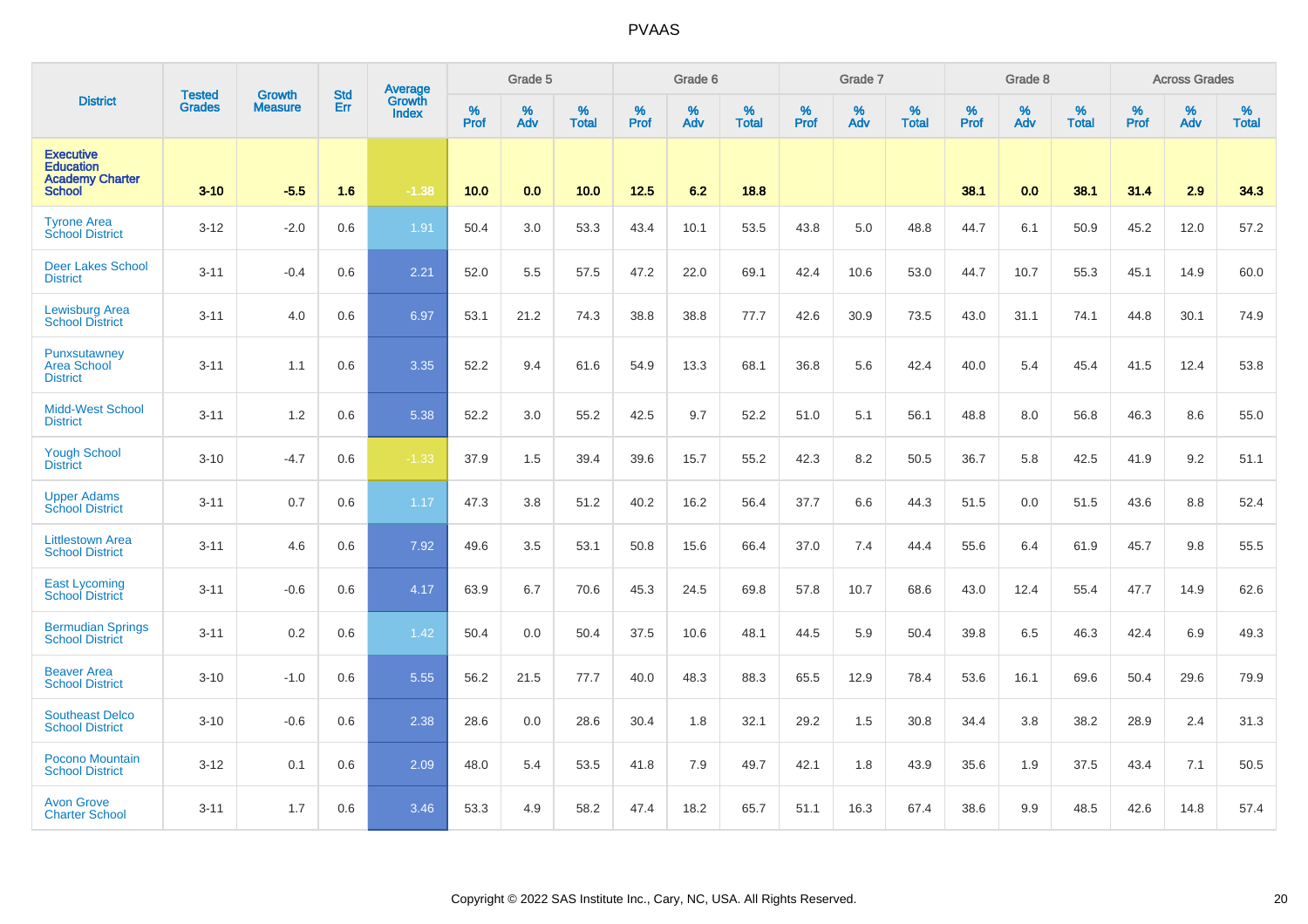# PVAAS

| District | Tested Grades | Growth Measure | Std Err | Average Growth Index | Grade 5 | | | Grade 6 | | | Grade 7 | | | Grade 8 | | | Across Grades | | |
|---|---|---|---|---|---|---|---|---|---|---|---|---|---|---|---|---|---|---|---|
| | | | | | % Prof | % Adv | % Total | % Prof | % Adv | % Total | % Prof | % Adv | % Total | % Prof | % Adv | % Total | % Prof | % Adv | % Total |
| **Executive Education Academy Charter School** | **3-10** | **-5.5** | **1.6** | **-1.38** | **10.0** | **0.0** | **10.0** | **12.5** | **6.2** | **18.8** | | | | **38.1** | **0.0** | **38.1** | **31.4** | **2.9** | **34.3** |
| Tyrone Area School District | 3-12 | -2.0 | 0.6 | 1.91 | 50.4 | 3.0 | 53.3 | 43.4 | 10.1 | 53.5 | 43.8 | 5.0 | 48.8 | 44.7 | 6.1 | 50.9 | 45.2 | 12.0 | 57.2 |
| Deer Lakes School District | 3-11 | -0.4 | 0.6 | 2.21 | 52.0 | 5.5 | 57.5 | 47.2 | 22.0 | 69.1 | 42.4 | 10.6 | 53.0 | 44.7 | 10.7 | 55.3 | 45.1 | 14.9 | 60.0 |
| Lewisburg Area School District | 3-11 | 4.0 | 0.6 | 6.97 | 53.1 | 21.2 | 74.3 | 38.8 | 38.8 | 77.7 | 42.6 | 30.9 | 73.5 | 43.0 | 31.1 | 74.1 | 44.8 | 30.1 | 74.9 |
| Punxsutawney Area School District | 3-11 | 1.1 | 0.6 | 3.35 | 52.2 | 9.4 | 61.6 | 54.9 | 13.3 | 68.1 | 36.8 | 5.6 | 42.4 | 40.0 | 5.4 | 45.4 | 41.5 | 12.4 | 53.8 |
| Midd-West School District | 3-11 | 1.2 | 0.6 | 5.38 | 52.2 | 3.0 | 55.2 | 42.5 | 9.7 | 52.2 | 51.0 | 5.1 | 56.1 | 48.8 | 8.0 | 56.8 | 46.3 | 8.6 | 55.0 |
| Yough School District | 3-10 | -4.7 | 0.6 | -1.33 | 37.9 | 1.5 | 39.4 | 39.6 | 15.7 | 55.2 | 42.3 | 8.2 | 50.5 | 36.7 | 5.8 | 42.5 | 41.9 | 9.2 | 51.1 |
| Upper Adams School District | 3-11 | 0.7 | 0.6 | 1.17 | 47.3 | 3.8 | 51.2 | 40.2 | 16.2 | 56.4 | 37.7 | 6.6 | 44.3 | 51.5 | 0.0 | 51.5 | 43.6 | 8.8 | 52.4 |
| Littlestown Area School District | 3-11 | 4.6 | 0.6 | 7.92 | 49.6 | 3.5 | 53.1 | 50.8 | 15.6 | 66.4 | 37.0 | 7.4 | 44.4 | 55.6 | 6.4 | 61.9 | 45.7 | 9.8 | 55.5 |
| East Lycoming School District | 3-11 | -0.6 | 0.6 | 4.17 | 63.9 | 6.7 | 70.6 | 45.3 | 24.5 | 69.8 | 57.8 | 10.7 | 68.6 | 43.0 | 12.4 | 55.4 | 47.7 | 14.9 | 62.6 |
| Bermudian Springs School District | 3-11 | 0.2 | 0.6 | 1.42 | 50.4 | 0.0 | 50.4 | 37.5 | 10.6 | 48.1 | 44.5 | 5.9 | 50.4 | 39.8 | 6.5 | 46.3 | 42.4 | 6.9 | 49.3 |
| Beaver Area School District | 3-10 | -1.0 | 0.6 | 5.55 | 56.2 | 21.5 | 77.7 | 40.0 | 48.3 | 88.3 | 65.5 | 12.9 | 78.4 | 53.6 | 16.1 | 69.6 | 50.4 | 29.6 | 79.9 |
| Southeast Delco School District | 3-10 | -0.6 | 0.6 | 2.38 | 28.6 | 0.0 | 28.6 | 30.4 | 1.8 | 32.1 | 29.2 | 1.5 | 30.8 | 34.4 | 3.8 | 38.2 | 28.9 | 2.4 | 31.3 |
| Pocono Mountain School District | 3-12 | 0.1 | 0.6 | 2.09 | 48.0 | 5.4 | 53.5 | 41.8 | 7.9 | 49.7 | 42.1 | 1.8 | 43.9 | 35.6 | 1.9 | 37.5 | 43.4 | 7.1 | 50.5 |
| Avon Grove Charter School | 3-11 | 1.7 | 0.6 | 3.46 | 53.3 | 4.9 | 58.2 | 47.4 | 18.2 | 65.7 | 51.1 | 16.3 | 67.4 | 38.6 | 9.9 | 48.5 | 42.6 | 14.8 | 57.4 |

Copyright © 2022 SAS Institute Inc., Cary, NC, USA. All Rights Reserved.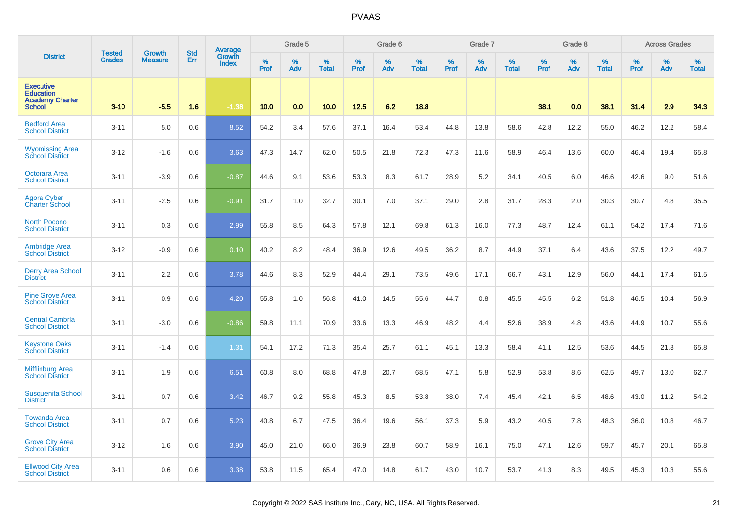# PVAAS

| District | Tested Grades | Growth Measure | Std Err | Average Growth Index | Grade 5 | | | Grade 6 | | | Grade 7 | | | Grade 8 | | | Across Grades | | |
|---|---|---|---|---|---|---|---|---|---|---|---|---|---|---|---|---|---|---|---|
| | | | | | % Prof | % Adv | % Total | % Prof | % Adv | % Total | % Prof | % Adv | % Total | % Prof | % Adv | % Total | % Prof | % Adv | % Total |
| **Executive Education Academy Charter School** | **3-10** | **-5.5** | **1.6** | **-1.38** | **10.0** | **0.0** | **10.0** | **12.5** | **6.2** | **18.8** | | | | **38.1** | **0.0** | **38.1** | **31.4** | **2.9** | **34.3** |
| Bedford Area School District | 3-11 | 5.0 | 0.6 | 8.52 | 54.2 | 3.4 | 57.6 | 37.1 | 16.4 | 53.4 | 44.8 | 13.8 | 58.6 | 42.8 | 12.2 | 55.0 | 46.2 | 12.2 | 58.4 |
| Wyomissing Area School District | 3-12 | -1.6 | 0.6 | 3.63 | 47.3 | 14.7 | 62.0 | 50.5 | 21.8 | 72.3 | 47.3 | 11.6 | 58.9 | 46.4 | 13.6 | 60.0 | 46.4 | 19.4 | 65.8 |
| Octorara Area School District | 3-11 | -3.9 | 0.6 | -0.87 | 44.6 | 9.1 | 53.6 | 53.3 | 8.3 | 61.7 | 28.9 | 5.2 | 34.1 | 40.5 | 6.0 | 46.6 | 42.6 | 9.0 | 51.6 |
| Agora Cyber Charter School | 3-11 | -2.5 | 0.6 | -0.91 | 31.7 | 1.0 | 32.7 | 30.1 | 7.0 | 37.1 | 29.0 | 2.8 | 31.7 | 28.3 | 2.0 | 30.3 | 30.7 | 4.8 | 35.5 |
| North Pocono School District | 3-11 | 0.3 | 0.6 | 2.99 | 55.8 | 8.5 | 64.3 | 57.8 | 12.1 | 69.8 | 61.3 | 16.0 | 77.3 | 48.7 | 12.4 | 61.1 | 54.2 | 17.4 | 71.6 |
| Ambridge Area School District | 3-12 | -0.9 | 0.6 | 0.10 | 40.2 | 8.2 | 48.4 | 36.9 | 12.6 | 49.5 | 36.2 | 8.7 | 44.9 | 37.1 | 6.4 | 43.6 | 37.5 | 12.2 | 49.7 |
| Derry Area School District | 3-11 | 2.2 | 0.6 | 3.78 | 44.6 | 8.3 | 52.9 | 44.4 | 29.1 | 73.5 | 49.6 | 17.1 | 66.7 | 43.1 | 12.9 | 56.0 | 44.1 | 17.4 | 61.5 |
| Pine Grove Area School District | 3-11 | 0.9 | 0.6 | 4.20 | 55.8 | 1.0 | 56.8 | 41.0 | 14.5 | 55.6 | 44.7 | 0.8 | 45.5 | 45.5 | 6.2 | 51.8 | 46.5 | 10.4 | 56.9 |
| Central Cambria School District | 3-11 | -3.0 | 0.6 | -0.86 | 59.8 | 11.1 | 70.9 | 33.6 | 13.3 | 46.9 | 48.2 | 4.4 | 52.6 | 38.9 | 4.8 | 43.6 | 44.9 | 10.7 | 55.6 |
| Keystone Oaks School District | 3-11 | -1.4 | 0.6 | 1.31 | 54.1 | 17.2 | 71.3 | 35.4 | 25.7 | 61.1 | 45.1 | 13.3 | 58.4 | 41.1 | 12.5 | 53.6 | 44.5 | 21.3 | 65.8 |
| Mifflinburg Area School District | 3-11 | 1.9 | 0.6 | 6.51 | 60.8 | 8.0 | 68.8 | 47.8 | 20.7 | 68.5 | 47.1 | 5.8 | 52.9 | 53.8 | 8.6 | 62.5 | 49.7 | 13.0 | 62.7 |
| Susquenita School District | 3-11 | 0.7 | 0.6 | 3.42 | 46.7 | 9.2 | 55.8 | 45.3 | 8.5 | 53.8 | 38.0 | 7.4 | 45.4 | 42.1 | 6.5 | 48.6 | 43.0 | 11.2 | 54.2 |
| Towanda Area School District | 3-11 | 0.7 | 0.6 | 5.23 | 40.8 | 6.7 | 47.5 | 36.4 | 19.6 | 56.1 | 37.3 | 5.9 | 43.2 | 40.5 | 7.8 | 48.3 | 36.0 | 10.8 | 46.7 |
| Grove City Area School District | 3-12 | 1.6 | 0.6 | 3.90 | 45.0 | 21.0 | 66.0 | 36.9 | 23.8 | 60.7 | 58.9 | 16.1 | 75.0 | 47.1 | 12.6 | 59.7 | 45.7 | 20.1 | 65.8 |
| Ellwood City Area School District | 3-11 | 0.6 | 0.6 | 3.38 | 53.8 | 11.5 | 65.4 | 47.0 | 14.8 | 61.7 | 43.0 | 10.7 | 53.7 | 41.3 | 8.3 | 49.5 | 45.3 | 10.3 | 55.6 |

Copyright © 2022 SAS Institute Inc., Cary, NC, USA. All Rights Reserved.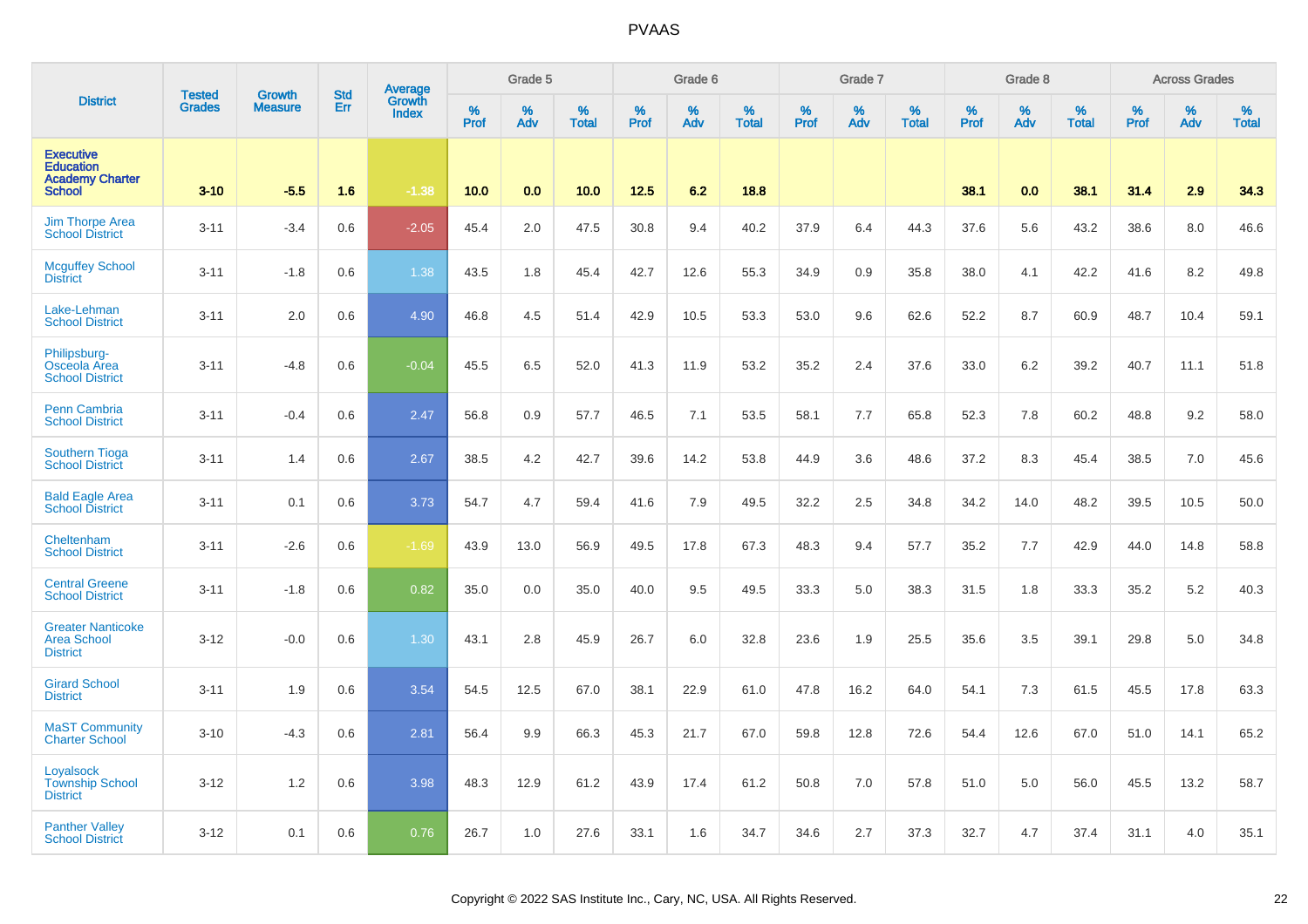# PVAAS

| District | Tested Grades | Growth Measure | Std Err | Average Growth Index | Grade 5 | | | Grade 6 | | | Grade 7 | | | Grade 8 | | | Across Grades | | |
|---|---|---|---|---|---|---|---|---|---|---|---|---|---|---|---|---|---|---|---|
| | | | | | % Prof | % Adv | % Total | % Prof | % Adv | % Total | % Prof | % Adv | % Total | % Prof | % Adv | % Total | % Prof | % Adv | % Total |
| **Executive Education Academy Charter School** | **3-10** | **-5.5** | **1.6** | **-1.38** | **10.0** | **0.0** | **10.0** | **12.5** | **6.2** | **18.8** | | | | **38.1** | **0.0** | **38.1** | **31.4** | **2.9** | **34.3** |
| Jim Thorpe Area School District | 3-11 | -3.4 | 0.6 | -2.05 | 45.4 | 2.0 | 47.5 | 30.8 | 9.4 | 40.2 | 37.9 | 6.4 | 44.3 | 37.6 | 5.6 | 43.2 | 38.6 | 8.0 | 46.6 |
| Mcguffey School District | 3-11 | -1.8 | 0.6 | 1.38 | 43.5 | 1.8 | 45.4 | 42.7 | 12.6 | 55.3 | 34.9 | 0.9 | 35.8 | 38.0 | 4.1 | 42.2 | 41.6 | 8.2 | 49.8 |
| Lake-Lehman School District | 3-11 | 2.0 | 0.6 | 4.90 | 46.8 | 4.5 | 51.4 | 42.9 | 10.5 | 53.3 | 53.0 | 9.6 | 62.6 | 52.2 | 8.7 | 60.9 | 48.7 | 10.4 | 59.1 |
| Philipsburg-Osceola Area School District | 3-11 | -4.8 | 0.6 | -0.04 | 45.5 | 6.5 | 52.0 | 41.3 | 11.9 | 53.2 | 35.2 | 2.4 | 37.6 | 33.0 | 6.2 | 39.2 | 40.7 | 11.1 | 51.8 |
| Penn Cambria School District | 3-11 | -0.4 | 0.6 | 2.47 | 56.8 | 0.9 | 57.7 | 46.5 | 7.1 | 53.5 | 58.1 | 7.7 | 65.8 | 52.3 | 7.8 | 60.2 | 48.8 | 9.2 | 58.0 |
| Southern Tioga School District | 3-11 | 1.4 | 0.6 | 2.67 | 38.5 | 4.2 | 42.7 | 39.6 | 14.2 | 53.8 | 44.9 | 3.6 | 48.6 | 37.2 | 8.3 | 45.4 | 38.5 | 7.0 | 45.6 |
| Bald Eagle Area School District | 3-11 | 0.1 | 0.6 | 3.73 | 54.7 | 4.7 | 59.4 | 41.6 | 7.9 | 49.5 | 32.2 | 2.5 | 34.8 | 34.2 | 14.0 | 48.2 | 39.5 | 10.5 | 50.0 |
| Cheltenham School District | 3-11 | -2.6 | 0.6 | -1.69 | 43.9 | 13.0 | 56.9 | 49.5 | 17.8 | 67.3 | 48.3 | 9.4 | 57.7 | 35.2 | 7.7 | 42.9 | 44.0 | 14.8 | 58.8 |
| Central Greene School District | 3-11 | -1.8 | 0.6 | 0.82 | 35.0 | 0.0 | 35.0 | 40.0 | 9.5 | 49.5 | 33.3 | 5.0 | 38.3 | 31.5 | 1.8 | 33.3 | 35.2 | 5.2 | 40.3 |
| Greater Nanticoke Area School District | 3-12 | -0.0 | 0.6 | 1.30 | 43.1 | 2.8 | 45.9 | 26.7 | 6.0 | 32.8 | 23.6 | 1.9 | 25.5 | 35.6 | 3.5 | 39.1 | 29.8 | 5.0 | 34.8 |
| Girard School District | 3-11 | 1.9 | 0.6 | 3.54 | 54.5 | 12.5 | 67.0 | 38.1 | 22.9 | 61.0 | 47.8 | 16.2 | 64.0 | 54.1 | 7.3 | 61.5 | 45.5 | 17.8 | 63.3 |
| MaST Community Charter School | 3-10 | -4.3 | 0.6 | 2.81 | 56.4 | 9.9 | 66.3 | 45.3 | 21.7 | 67.0 | 59.8 | 12.8 | 72.6 | 54.4 | 12.6 | 67.0 | 51.0 | 14.1 | 65.2 |
| Loyalsock Township School District | 3-12 | 1.2 | 0.6 | 3.98 | 48.3 | 12.9 | 61.2 | 43.9 | 17.4 | 61.2 | 50.8 | 7.0 | 57.8 | 51.0 | 5.0 | 56.0 | 45.5 | 13.2 | 58.7 |
| Panther Valley School District | 3-12 | 0.1 | 0.6 | 0.76 | 26.7 | 1.0 | 27.6 | 33.1 | 1.6 | 34.7 | 34.6 | 2.7 | 37.3 | 32.7 | 4.7 | 37.4 | 31.1 | 4.0 | 35.1 |

Copyright © 2022 SAS Institute Inc., Cary, NC, USA. All Rights Reserved.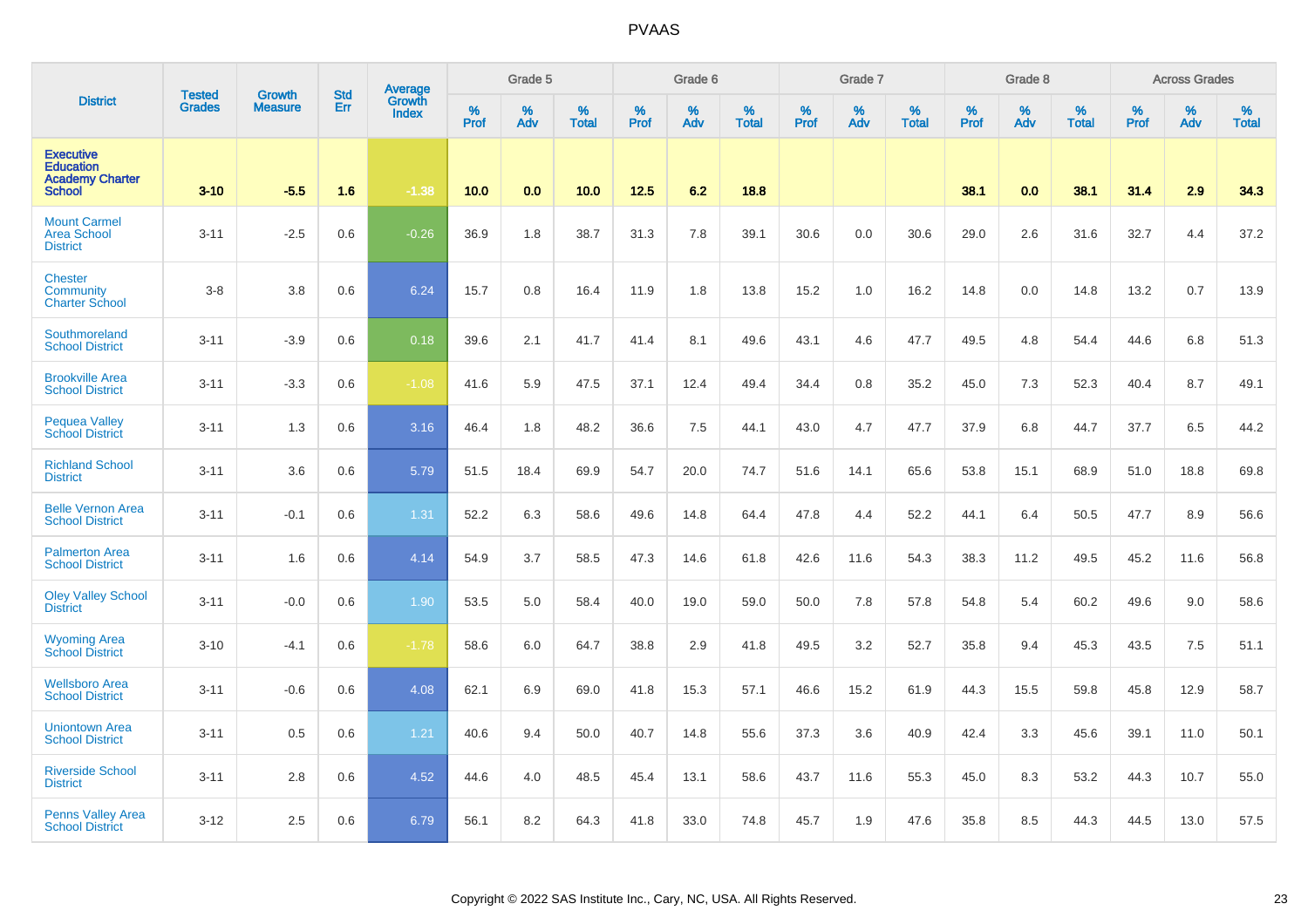# PVAAS

| District | Tested Grades | Growth Measure | Std Err | Average Growth Index | Grade 5 | | | Grade 6 | | | Grade 7 | | | Grade 8 | | | Across Grades | | |
|---|---|---|---|---|---|---|---|---|---|---|---|---|---|---|---|---|---|---|---|
| | | | | | % Prof | % Adv | % Total | % Prof | % Adv | % Total | % Prof | % Adv | % Total | % Prof | % Adv | % Total | % Prof | % Adv | % Total |
| **Executive Education Academy Charter School** | **3-10** | **-5.5** | **1.6** | **-1.38** | **10.0** | **0.0** | **10.0** | **12.5** | **6.2** | **18.8** | | | | **38.1** | **0.0** | **38.1** | **31.4** | **2.9** | **34.3** |
| Mount Carmel Area School District | 3-11 | -2.5 | 0.6 | -0.26 | 36.9 | 1.8 | 38.7 | 31.3 | 7.8 | 39.1 | 30.6 | 0.0 | 30.6 | 29.0 | 2.6 | 31.6 | 32.7 | 4.4 | 37.2 |
| Chester Community Charter School | 3-8 | 3.8 | 0.6 | 6.24 | 15.7 | 0.8 | 16.4 | 11.9 | 1.8 | 13.8 | 15.2 | 1.0 | 16.2 | 14.8 | 0.0 | 14.8 | 13.2 | 0.7 | 13.9 |
| Southmoreland School District | 3-11 | -3.9 | 0.6 | 0.18 | 39.6 | 2.1 | 41.7 | 41.4 | 8.1 | 49.6 | 43.1 | 4.6 | 47.7 | 49.5 | 4.8 | 54.4 | 44.6 | 6.8 | 51.3 |
| Brookville Area School District | 3-11 | -3.3 | 0.6 | -1.08 | 41.6 | 5.9 | 47.5 | 37.1 | 12.4 | 49.4 | 34.4 | 0.8 | 35.2 | 45.0 | 7.3 | 52.3 | 40.4 | 8.7 | 49.1 |
| Pequea Valley School District | 3-11 | 1.3 | 0.6 | 3.16 | 46.4 | 1.8 | 48.2 | 36.6 | 7.5 | 44.1 | 43.0 | 4.7 | 47.7 | 37.9 | 6.8 | 44.7 | 37.7 | 6.5 | 44.2 |
| Richland School District | 3-11 | 3.6 | 0.6 | 5.79 | 51.5 | 18.4 | 69.9 | 54.7 | 20.0 | 74.7 | 51.6 | 14.1 | 65.6 | 53.8 | 15.1 | 68.9 | 51.0 | 18.8 | 69.8 |
| Belle Vernon Area School District | 3-11 | -0.1 | 0.6 | 1.31 | 52.2 | 6.3 | 58.6 | 49.6 | 14.8 | 64.4 | 47.8 | 4.4 | 52.2 | 44.1 | 6.4 | 50.5 | 47.7 | 8.9 | 56.6 |
| Palmerton Area School District | 3-11 | 1.6 | 0.6 | 4.14 | 54.9 | 3.7 | 58.5 | 47.3 | 14.6 | 61.8 | 42.6 | 11.6 | 54.3 | 38.3 | 11.2 | 49.5 | 45.2 | 11.6 | 56.8 |
| Oley Valley School District | 3-11 | -0.0 | 0.6 | 1.90 | 53.5 | 5.0 | 58.4 | 40.0 | 19.0 | 59.0 | 50.0 | 7.8 | 57.8 | 54.8 | 5.4 | 60.2 | 49.6 | 9.0 | 58.6 |
| Wyoming Area School District | 3-10 | -4.1 | 0.6 | -1.78 | 58.6 | 6.0 | 64.7 | 38.8 | 2.9 | 41.8 | 49.5 | 3.2 | 52.7 | 35.8 | 9.4 | 45.3 | 43.5 | 7.5 | 51.1 |
| Wellsboro Area School District | 3-11 | -0.6 | 0.6 | 4.08 | 62.1 | 6.9 | 69.0 | 41.8 | 15.3 | 57.1 | 46.6 | 15.2 | 61.9 | 44.3 | 15.5 | 59.8 | 45.8 | 12.9 | 58.7 |
| Uniontown Area School District | 3-11 | 0.5 | 0.6 | 1.21 | 40.6 | 9.4 | 50.0 | 40.7 | 14.8 | 55.6 | 37.3 | 3.6 | 40.9 | 42.4 | 3.3 | 45.6 | 39.1 | 11.0 | 50.1 |
| Riverside School District | 3-11 | 2.8 | 0.6 | 4.52 | 44.6 | 4.0 | 48.5 | 45.4 | 13.1 | 58.6 | 43.7 | 11.6 | 55.3 | 45.0 | 8.3 | 53.2 | 44.3 | 10.7 | 55.0 |
| Penns Valley Area School District | 3-12 | 2.5 | 0.6 | 6.79 | 56.1 | 8.2 | 64.3 | 41.8 | 33.0 | 74.8 | 45.7 | 1.9 | 47.6 | 35.8 | 8.5 | 44.3 | 44.5 | 13.0 | 57.5 |

Copyright © 2022 SAS Institute Inc., Cary, NC, USA. All Rights Reserved.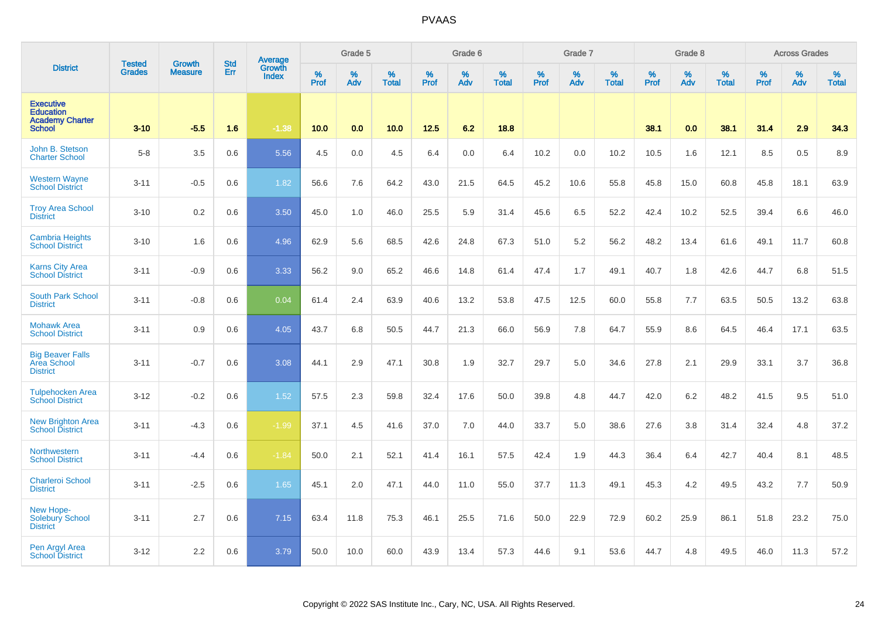# PVAAS

| District | Tested Grades | Growth Measure | Std Err | Average Growth Index | Grade 5 | | | Grade 6 | | | Grade 7 | | | Grade 8 | | | Across Grades | | |
|---|---|---|---|---|---|---|---|---|---|---|---|---|---|---|---|---|---|---|---|
| | | | | | % Prof | % Adv | % Total | % Prof | % Adv | % Total | % Prof | % Adv | % Total | % Prof | % Adv | % Total | % Prof | % Adv | % Total |
| **Executive Education Academy Charter School** | **3-10** | **-5.5** | **1.6** | **-1.38** | **10.0** | **0.0** | **10.0** | **12.5** | **6.2** | **18.8** | | | | **38.1** | **0.0** | **38.1** | **31.4** | **2.9** | **34.3** |
| John B. Stetson Charter School | 5-8 | 3.5 | 0.6 | 5.56 | 4.5 | 0.0 | 4.5 | 6.4 | 0.0 | 6.4 | 10.2 | 0.0 | 10.2 | 10.5 | 1.6 | 12.1 | 8.5 | 0.5 | 8.9 |
| Western Wayne School District | 3-11 | -0.5 | 0.6 | 1.82 | 56.6 | 7.6 | 64.2 | 43.0 | 21.5 | 64.5 | 45.2 | 10.6 | 55.8 | 45.8 | 15.0 | 60.8 | 45.8 | 18.1 | 63.9 |
| Troy Area School District | 3-10 | 0.2 | 0.6 | 3.50 | 45.0 | 1.0 | 46.0 | 25.5 | 5.9 | 31.4 | 45.6 | 6.5 | 52.2 | 42.4 | 10.2 | 52.5 | 39.4 | 6.6 | 46.0 |
| Cambria Heights School District | 3-10 | 1.6 | 0.6 | 4.96 | 62.9 | 5.6 | 68.5 | 42.6 | 24.8 | 67.3 | 51.0 | 5.2 | 56.2 | 48.2 | 13.4 | 61.6 | 49.1 | 11.7 | 60.8 |
| Karns City Area School District | 3-11 | -0.9 | 0.6 | 3.33 | 56.2 | 9.0 | 65.2 | 46.6 | 14.8 | 61.4 | 47.4 | 1.7 | 49.1 | 40.7 | 1.8 | 42.6 | 44.7 | 6.8 | 51.5 |
| South Park School District | 3-11 | -0.8 | 0.6 | 0.04 | 61.4 | 2.4 | 63.9 | 40.6 | 13.2 | 53.8 | 47.5 | 12.5 | 60.0 | 55.8 | 7.7 | 63.5 | 50.5 | 13.2 | 63.8 |
| Mohawk Area School District | 3-11 | 0.9 | 0.6 | 4.05 | 43.7 | 6.8 | 50.5 | 44.7 | 21.3 | 66.0 | 56.9 | 7.8 | 64.7 | 55.9 | 8.6 | 64.5 | 46.4 | 17.1 | 63.5 |
| Big Beaver Falls Area School District | 3-11 | -0.7 | 0.6 | 3.08 | 44.1 | 2.9 | 47.1 | 30.8 | 1.9 | 32.7 | 29.7 | 5.0 | 34.6 | 27.8 | 2.1 | 29.9 | 33.1 | 3.7 | 36.8 |
| Tulpehocken Area School District | 3-12 | -0.2 | 0.6 | 1.52 | 57.5 | 2.3 | 59.8 | 32.4 | 17.6 | 50.0 | 39.8 | 4.8 | 44.7 | 42.0 | 6.2 | 48.2 | 41.5 | 9.5 | 51.0 |
| New Brighton Area School District | 3-11 | -4.3 | 0.6 | -1.99 | 37.1 | 4.5 | 41.6 | 37.0 | 7.0 | 44.0 | 33.7 | 5.0 | 38.6 | 27.6 | 3.8 | 31.4 | 32.4 | 4.8 | 37.2 |
| Northwestern School District | 3-11 | -4.4 | 0.6 | -1.84 | 50.0 | 2.1 | 52.1 | 41.4 | 16.1 | 57.5 | 42.4 | 1.9 | 44.3 | 36.4 | 6.4 | 42.7 | 40.4 | 8.1 | 48.5 |
| Charleroi School District | 3-11 | -2.5 | 0.6 | 1.65 | 45.1 | 2.0 | 47.1 | 44.0 | 11.0 | 55.0 | 37.7 | 11.3 | 49.1 | 45.3 | 4.2 | 49.5 | 43.2 | 7.7 | 50.9 |
| New Hope-Solebury School District | 3-11 | 2.7 | 0.6 | 7.15 | 63.4 | 11.8 | 75.3 | 46.1 | 25.5 | 71.6 | 50.0 | 22.9 | 72.9 | 60.2 | 25.9 | 86.1 | 51.8 | 23.2 | 75.0 |
| Pen Argyl Area School District | 3-12 | 2.2 | 0.6 | 3.79 | 50.0 | 10.0 | 60.0 | 43.9 | 13.4 | 57.3 | 44.6 | 9.1 | 53.6 | 44.7 | 4.8 | 49.5 | 46.0 | 11.3 | 57.2 |

Copyright © 2022 SAS Institute Inc., Cary, NC, USA. All Rights Reserved.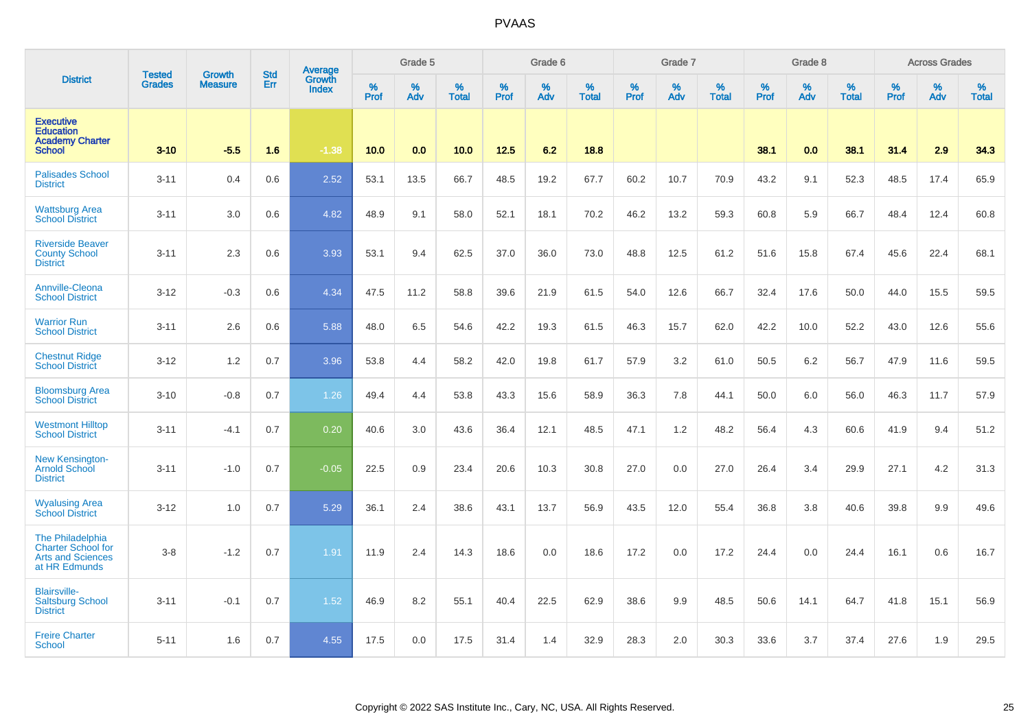# PVAAS

| District | Tested Grades | Growth Measure | Std Err | Average Growth Index | Grade 5 | | | Grade 6 | | | Grade 7 | | | Grade 8 | | | Across Grades | | |
|---|---|---|---|---|---|---|---|---|---|---|---|---|---|---|---|---|---|---|---|
| | | | | | % Prof | % Adv | % Total | % Prof | % Adv | % Total | % Prof | % Adv | % Total | % Prof | % Adv | % Total | % Prof | % Adv | % Total |
| **Executive Education Academy Charter School** | **3-10** | **-5.5** | **1.6** | **-1.38** | **10.0** | **0.0** | **10.0** | **12.5** | **6.2** | **18.8** | | | | **38.1** | **0.0** | **38.1** | **31.4** | **2.9** | **34.3** |
| Palisades School District | 3-11 | 0.4 | 0.6 | 2.52 | 53.1 | 13.5 | 66.7 | 48.5 | 19.2 | 67.7 | 60.2 | 10.7 | 70.9 | 43.2 | 9.1 | 52.3 | 48.5 | 17.4 | 65.9 |
| Wattsburg Area School District | 3-11 | 3.0 | 0.6 | 4.82 | 48.9 | 9.1 | 58.0 | 52.1 | 18.1 | 70.2 | 46.2 | 13.2 | 59.3 | 60.8 | 5.9 | 66.7 | 48.4 | 12.4 | 60.8 |
| Riverside Beaver County School District | 3-11 | 2.3 | 0.6 | 3.93 | 53.1 | 9.4 | 62.5 | 37.0 | 36.0 | 73.0 | 48.8 | 12.5 | 61.2 | 51.6 | 15.8 | 67.4 | 45.6 | 22.4 | 68.1 |
| Annville-Cleona School District | 3-12 | -0.3 | 0.6 | 4.34 | 47.5 | 11.2 | 58.8 | 39.6 | 21.9 | 61.5 | 54.0 | 12.6 | 66.7 | 32.4 | 17.6 | 50.0 | 44.0 | 15.5 | 59.5 |
| Warrior Run School District | 3-11 | 2.6 | 0.6 | 5.88 | 48.0 | 6.5 | 54.6 | 42.2 | 19.3 | 61.5 | 46.3 | 15.7 | 62.0 | 42.2 | 10.0 | 52.2 | 43.0 | 12.6 | 55.6 |
| Chestnut Ridge School District | 3-12 | 1.2 | 0.7 | 3.96 | 53.8 | 4.4 | 58.2 | 42.0 | 19.8 | 61.7 | 57.9 | 3.2 | 61.0 | 50.5 | 6.2 | 56.7 | 47.9 | 11.6 | 59.5 |
| Bloomsburg Area School District | 3-10 | -0.8 | 0.7 | 1.26 | 49.4 | 4.4 | 53.8 | 43.3 | 15.6 | 58.9 | 36.3 | 7.8 | 44.1 | 50.0 | 6.0 | 56.0 | 46.3 | 11.7 | 57.9 |
| Westmont Hilltop School District | 3-11 | -4.1 | 0.7 | 0.20 | 40.6 | 3.0 | 43.6 | 36.4 | 12.1 | 48.5 | 47.1 | 1.2 | 48.2 | 56.4 | 4.3 | 60.6 | 41.9 | 9.4 | 51.2 |
| New Kensington-Arnold School District | 3-11 | -1.0 | 0.7 | -0.05 | 22.5 | 0.9 | 23.4 | 20.6 | 10.3 | 30.8 | 27.0 | 0.0 | 27.0 | 26.4 | 3.4 | 29.9 | 27.1 | 4.2 | 31.3 |
| Wyalusing Area School District | 3-12 | 1.0 | 0.7 | 5.29 | 36.1 | 2.4 | 38.6 | 43.1 | 13.7 | 56.9 | 43.5 | 12.0 | 55.4 | 36.8 | 3.8 | 40.6 | 39.8 | 9.9 | 49.6 |
| The Philadelphia Charter School for Arts and Sciences at HR Edmunds | 3-8 | -1.2 | 0.7 | 1.91 | 11.9 | 2.4 | 14.3 | 18.6 | 0.0 | 18.6 | 17.2 | 0.0 | 17.2 | 24.4 | 0.0 | 24.4 | 16.1 | 0.6 | 16.7 |
| Blairsville-Saltsburg School District | 3-11 | -0.1 | 0.7 | 1.52 | 46.9 | 8.2 | 55.1 | 40.4 | 22.5 | 62.9 | 38.6 | 9.9 | 48.5 | 50.6 | 14.1 | 64.7 | 41.8 | 15.1 | 56.9 |
| Freire Charter School | 5-11 | 1.6 | 0.7 | 4.55 | 17.5 | 0.0 | 17.5 | 31.4 | 1.4 | 32.9 | 28.3 | 2.0 | 30.3 | 33.6 | 3.7 | 37.4 | 27.6 | 1.9 | 29.5 |

Copyright © 2022 SAS Institute Inc., Cary, NC, USA. All Rights Reserved.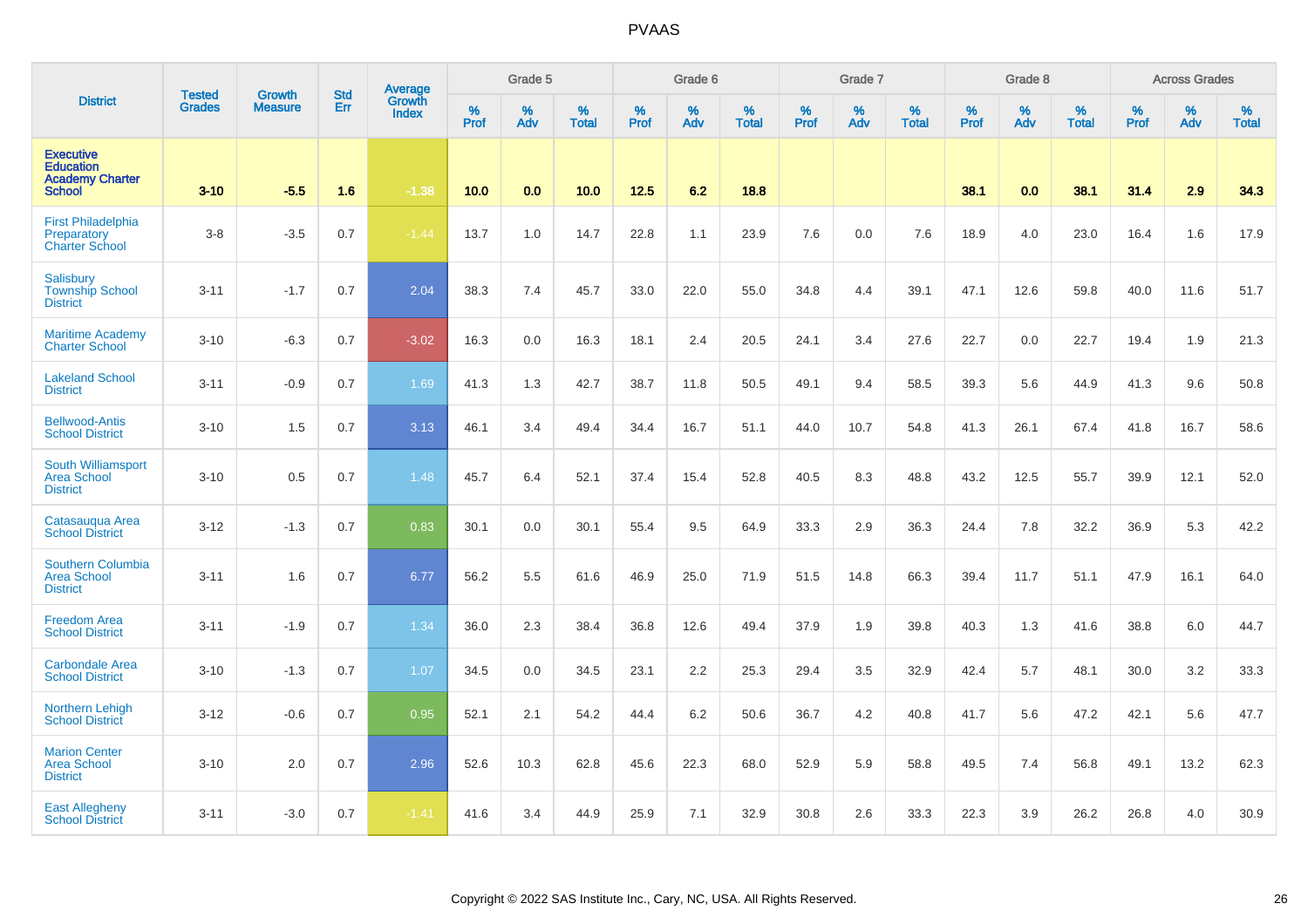# PVAAS

| District | Tested Grades | Growth Measure | Std Err | Average Growth Index | Grade 5 | | | Grade 6 | | | Grade 7 | | | Grade 8 | | | Across Grades | | |
|---|---|---|---|---|---|---|---|---|---|---|---|---|---|---|---|---|---|---|---|
| | | | | | % Prof | % Adv | % Total | % Prof | % Adv | % Total | % Prof | % Adv | % Total | % Prof | % Adv | % Total | % Prof | % Adv | % Total |
| **Executive Education Academy Charter School** | **3-10** | **-5.5** | **1.6** | **-1.38** | **10.0** | **0.0** | **10.0** | **12.5** | **6.2** | **18.8** | | | | **38.1** | **0.0** | **38.1** | **31.4** | **2.9** | **34.3** |
| First Philadelphia Preparatory Charter School | 3-8 | -3.5 | 0.7 | -1.44 | 13.7 | 1.0 | 14.7 | 22.8 | 1.1 | 23.9 | 7.6 | 0.0 | 7.6 | 18.9 | 4.0 | 23.0 | 16.4 | 1.6 | 17.9 |
| Salisbury Township School District | 3-11 | -1.7 | 0.7 | 2.04 | 38.3 | 7.4 | 45.7 | 33.0 | 22.0 | 55.0 | 34.8 | 4.4 | 39.1 | 47.1 | 12.6 | 59.8 | 40.0 | 11.6 | 51.7 |
| Maritime Academy Charter School | 3-10 | -6.3 | 0.7 | -3.02 | 16.3 | 0.0 | 16.3 | 18.1 | 2.4 | 20.5 | 24.1 | 3.4 | 27.6 | 22.7 | 0.0 | 22.7 | 19.4 | 1.9 | 21.3 |
| Lakeland School District | 3-11 | -0.9 | 0.7 | 1.69 | 41.3 | 1.3 | 42.7 | 38.7 | 11.8 | 50.5 | 49.1 | 9.4 | 58.5 | 39.3 | 5.6 | 44.9 | 41.3 | 9.6 | 50.8 |
| Bellwood-Antis School District | 3-10 | 1.5 | 0.7 | 3.13 | 46.1 | 3.4 | 49.4 | 34.4 | 16.7 | 51.1 | 44.0 | 10.7 | 54.8 | 41.3 | 26.1 | 67.4 | 41.8 | 16.7 | 58.6 |
| South Williamsport Area School District | 3-10 | 0.5 | 0.7 | 1.48 | 45.7 | 6.4 | 52.1 | 37.4 | 15.4 | 52.8 | 40.5 | 8.3 | 48.8 | 43.2 | 12.5 | 55.7 | 39.9 | 12.1 | 52.0 |
| Catasauqua Area School District | 3-12 | -1.3 | 0.7 | 0.83 | 30.1 | 0.0 | 30.1 | 55.4 | 9.5 | 64.9 | 33.3 | 2.9 | 36.3 | 24.4 | 7.8 | 32.2 | 36.9 | 5.3 | 42.2 |
| Southern Columbia Area School District | 3-11 | 1.6 | 0.7 | 6.77 | 56.2 | 5.5 | 61.6 | 46.9 | 25.0 | 71.9 | 51.5 | 14.8 | 66.3 | 39.4 | 11.7 | 51.1 | 47.9 | 16.1 | 64.0 |
| Freedom Area School District | 3-11 | -1.9 | 0.7 | 1.34 | 36.0 | 2.3 | 38.4 | 36.8 | 12.6 | 49.4 | 37.9 | 1.9 | 39.8 | 40.3 | 1.3 | 41.6 | 38.8 | 6.0 | 44.7 |
| Carbondale Area School District | 3-10 | -1.3 | 0.7 | 1.07 | 34.5 | 0.0 | 34.5 | 23.1 | 2.2 | 25.3 | 29.4 | 3.5 | 32.9 | 42.4 | 5.7 | 48.1 | 30.0 | 3.2 | 33.3 |
| Northern Lehigh School District | 3-12 | -0.6 | 0.7 | 0.95 | 52.1 | 2.1 | 54.2 | 44.4 | 6.2 | 50.6 | 36.7 | 4.2 | 40.8 | 41.7 | 5.6 | 47.2 | 42.1 | 5.6 | 47.7 |
| Marion Center Area School District | 3-10 | 2.0 | 0.7 | 2.96 | 52.6 | 10.3 | 62.8 | 45.6 | 22.3 | 68.0 | 52.9 | 5.9 | 58.8 | 49.5 | 7.4 | 56.8 | 49.1 | 13.2 | 62.3 |
| East Allegheny School District | 3-11 | -3.0 | 0.7 | -1.41 | 41.6 | 3.4 | 44.9 | 25.9 | 7.1 | 32.9 | 30.8 | 2.6 | 33.3 | 22.3 | 3.9 | 26.2 | 26.8 | 4.0 | 30.9 |

Copyright © 2022 SAS Institute Inc., Cary, NC, USA. All Rights Reserved.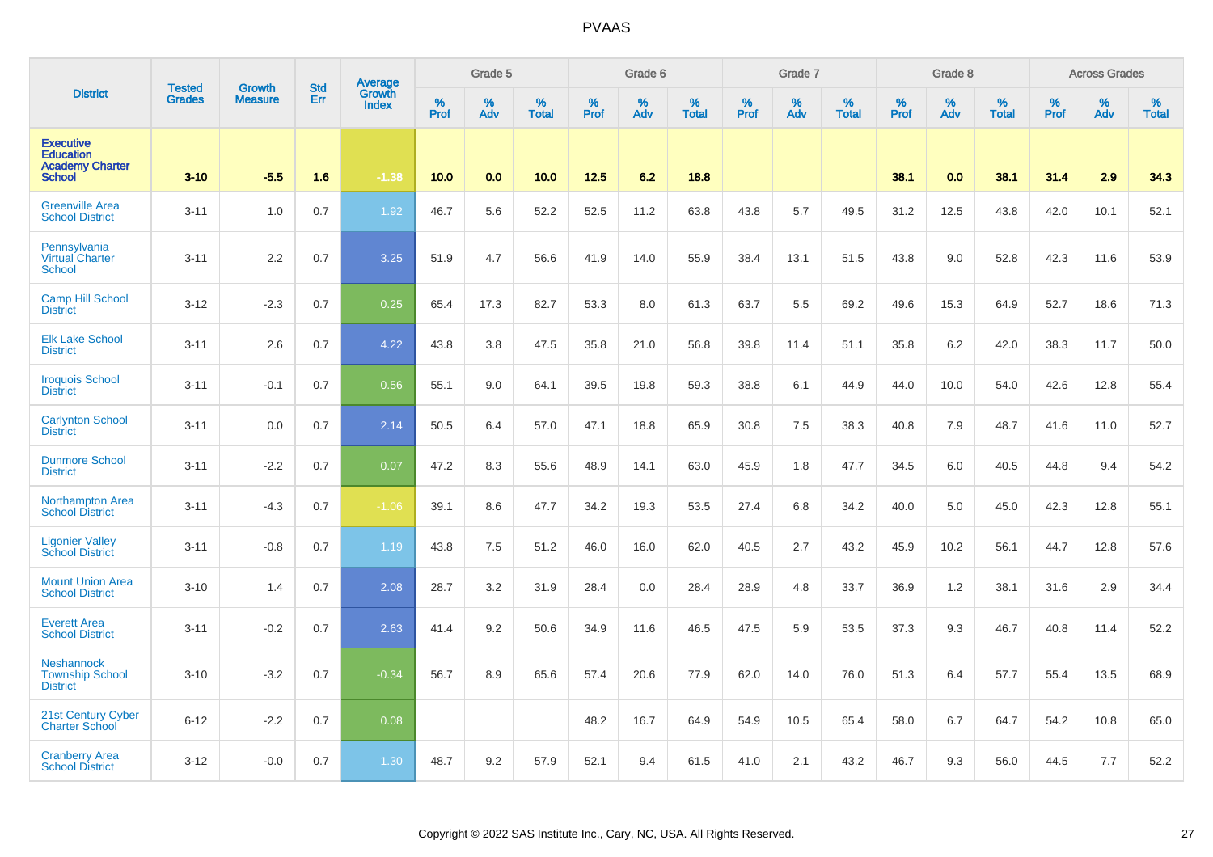| District | Tested Grades | Growth Measure | Std Err | Average Growth Index | Grade 5 | | | Grade 6 | | | Grade 7 | | | Grade 8 | | | Across Grades | | |
|---|---|---|---|---|---|---|---|---|---|---|---|---|---|---|---|---|---|---|---|
| | | | | | % Prof | % Adv | % Total | % Prof | % Adv | % Total | % Prof | % Adv | % Total | % Prof | % Adv | % Total | % Prof | % Adv | % Total |
| **Executive Education Academy Charter School** | **3-10** | **-5.5** | **1.6** | **-1.38** | **10.0** | **0.0** | **10.0** | **12.5** | **6.2** | **18.8** | | | | **38.1** | **0.0** | **38.1** | **31.4** | **2.9** | **34.3** |
| Greenville Area School District | 3-11 | 1.0 | 0.7 | 1.92 | 46.7 | 5.6 | 52.2 | 52.5 | 11.2 | 63.8 | 43.8 | 5.7 | 49.5 | 31.2 | 12.5 | 43.8 | 42.0 | 10.1 | 52.1 |
| Pennsylvania Virtual Charter School | 3-11 | 2.2 | 0.7 | 3.25 | 51.9 | 4.7 | 56.6 | 41.9 | 14.0 | 55.9 | 38.4 | 13.1 | 51.5 | 43.8 | 9.0 | 52.8 | 42.3 | 11.6 | 53.9 |
| Camp Hill School District | 3-12 | -2.3 | 0.7 | 0.25 | 65.4 | 17.3 | 82.7 | 53.3 | 8.0 | 61.3 | 63.7 | 5.5 | 69.2 | 49.6 | 15.3 | 64.9 | 52.7 | 18.6 | 71.3 |
| Elk Lake School District | 3-11 | 2.6 | 0.7 | 4.22 | 43.8 | 3.8 | 47.5 | 35.8 | 21.0 | 56.8 | 39.8 | 11.4 | 51.1 | 35.8 | 6.2 | 42.0 | 38.3 | 11.7 | 50.0 |
| Iroquois School District | 3-11 | -0.1 | 0.7 | 0.56 | 55.1 | 9.0 | 64.1 | 39.5 | 19.8 | 59.3 | 38.8 | 6.1 | 44.9 | 44.0 | 10.0 | 54.0 | 42.6 | 12.8 | 55.4 |
| Carlynton School District | 3-11 | 0.0 | 0.7 | 2.14 | 50.5 | 6.4 | 57.0 | 47.1 | 18.8 | 65.9 | 30.8 | 7.5 | 38.3 | 40.8 | 7.9 | 48.7 | 41.6 | 11.0 | 52.7 |
| Dunmore School District | 3-11 | -2.2 | 0.7 | 0.07 | 47.2 | 8.3 | 55.6 | 48.9 | 14.1 | 63.0 | 45.9 | 1.8 | 47.7 | 34.5 | 6.0 | 40.5 | 44.8 | 9.4 | 54.2 |
| Northampton Area School District | 3-11 | -4.3 | 0.7 | -1.06 | 39.1 | 8.6 | 47.7 | 34.2 | 19.3 | 53.5 | 27.4 | 6.8 | 34.2 | 40.0 | 5.0 | 45.0 | 42.3 | 12.8 | 55.1 |
| Ligonier Valley School District | 3-11 | -0.8 | 0.7 | 1.19 | 43.8 | 7.5 | 51.2 | 46.0 | 16.0 | 62.0 | 40.5 | 2.7 | 43.2 | 45.9 | 10.2 | 56.1 | 44.7 | 12.8 | 57.6 |
| Mount Union Area School District | 3-10 | 1.4 | 0.7 | 2.08 | 28.7 | 3.2 | 31.9 | 28.4 | 0.0 | 28.4 | 28.9 | 4.8 | 33.7 | 36.9 | 1.2 | 38.1 | 31.6 | 2.9 | 34.4 |
| Everett Area School District | 3-11 | -0.2 | 0.7 | 2.63 | 41.4 | 9.2 | 50.6 | 34.9 | 11.6 | 46.5 | 47.5 | 5.9 | 53.5 | 37.3 | 9.3 | 46.7 | 40.8 | 11.4 | 52.2 |
| Neshannock Township School District | 3-10 | -3.2 | 0.7 | -0.34 | 56.7 | 8.9 | 65.6 | 57.4 | 20.6 | 77.9 | 62.0 | 14.0 | 76.0 | 51.3 | 6.4 | 57.7 | 55.4 | 13.5 | 68.9 |
| 21st Century Cyber Charter School | 6-12 | -2.2 | 0.7 | 0.08 | | | | 48.2 | 16.7 | 64.9 | 54.9 | 10.5 | 65.4 | 58.0 | 6.7 | 64.7 | 54.2 | 10.8 | 65.0 |
| Cranberry Area School District | 3-12 | -0.0 | 0.7 | 1.30 | 48.7 | 9.2 | 57.9 | 52.1 | 9.4 | 61.5 | 41.0 | 2.1 | 43.2 | 46.7 | 9.3 | 56.0 | 44.5 | 7.7 | 52.2 |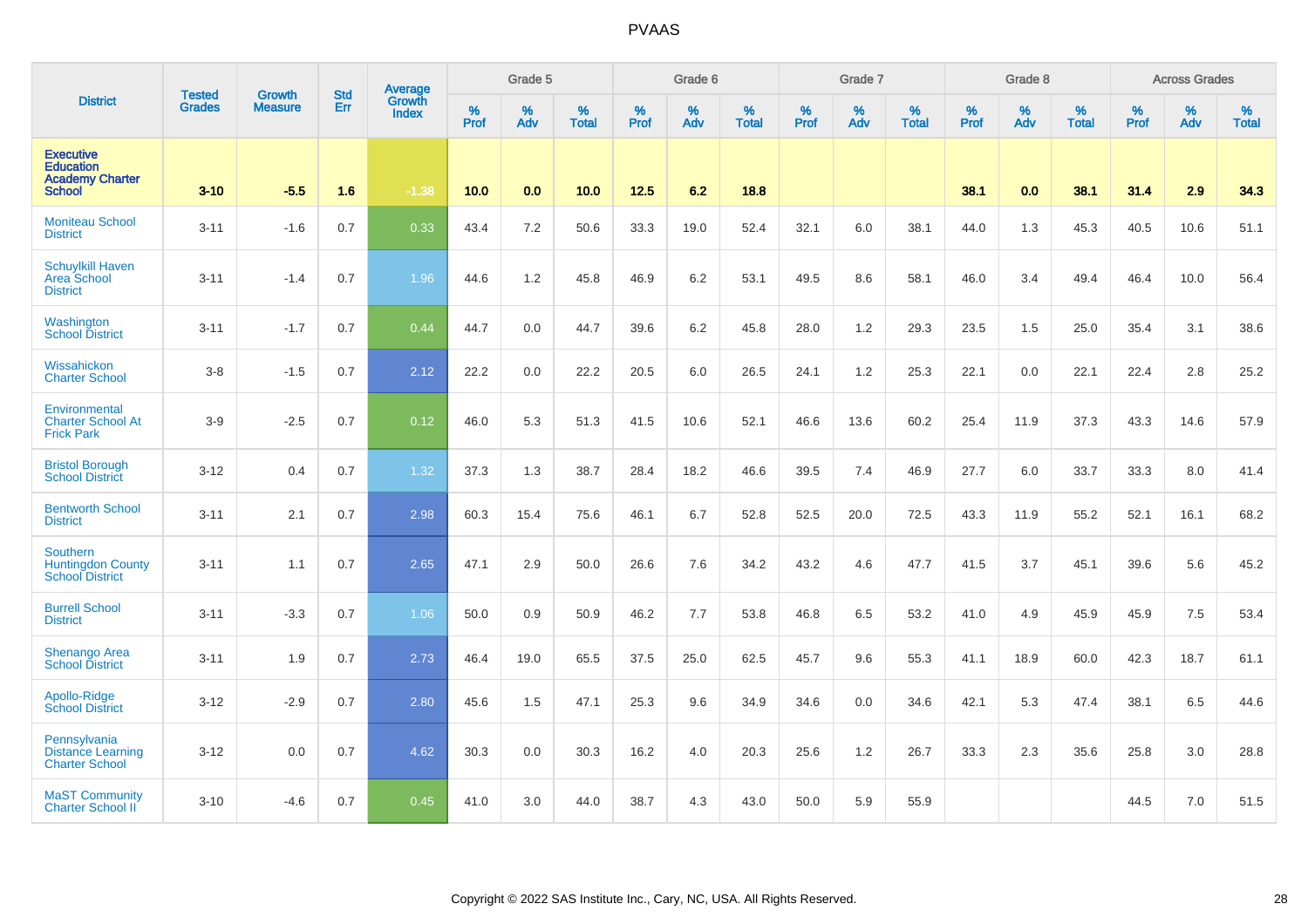| District | Tested Grades | Growth Measure | Std Err | Average Growth Index | Grade 5 | | | Grade 6 | | | Grade 7 | | | Grade 8 | | | Across Grades | | |
|---|---|---|---|---|---|---|---|---|---|---|---|---|---|---|---|---|---|---|---|
| | | | | | % Prof | % Adv | % Total | % Prof | % Adv | % Total | % Prof | % Adv | % Total | % Prof | % Adv | % Total | % Prof | % Adv | % Total |
| Executive Education Academy Charter School | 3-10 | -5.5 | 1.6 | -1.38 | 10.0 | 0.0 | 10.0 | 12.5 | 6.2 | 18.8 | | | | 38.1 | 0.0 | 38.1 | 31.4 | 2.9 | 34.3 |
| Moniteau School District | 3-11 | -1.6 | 0.7 | 0.33 | 43.4 | 7.2 | 50.6 | 33.3 | 19.0 | 52.4 | 32.1 | 6.0 | 38.1 | 44.0 | 1.3 | 45.3 | 40.5 | 10.6 | 51.1 |
| Schuylkill Haven Area School District | 3-11 | -1.4 | 0.7 | 1.96 | 44.6 | 1.2 | 45.8 | 46.9 | 6.2 | 53.1 | 49.5 | 8.6 | 58.1 | 46.0 | 3.4 | 49.4 | 46.4 | 10.0 | 56.4 |
| Washington School District | 3-11 | -1.7 | 0.7 | 0.44 | 44.7 | 0.0 | 44.7 | 39.6 | 6.2 | 45.8 | 28.0 | 1.2 | 29.3 | 23.5 | 1.5 | 25.0 | 35.4 | 3.1 | 38.6 |
| Wissahickon Charter School | 3-8 | -1.5 | 0.7 | 2.12 | 22.2 | 0.0 | 22.2 | 20.5 | 6.0 | 26.5 | 24.1 | 1.2 | 25.3 | 22.1 | 0.0 | 22.1 | 22.4 | 2.8 | 25.2 |
| Environmental Charter School At Frick Park | 3-9 | -2.5 | 0.7 | 0.12 | 46.0 | 5.3 | 51.3 | 41.5 | 10.6 | 52.1 | 46.6 | 13.6 | 60.2 | 25.4 | 11.9 | 37.3 | 43.3 | 14.6 | 57.9 |
| Bristol Borough School District | 3-12 | 0.4 | 0.7 | 1.32 | 37.3 | 1.3 | 38.7 | 28.4 | 18.2 | 46.6 | 39.5 | 7.4 | 46.9 | 27.7 | 6.0 | 33.7 | 33.3 | 8.0 | 41.4 |
| Bentworth School District | 3-11 | 2.1 | 0.7 | 2.98 | 60.3 | 15.4 | 75.6 | 46.1 | 6.7 | 52.8 | 52.5 | 20.0 | 72.5 | 43.3 | 11.9 | 55.2 | 52.1 | 16.1 | 68.2 |
| Southern Huntingdon County School District | 3-11 | 1.1 | 0.7 | 2.65 | 47.1 | 2.9 | 50.0 | 26.6 | 7.6 | 34.2 | 43.2 | 4.6 | 47.7 | 41.5 | 3.7 | 45.1 | 39.6 | 5.6 | 45.2 |
| Burrell School District | 3-11 | -3.3 | 0.7 | 1.06 | 50.0 | 0.9 | 50.9 | 46.2 | 7.7 | 53.8 | 46.8 | 6.5 | 53.2 | 41.0 | 4.9 | 45.9 | 45.9 | 7.5 | 53.4 |
| Shenango Area School District | 3-11 | 1.9 | 0.7 | 2.73 | 46.4 | 19.0 | 65.5 | 37.5 | 25.0 | 62.5 | 45.7 | 9.6 | 55.3 | 41.1 | 18.9 | 60.0 | 42.3 | 18.7 | 61.1 |
| Apollo-Ridge School District | 3-12 | -2.9 | 0.7 | 2.80 | 45.6 | 1.5 | 47.1 | 25.3 | 9.6 | 34.9 | 34.6 | 0.0 | 34.6 | 42.1 | 5.3 | 47.4 | 38.1 | 6.5 | 44.6 |
| Pennsylvania Distance Learning Charter School | 3-12 | 0.0 | 0.7 | 4.62 | 30.3 | 0.0 | 30.3 | 16.2 | 4.0 | 20.3 | 25.6 | 1.2 | 26.7 | 33.3 | 2.3 | 35.6 | 25.8 | 3.0 | 28.8 |
| MaST Community Charter School II | 3-10 | -4.6 | 0.7 | 0.45 | 41.0 | 3.0 | 44.0 | 38.7 | 4.3 | 43.0 | 50.0 | 5.9 | 55.9 | | | | 44.5 | 7.0 | 51.5 |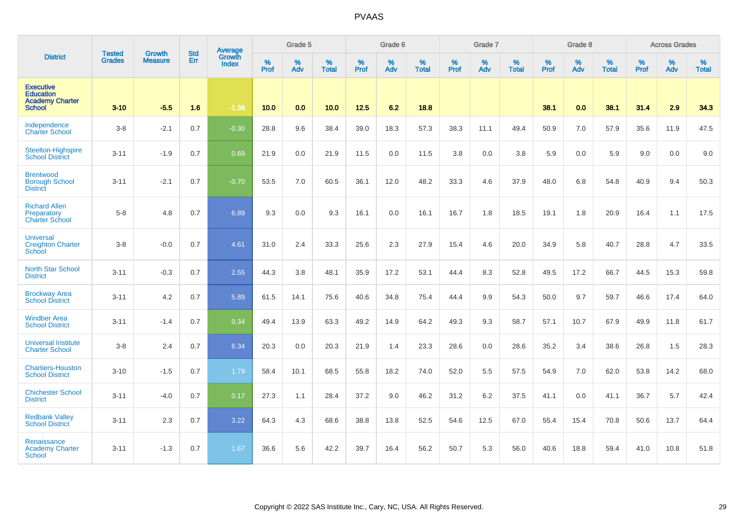# PVAAS

| District | Tested Grades | Growth Measure | Std Err | Average Growth Index | Grade 5 | | | Grade 6 | | | Grade 7 | | | Grade 8 | | | Across Grades | | |
|---|---|---|---|---|---|---|---|---|---|---|---|---|---|---|---|---|---|---|---|
| | | | | | % Prof | % Adv | % Total | % Prof | % Adv | % Total | % Prof | % Adv | % Total | % Prof | % Adv | % Total | % Prof | % Adv | % Total |
| **Executive Education Academy Charter School** | **3-10** | **-5.5** | **1.6** | **-1.38** | **10.0** | **0.0** | **10.0** | **12.5** | **6.2** | **18.8** | | | | **38.1** | **0.0** | **38.1** | **31.4** | **2.9** | **34.3** |
| Independence Charter School | 3-8 | -2.1 | 0.7 | -0.30 | 28.8 | 9.6 | 38.4 | 39.0 | 18.3 | 57.3 | 38.3 | 11.1 | 49.4 | 50.9 | 7.0 | 57.9 | 35.6 | 11.9 | 47.5 |
| Steelton-Highspire School District | 3-11 | -1.9 | 0.7 | 0.69 | 21.9 | 0.0 | 21.9 | 11.5 | 0.0 | 11.5 | 3.8 | 0.0 | 3.8 | 5.9 | 0.0 | 5.9 | 9.0 | 0.0 | 9.0 |
| Brentwood Borough School District | 3-11 | -2.1 | 0.7 | -0.70 | 53.5 | 7.0 | 60.5 | 36.1 | 12.0 | 48.2 | 33.3 | 4.6 | 37.9 | 48.0 | 6.8 | 54.8 | 40.9 | 9.4 | 50.3 |
| Richard Allen Preparatory Charter School | 5-8 | 4.8 | 0.7 | 6.89 | 9.3 | 0.0 | 9.3 | 16.1 | 0.0 | 16.1 | 16.7 | 1.8 | 18.5 | 19.1 | 1.8 | 20.9 | 16.4 | 1.1 | 17.5 |
| Universal Creighton Charter School | 3-8 | -0.0 | 0.7 | 4.61 | 31.0 | 2.4 | 33.3 | 25.6 | 2.3 | 27.9 | 15.4 | 4.6 | 20.0 | 34.9 | 5.8 | 40.7 | 28.8 | 4.7 | 33.5 |
| North Star School District | 3-11 | -0.3 | 0.7 | 2.55 | 44.3 | 3.8 | 48.1 | 35.9 | 17.2 | 53.1 | 44.4 | 8.3 | 52.8 | 49.5 | 17.2 | 66.7 | 44.5 | 15.3 | 59.8 |
| Brockway Area School District | 3-11 | 4.2 | 0.7 | 5.89 | 61.5 | 14.1 | 75.6 | 40.6 | 34.8 | 75.4 | 44.4 | 9.9 | 54.3 | 50.0 | 9.7 | 59.7 | 46.6 | 17.4 | 64.0 |
| Windber Area School District | 3-11 | -1.4 | 0.7 | 0.34 | 49.4 | 13.9 | 63.3 | 49.2 | 14.9 | 64.2 | 49.3 | 9.3 | 58.7 | 57.1 | 10.7 | 67.9 | 49.9 | 11.8 | 61.7 |
| Universal Institute Charter School | 3-8 | 2.4 | 0.7 | 6.34 | 20.3 | 0.0 | 20.3 | 21.9 | 1.4 | 23.3 | 28.6 | 0.0 | 28.6 | 35.2 | 3.4 | 38.6 | 26.8 | 1.5 | 28.3 |
| Chartiers-Houston School District | 3-10 | -1.5 | 0.7 | 1.79 | 58.4 | 10.1 | 68.5 | 55.8 | 18.2 | 74.0 | 52.0 | 5.5 | 57.5 | 54.9 | 7.0 | 62.0 | 53.8 | 14.2 | 68.0 |
| Chichester School District | 3-11 | -4.0 | 0.7 | 0.17 | 27.3 | 1.1 | 28.4 | 37.2 | 9.0 | 46.2 | 31.2 | 6.2 | 37.5 | 41.1 | 0.0 | 41.1 | 36.7 | 5.7 | 42.4 |
| Redbank Valley School District | 3-11 | 2.3 | 0.7 | 3.22 | 64.3 | 4.3 | 68.6 | 38.8 | 13.8 | 52.5 | 54.6 | 12.5 | 67.0 | 55.4 | 15.4 | 70.8 | 50.6 | 13.7 | 64.4 |
| Renaissance Academy Charter School | 3-11 | -1.3 | 0.7 | 1.67 | 36.6 | 5.6 | 42.2 | 39.7 | 16.4 | 56.2 | 50.7 | 5.3 | 56.0 | 40.6 | 18.8 | 59.4 | 41.0 | 10.8 | 51.8 |

Copyright © 2022 SAS Institute Inc., Cary, NC, USA. All Rights Reserved.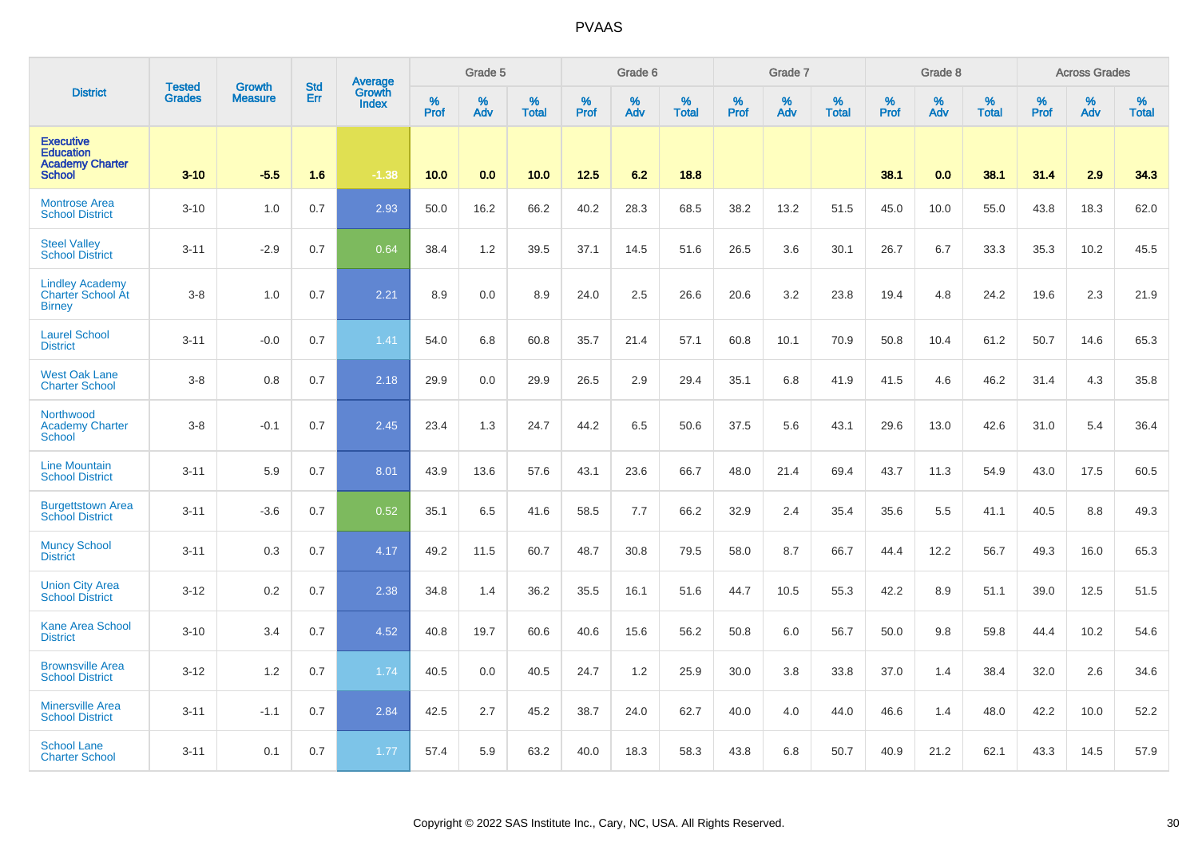| District | Tested Grades | Growth Measure | Std Err | Average Growth Index | Grade 5 | | | Grade 6 | | | Grade 7 | | | Grade 8 | | | Across Grades | | |
|---|---|---|---|---|---|---|---|---|---|---|---|---|---|---|---|---|---|---|---|
| | | | | | % Prof | % Adv | % Total | % Prof | % Adv | % Total | % Prof | % Adv | % Total | % Prof | % Adv | % Total | % Prof | % Adv | % Total |
| **Executive Education Academy Charter School** | **3-10** | **-5.5** | **1.6** | **-1.38** | **10.0** | **0.0** | **10.0** | **12.5** | **6.2** | **18.8** | | | | **38.1** | **0.0** | **38.1** | **31.4** | **2.9** | **34.3** |
| Montrose Area School District | 3-10 | 1.0 | 0.7 | 2.93 | 50.0 | 16.2 | 66.2 | 40.2 | 28.3 | 68.5 | 38.2 | 13.2 | 51.5 | 45.0 | 10.0 | 55.0 | 43.8 | 18.3 | 62.0 |
| Steel Valley School District | 3-11 | -2.9 | 0.7 | 0.64 | 38.4 | 1.2 | 39.5 | 37.1 | 14.5 | 51.6 | 26.5 | 3.6 | 30.1 | 26.7 | 6.7 | 33.3 | 35.3 | 10.2 | 45.5 |
| Lindley Academy Charter School At Birney | 3-8 | 1.0 | 0.7 | 2.21 | 8.9 | 0.0 | 8.9 | 24.0 | 2.5 | 26.6 | 20.6 | 3.2 | 23.8 | 19.4 | 4.8 | 24.2 | 19.6 | 2.3 | 21.9 |
| Laurel School District | 3-11 | -0.0 | 0.7 | 1.41 | 54.0 | 6.8 | 60.8 | 35.7 | 21.4 | 57.1 | 60.8 | 10.1 | 70.9 | 50.8 | 10.4 | 61.2 | 50.7 | 14.6 | 65.3 |
| West Oak Lane Charter School | 3-8 | 0.8 | 0.7 | 2.18 | 29.9 | 0.0 | 29.9 | 26.5 | 2.9 | 29.4 | 35.1 | 6.8 | 41.9 | 41.5 | 4.6 | 46.2 | 31.4 | 4.3 | 35.8 |
| Northwood Academy Charter School | 3-8 | -0.1 | 0.7 | 2.45 | 23.4 | 1.3 | 24.7 | 44.2 | 6.5 | 50.6 | 37.5 | 5.6 | 43.1 | 29.6 | 13.0 | 42.6 | 31.0 | 5.4 | 36.4 |
| Line Mountain School District | 3-11 | 5.9 | 0.7 | 8.01 | 43.9 | 13.6 | 57.6 | 43.1 | 23.6 | 66.7 | 48.0 | 21.4 | 69.4 | 43.7 | 11.3 | 54.9 | 43.0 | 17.5 | 60.5 |
| Burgettstown Area School District | 3-11 | -3.6 | 0.7 | 0.52 | 35.1 | 6.5 | 41.6 | 58.5 | 7.7 | 66.2 | 32.9 | 2.4 | 35.4 | 35.6 | 5.5 | 41.1 | 40.5 | 8.8 | 49.3 |
| Muncy School District | 3-11 | 0.3 | 0.7 | 4.17 | 49.2 | 11.5 | 60.7 | 48.7 | 30.8 | 79.5 | 58.0 | 8.7 | 66.7 | 44.4 | 12.2 | 56.7 | 49.3 | 16.0 | 65.3 |
| Union City Area School District | 3-12 | 0.2 | 0.7 | 2.38 | 34.8 | 1.4 | 36.2 | 35.5 | 16.1 | 51.6 | 44.7 | 10.5 | 55.3 | 42.2 | 8.9 | 51.1 | 39.0 | 12.5 | 51.5 |
| Kane Area School District | 3-10 | 3.4 | 0.7 | 4.52 | 40.8 | 19.7 | 60.6 | 40.6 | 15.6 | 56.2 | 50.8 | 6.0 | 56.7 | 50.0 | 9.8 | 59.8 | 44.4 | 10.2 | 54.6 |
| Brownsville Area School District | 3-12 | 1.2 | 0.7 | 1.74 | 40.5 | 0.0 | 40.5 | 24.7 | 1.2 | 25.9 | 30.0 | 3.8 | 33.8 | 37.0 | 1.4 | 38.4 | 32.0 | 2.6 | 34.6 |
| Minersville Area School District | 3-11 | -1.1 | 0.7 | 2.84 | 42.5 | 2.7 | 45.2 | 38.7 | 24.0 | 62.7 | 40.0 | 4.0 | 44.0 | 46.6 | 1.4 | 48.0 | 42.2 | 10.0 | 52.2 |
| School Lane Charter School | 3-11 | 0.1 | 0.7 | 1.77 | 57.4 | 5.9 | 63.2 | 40.0 | 18.3 | 58.3 | 43.8 | 6.8 | 50.7 | 40.9 | 21.2 | 62.1 | 43.3 | 14.5 | 57.9 |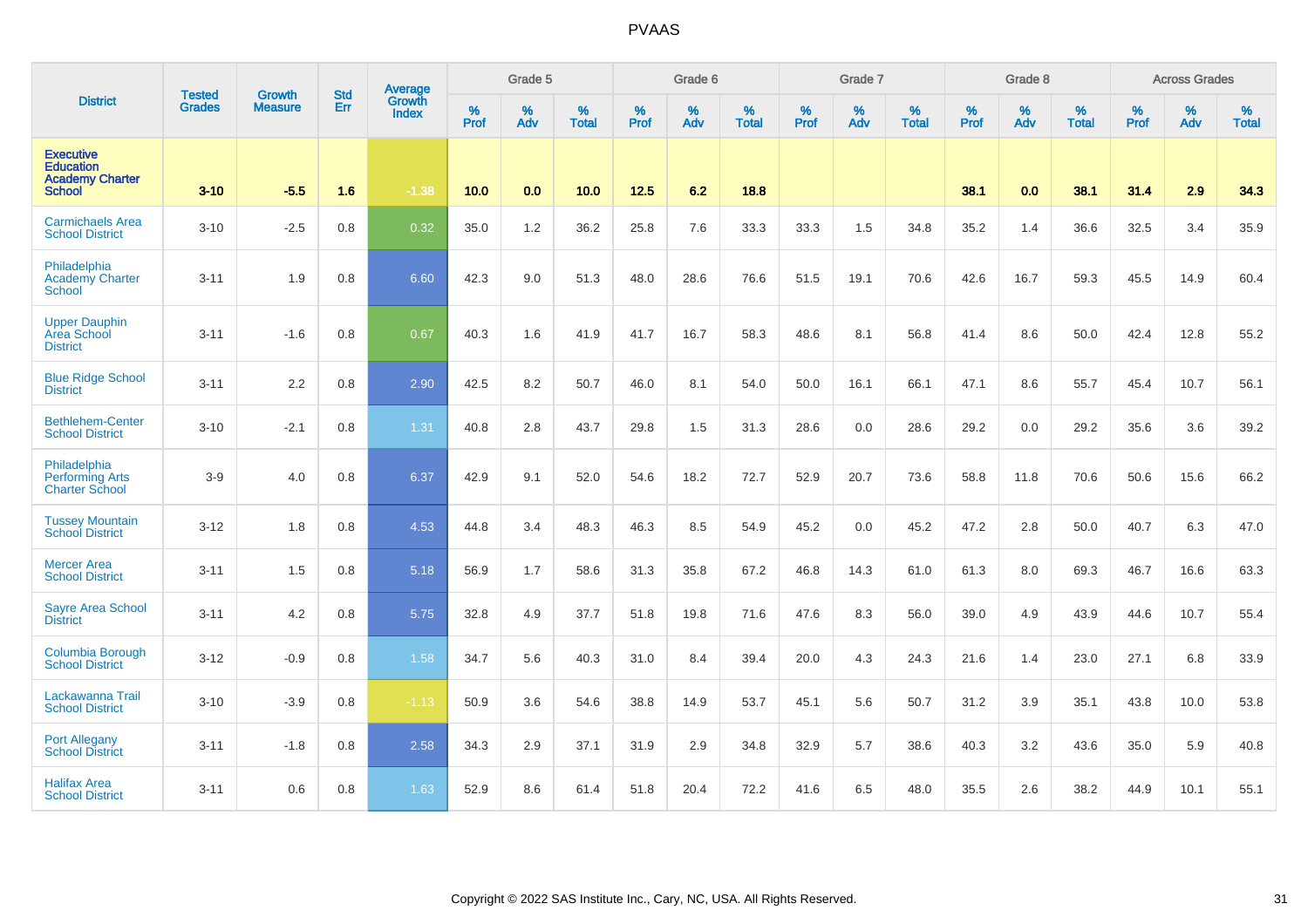| District | Tested Grades | Growth Measure | Std Err | Average Growth Index | Grade 5 | | | Grade 6 | | | Grade 7 | | | Grade 8 | | | Across Grades | | |
|---|---|---|---|---|---|---|---|---|---|---|---|---|---|---|---|---|---|---|---|
| | | | | | % Prof | % Adv | % Total | % Prof | % Adv | % Total | % Prof | % Adv | % Total | % Prof | % Adv | % Total | % Prof | % Adv | % Total |
| Executive Education Academy Charter School | 3-10 | -5.5 | 1.6 | -1.38 | 10.0 | 0.0 | 10.0 | 12.5 | 6.2 | 18.8 | | | | 38.1 | 0.0 | 38.1 | 31.4 | 2.9 | 34.3 |
| Carmichaels Area School District | 3-10 | -2.5 | 0.8 | 0.32 | 35.0 | 1.2 | 36.2 | 25.8 | 7.6 | 33.3 | 33.3 | 1.5 | 34.8 | 35.2 | 1.4 | 36.6 | 32.5 | 3.4 | 35.9 |
| Philadelphia Academy Charter School | 3-11 | 1.9 | 0.8 | 6.60 | 42.3 | 9.0 | 51.3 | 48.0 | 28.6 | 76.6 | 51.5 | 19.1 | 70.6 | 42.6 | 16.7 | 59.3 | 45.5 | 14.9 | 60.4 |
| Upper Dauphin Area School District | 3-11 | -1.6 | 0.8 | 0.67 | 40.3 | 1.6 | 41.9 | 41.7 | 16.7 | 58.3 | 48.6 | 8.1 | 56.8 | 41.4 | 8.6 | 50.0 | 42.4 | 12.8 | 55.2 |
| Blue Ridge School District | 3-11 | 2.2 | 0.8 | 2.90 | 42.5 | 8.2 | 50.7 | 46.0 | 8.1 | 54.0 | 50.0 | 16.1 | 66.1 | 47.1 | 8.6 | 55.7 | 45.4 | 10.7 | 56.1 |
| Bethlehem-Center School District | 3-10 | -2.1 | 0.8 | 1.31 | 40.8 | 2.8 | 43.7 | 29.8 | 1.5 | 31.3 | 28.6 | 0.0 | 28.6 | 29.2 | 0.0 | 29.2 | 35.6 | 3.6 | 39.2 |
| Philadelphia Performing Arts Charter School | 3-9 | 4.0 | 0.8 | 6.37 | 42.9 | 9.1 | 52.0 | 54.6 | 18.2 | 72.7 | 52.9 | 20.7 | 73.6 | 58.8 | 11.8 | 70.6 | 50.6 | 15.6 | 66.2 |
| Tussey Mountain School District | 3-12 | 1.8 | 0.8 | 4.53 | 44.8 | 3.4 | 48.3 | 46.3 | 8.5 | 54.9 | 45.2 | 0.0 | 45.2 | 47.2 | 2.8 | 50.0 | 40.7 | 6.3 | 47.0 |
| Mercer Area School District | 3-11 | 1.5 | 0.8 | 5.18 | 56.9 | 1.7 | 58.6 | 31.3 | 35.8 | 67.2 | 46.8 | 14.3 | 61.0 | 61.3 | 8.0 | 69.3 | 46.7 | 16.6 | 63.3 |
| Sayre Area School District | 3-11 | 4.2 | 0.8 | 5.75 | 32.8 | 4.9 | 37.7 | 51.8 | 19.8 | 71.6 | 47.6 | 8.3 | 56.0 | 39.0 | 4.9 | 43.9 | 44.6 | 10.7 | 55.4 |
| Columbia Borough School District | 3-12 | -0.9 | 0.8 | 1.58 | 34.7 | 5.6 | 40.3 | 31.0 | 8.4 | 39.4 | 20.0 | 4.3 | 24.3 | 21.6 | 1.4 | 23.0 | 27.1 | 6.8 | 33.9 |
| Lackawanna Trail School District | 3-10 | -3.9 | 0.8 | -1.13 | 50.9 | 3.6 | 54.6 | 38.8 | 14.9 | 53.7 | 45.1 | 5.6 | 50.7 | 31.2 | 3.9 | 35.1 | 43.8 | 10.0 | 53.8 |
| Port Allegany School District | 3-11 | -1.8 | 0.8 | 2.58 | 34.3 | 2.9 | 37.1 | 31.9 | 2.9 | 34.8 | 32.9 | 5.7 | 38.6 | 40.3 | 3.2 | 43.6 | 35.0 | 5.9 | 40.8 |
| Halifax Area School District | 3-11 | 0.6 | 0.8 | 1.63 | 52.9 | 8.6 | 61.4 | 51.8 | 20.4 | 72.2 | 41.6 | 6.5 | 48.0 | 35.5 | 2.6 | 38.2 | 44.9 | 10.1 | 55.1 |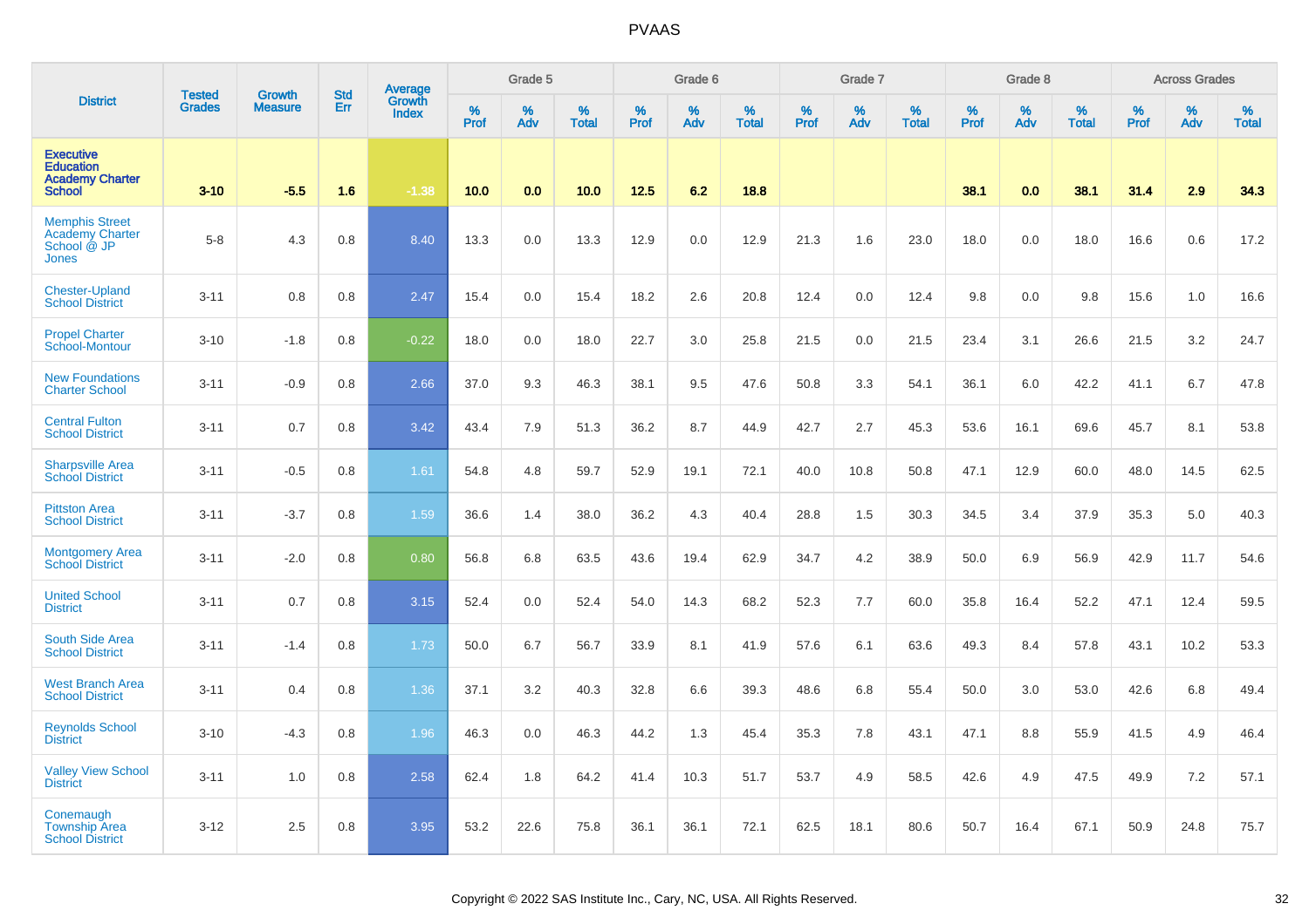| District | Tested Grades | Growth Measure | Std Err | Average Growth Index | Grade 5 | | | Grade 6 | | | Grade 7 | | | Grade 8 | | | Across Grades | | |
|---|---|---|---|---|---|---|---|---|---|---|---|---|---|---|---|---|---|---|---|
| | | | | | % Prof | % Adv | % Total | % Prof | % Adv | % Total | % Prof | % Adv | % Total | % Prof | % Adv | % Total | % Prof | % Adv | % Total |
| **Executive Education Academy Charter School** | **3-10** | **-5.5** | **1.6** | **-1.38** | **10.0** | **0.0** | **10.0** | **12.5** | **6.2** | **18.8** | | | | **38.1** | **0.0** | **38.1** | **31.4** | **2.9** | **34.3** |
| Memphis Street Academy Charter School @ JP Jones | 5-8 | 4.3 | 0.8 | 8.40 | 13.3 | 0.0 | 13.3 | 12.9 | 0.0 | 12.9 | 21.3 | 1.6 | 23.0 | 18.0 | 0.0 | 18.0 | 16.6 | 0.6 | 17.2 |
| Chester-Upland School District | 3-11 | 0.8 | 0.8 | 2.47 | 15.4 | 0.0 | 15.4 | 18.2 | 2.6 | 20.8 | 12.4 | 0.0 | 12.4 | 9.8 | 0.0 | 9.8 | 15.6 | 1.0 | 16.6 |
| Propel Charter School-Montour | 3-10 | -1.8 | 0.8 | -0.22 | 18.0 | 0.0 | 18.0 | 22.7 | 3.0 | 25.8 | 21.5 | 0.0 | 21.5 | 23.4 | 3.1 | 26.6 | 21.5 | 3.2 | 24.7 |
| New Foundations Charter School | 3-11 | -0.9 | 0.8 | 2.66 | 37.0 | 9.3 | 46.3 | 38.1 | 9.5 | 47.6 | 50.8 | 3.3 | 54.1 | 36.1 | 6.0 | 42.2 | 41.1 | 6.7 | 47.8 |
| Central Fulton School District | 3-11 | 0.7 | 0.8 | 3.42 | 43.4 | 7.9 | 51.3 | 36.2 | 8.7 | 44.9 | 42.7 | 2.7 | 45.3 | 53.6 | 16.1 | 69.6 | 45.7 | 8.1 | 53.8 |
| Sharpsville Area School District | 3-11 | -0.5 | 0.8 | 1.61 | 54.8 | 4.8 | 59.7 | 52.9 | 19.1 | 72.1 | 40.0 | 10.8 | 50.8 | 47.1 | 12.9 | 60.0 | 48.0 | 14.5 | 62.5 |
| Pittston Area School District | 3-11 | -3.7 | 0.8 | 1.59 | 36.6 | 1.4 | 38.0 | 36.2 | 4.3 | 40.4 | 28.8 | 1.5 | 30.3 | 34.5 | 3.4 | 37.9 | 35.3 | 5.0 | 40.3 |
| Montgomery Area School District | 3-11 | -2.0 | 0.8 | 0.80 | 56.8 | 6.8 | 63.5 | 43.6 | 19.4 | 62.9 | 34.7 | 4.2 | 38.9 | 50.0 | 6.9 | 56.9 | 42.9 | 11.7 | 54.6 |
| United School District | 3-11 | 0.7 | 0.8 | 3.15 | 52.4 | 0.0 | 52.4 | 54.0 | 14.3 | 68.2 | 52.3 | 7.7 | 60.0 | 35.8 | 16.4 | 52.2 | 47.1 | 12.4 | 59.5 |
| South Side Area School District | 3-11 | -1.4 | 0.8 | 1.73 | 50.0 | 6.7 | 56.7 | 33.9 | 8.1 | 41.9 | 57.6 | 6.1 | 63.6 | 49.3 | 8.4 | 57.8 | 43.1 | 10.2 | 53.3 |
| West Branch Area School District | 3-11 | 0.4 | 0.8 | 1.36 | 37.1 | 3.2 | 40.3 | 32.8 | 6.6 | 39.3 | 48.6 | 6.8 | 55.4 | 50.0 | 3.0 | 53.0 | 42.6 | 6.8 | 49.4 |
| Reynolds School District | 3-10 | -4.3 | 0.8 | 1.96 | 46.3 | 0.0 | 46.3 | 44.2 | 1.3 | 45.4 | 35.3 | 7.8 | 43.1 | 47.1 | 8.8 | 55.9 | 41.5 | 4.9 | 46.4 |
| Valley View School District | 3-11 | 1.0 | 0.8 | 2.58 | 62.4 | 1.8 | 64.2 | 41.4 | 10.3 | 51.7 | 53.7 | 4.9 | 58.5 | 42.6 | 4.9 | 47.5 | 49.9 | 7.2 | 57.1 |
| Conemaugh Township Area School District | 3-12 | 2.5 | 0.8 | 3.95 | 53.2 | 22.6 | 75.8 | 36.1 | 36.1 | 72.1 | 62.5 | 18.1 | 80.6 | 50.7 | 16.4 | 67.1 | 50.9 | 24.8 | 75.7 |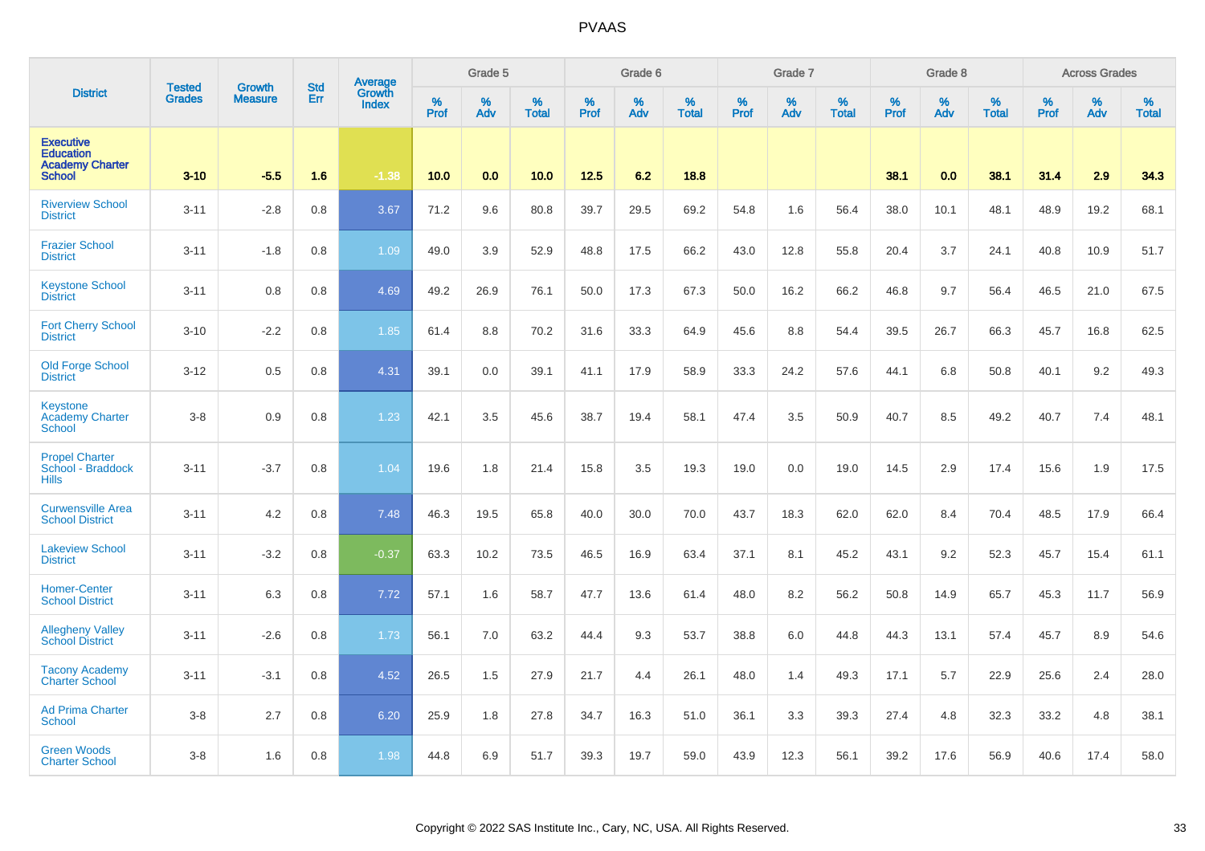| District | Tested Grades | Growth Measure | Std Err | Average Growth Index | Grade 5 | | | Grade 6 | | | Grade 7 | | | Grade 8 | | | Across Grades | | |
|---|---|---|---|---|---|---|---|---|---|---|---|---|---|---|---|---|---|---|---|
| | | | | | % Prof | % Adv | % Total | % Prof | % Adv | % Total | % Prof | % Adv | % Total | % Prof | % Adv | % Total | % Prof | % Adv | % Total |
| Executive Education Academy Charter School | 3-10 | -5.5 | 1.6 | -1.38 | 10.0 | 0.0 | 10.0 | 12.5 | 6.2 | 18.8 | | | | 38.1 | 0.0 | 38.1 | 31.4 | 2.9 | 34.3 |
| Riverview School District | 3-11 | -2.8 | 0.8 | 3.67 | 71.2 | 9.6 | 80.8 | 39.7 | 29.5 | 69.2 | 54.8 | 1.6 | 56.4 | 38.0 | 10.1 | 48.1 | 48.9 | 19.2 | 68.1 |
| Frazier School District | 3-11 | -1.8 | 0.8 | 1.09 | 49.0 | 3.9 | 52.9 | 48.8 | 17.5 | 66.2 | 43.0 | 12.8 | 55.8 | 20.4 | 3.7 | 24.1 | 40.8 | 10.9 | 51.7 |
| Keystone School District | 3-11 | 0.8 | 0.8 | 4.69 | 49.2 | 26.9 | 76.1 | 50.0 | 17.3 | 67.3 | 50.0 | 16.2 | 66.2 | 46.8 | 9.7 | 56.4 | 46.5 | 21.0 | 67.5 |
| Fort Cherry School District | 3-10 | -2.2 | 0.8 | 1.85 | 61.4 | 8.8 | 70.2 | 31.6 | 33.3 | 64.9 | 45.6 | 8.8 | 54.4 | 39.5 | 26.7 | 66.3 | 45.7 | 16.8 | 62.5 |
| Old Forge School District | 3-12 | 0.5 | 0.8 | 4.31 | 39.1 | 0.0 | 39.1 | 41.1 | 17.9 | 58.9 | 33.3 | 24.2 | 57.6 | 44.1 | 6.8 | 50.8 | 40.1 | 9.2 | 49.3 |
| Keystone Academy Charter School | 3-8 | 0.9 | 0.8 | 1.23 | 42.1 | 3.5 | 45.6 | 38.7 | 19.4 | 58.1 | 47.4 | 3.5 | 50.9 | 40.7 | 8.5 | 49.2 | 40.7 | 7.4 | 48.1 |
| Propel Charter School - Braddock Hills | 3-11 | -3.7 | 0.8 | 1.04 | 19.6 | 1.8 | 21.4 | 15.8 | 3.5 | 19.3 | 19.0 | 0.0 | 19.0 | 14.5 | 2.9 | 17.4 | 15.6 | 1.9 | 17.5 |
| Curwensville Area School District | 3-11 | 4.2 | 0.8 | 7.48 | 46.3 | 19.5 | 65.8 | 40.0 | 30.0 | 70.0 | 43.7 | 18.3 | 62.0 | 62.0 | 8.4 | 70.4 | 48.5 | 17.9 | 66.4 |
| Lakeview School District | 3-11 | -3.2 | 0.8 | -0.37 | 63.3 | 10.2 | 73.5 | 46.5 | 16.9 | 63.4 | 37.1 | 8.1 | 45.2 | 43.1 | 9.2 | 52.3 | 45.7 | 15.4 | 61.1 |
| Homer-Center School District | 3-11 | 6.3 | 0.8 | 7.72 | 57.1 | 1.6 | 58.7 | 47.7 | 13.6 | 61.4 | 48.0 | 8.2 | 56.2 | 50.8 | 14.9 | 65.7 | 45.3 | 11.7 | 56.9 |
| Allegheny Valley School District | 3-11 | -2.6 | 0.8 | 1.73 | 56.1 | 7.0 | 63.2 | 44.4 | 9.3 | 53.7 | 38.8 | 6.0 | 44.8 | 44.3 | 13.1 | 57.4 | 45.7 | 8.9 | 54.6 |
| Tacony Academy Charter School | 3-11 | -3.1 | 0.8 | 4.52 | 26.5 | 1.5 | 27.9 | 21.7 | 4.4 | 26.1 | 48.0 | 1.4 | 49.3 | 17.1 | 5.7 | 22.9 | 25.6 | 2.4 | 28.0 |
| Ad Prima Charter School | 3-8 | 2.7 | 0.8 | 6.20 | 25.9 | 1.8 | 27.8 | 34.7 | 16.3 | 51.0 | 36.1 | 3.3 | 39.3 | 27.4 | 4.8 | 32.3 | 33.2 | 4.8 | 38.1 |
| Green Woods Charter School | 3-8 | 1.6 | 0.8 | 1.98 | 44.8 | 6.9 | 51.7 | 39.3 | 19.7 | 59.0 | 43.9 | 12.3 | 56.1 | 39.2 | 17.6 | 56.9 | 40.6 | 17.4 | 58.0 |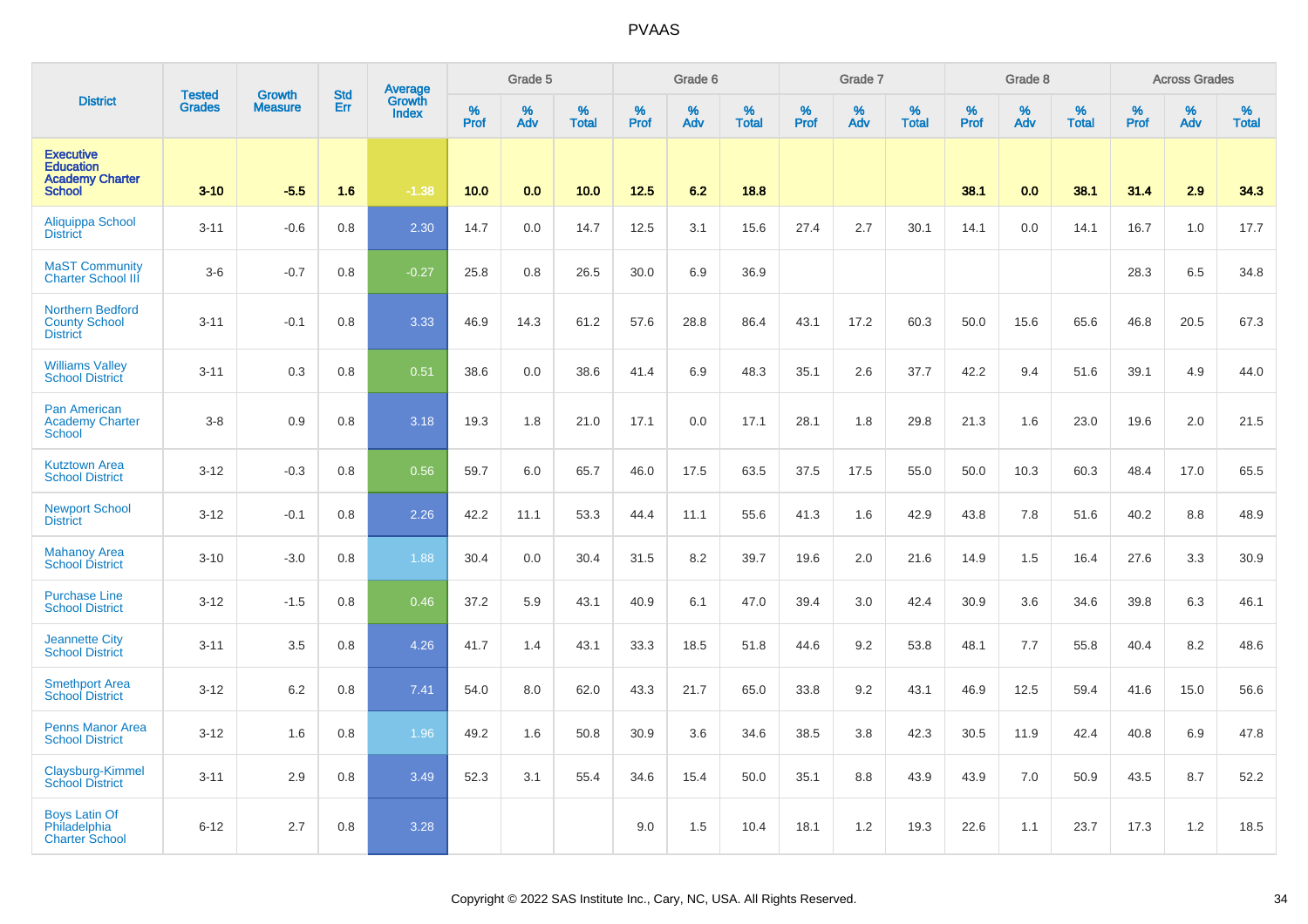# PVAAS

| District | Tested Grades | Growth Measure | Std Err | Average Growth Index | Grade 5 | | | Grade 6 | | | Grade 7 | | | Grade 8 | | | Across Grades | | |
|---|---|---|---|---|---|---|---|---|---|---|---|---|---|---|---|---|---|---|---|
| | | | | | % Prof | % Adv | % Total | % Prof | % Adv | % Total | % Prof | % Adv | % Total | % Prof | % Adv | % Total | % Prof | % Adv | % Total |
| **Executive Education Academy Charter School** | **3-10** | **-5.5** | **1.6** | **-1.38** | **10.0** | **0.0** | **10.0** | **12.5** | **6.2** | **18.8** | | | | **38.1** | **0.0** | **38.1** | **31.4** | **2.9** | **34.3** |
| Aliquippa School District | 3-11 | -0.6 | 0.8 | 2.30 | 14.7 | 0.0 | 14.7 | 12.5 | 3.1 | 15.6 | 27.4 | 2.7 | 30.1 | 14.1 | 0.0 | 14.1 | 16.7 | 1.0 | 17.7 |
| MaST Community Charter School III | 3-6 | -0.7 | 0.8 | -0.27 | 25.8 | 0.8 | 26.5 | 30.0 | 6.9 | 36.9 | | | | | | | 28.3 | 6.5 | 34.8 |
| Northern Bedford County School District | 3-11 | -0.1 | 0.8 | 3.33 | 46.9 | 14.3 | 61.2 | 57.6 | 28.8 | 86.4 | 43.1 | 17.2 | 60.3 | 50.0 | 15.6 | 65.6 | 46.8 | 20.5 | 67.3 |
| Williams Valley School District | 3-11 | 0.3 | 0.8 | 0.51 | 38.6 | 0.0 | 38.6 | 41.4 | 6.9 | 48.3 | 35.1 | 2.6 | 37.7 | 42.2 | 9.4 | 51.6 | 39.1 | 4.9 | 44.0 |
| Pan American Academy Charter School | 3-8 | 0.9 | 0.8 | 3.18 | 19.3 | 1.8 | 21.0 | 17.1 | 0.0 | 17.1 | 28.1 | 1.8 | 29.8 | 21.3 | 1.6 | 23.0 | 19.6 | 2.0 | 21.5 |
| Kutztown Area School District | 3-12 | -0.3 | 0.8 | 0.56 | 59.7 | 6.0 | 65.7 | 46.0 | 17.5 | 63.5 | 37.5 | 17.5 | 55.0 | 50.0 | 10.3 | 60.3 | 48.4 | 17.0 | 65.5 |
| Newport School District | 3-12 | -0.1 | 0.8 | 2.26 | 42.2 | 11.1 | 53.3 | 44.4 | 11.1 | 55.6 | 41.3 | 1.6 | 42.9 | 43.8 | 7.8 | 51.6 | 40.2 | 8.8 | 48.9 |
| Mahanoy Area School District | 3-10 | -3.0 | 0.8 | 1.88 | 30.4 | 0.0 | 30.4 | 31.5 | 8.2 | 39.7 | 19.6 | 2.0 | 21.6 | 14.9 | 1.5 | 16.4 | 27.6 | 3.3 | 30.9 |
| Purchase Line School District | 3-12 | -1.5 | 0.8 | 0.46 | 37.2 | 5.9 | 43.1 | 40.9 | 6.1 | 47.0 | 39.4 | 3.0 | 42.4 | 30.9 | 3.6 | 34.6 | 39.8 | 6.3 | 46.1 |
| Jeannette City School District | 3-11 | 3.5 | 0.8 | 4.26 | 41.7 | 1.4 | 43.1 | 33.3 | 18.5 | 51.8 | 44.6 | 9.2 | 53.8 | 48.1 | 7.7 | 55.8 | 40.4 | 8.2 | 48.6 |
| Smethport Area School District | 3-12 | 6.2 | 0.8 | 7.41 | 54.0 | 8.0 | 62.0 | 43.3 | 21.7 | 65.0 | 33.8 | 9.2 | 43.1 | 46.9 | 12.5 | 59.4 | 41.6 | 15.0 | 56.6 |
| Penns Manor Area School District | 3-12 | 1.6 | 0.8 | 1.96 | 49.2 | 1.6 | 50.8 | 30.9 | 3.6 | 34.6 | 38.5 | 3.8 | 42.3 | 30.5 | 11.9 | 42.4 | 40.8 | 6.9 | 47.8 |
| Claysburg-Kimmel School District | 3-11 | 2.9 | 0.8 | 3.49 | 52.3 | 3.1 | 55.4 | 34.6 | 15.4 | 50.0 | 35.1 | 8.8 | 43.9 | 43.9 | 7.0 | 50.9 | 43.5 | 8.7 | 52.2 |
| Boys Latin Of Philadelphia Charter School | 6-12 | 2.7 | 0.8 | 3.28 | | | | 9.0 | 1.5 | 10.4 | 18.1 | 1.2 | 19.3 | 22.6 | 1.1 | 23.7 | 17.3 | 1.2 | 18.5 |

Copyright © 2022 SAS Institute Inc., Cary, NC, USA. All Rights Reserved.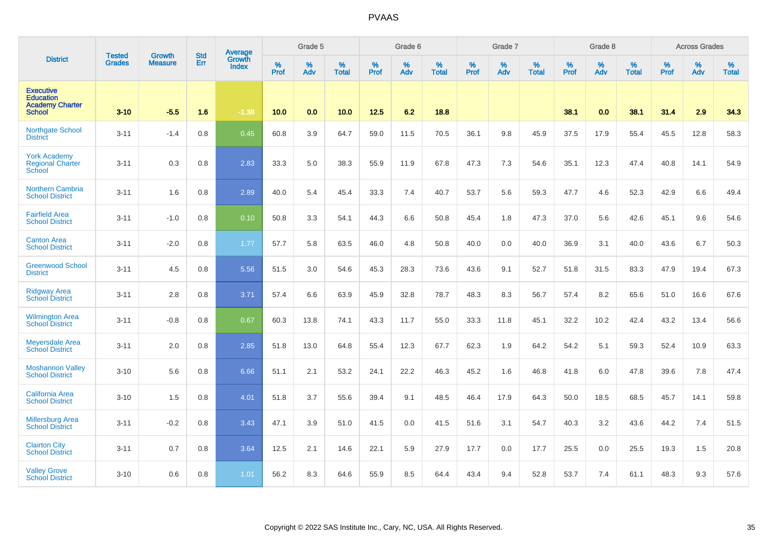| District | Tested Grades | Growth Measure | Std Err | Average Growth Index | Grade 5 | | | Grade 6 | | | Grade 7 | | | Grade 8 | | | Across Grades | | |
|---|---|---|---|---|---|---|---|---|---|---|---|---|---|---|---|---|---|---|---|
| | | | | | % Prof | % Adv | % Total | % Prof | % Adv | % Total | % Prof | % Adv | % Total | % Prof | % Adv | % Total | % Prof | % Adv | % Total |
| **Executive Education Academy Charter School** | **3-10** | **-5.5** | **1.6** | **-1.38** | **10.0** | **0.0** | **10.0** | **12.5** | **6.2** | **18.8** | | | | **38.1** | **0.0** | **38.1** | **31.4** | **2.9** | **34.3** |
| Northgate School District | 3-11 | -1.4 | 0.8 | 0.45 | 60.8 | 3.9 | 64.7 | 59.0 | 11.5 | 70.5 | 36.1 | 9.8 | 45.9 | 37.5 | 17.9 | 55.4 | 45.5 | 12.8 | 58.3 |
| York Academy Regional Charter School | 3-11 | 0.3 | 0.8 | 2.83 | 33.3 | 5.0 | 38.3 | 55.9 | 11.9 | 67.8 | 47.3 | 7.3 | 54.6 | 35.1 | 12.3 | 47.4 | 40.8 | 14.1 | 54.9 |
| Northern Cambria School District | 3-11 | 1.6 | 0.8 | 2.89 | 40.0 | 5.4 | 45.4 | 33.3 | 7.4 | 40.7 | 53.7 | 5.6 | 59.3 | 47.7 | 4.6 | 52.3 | 42.9 | 6.6 | 49.4 |
| Fairfield Area School District | 3-11 | -1.0 | 0.8 | 0.10 | 50.8 | 3.3 | 54.1 | 44.3 | 6.6 | 50.8 | 45.4 | 1.8 | 47.3 | 37.0 | 5.6 | 42.6 | 45.1 | 9.6 | 54.6 |
| Canton Area School District | 3-11 | -2.0 | 0.8 | 1.77 | 57.7 | 5.8 | 63.5 | 46.0 | 4.8 | 50.8 | 40.0 | 0.0 | 40.0 | 36.9 | 3.1 | 40.0 | 43.6 | 6.7 | 50.3 |
| Greenwood School District | 3-11 | 4.5 | 0.8 | 5.56 | 51.5 | 3.0 | 54.6 | 45.3 | 28.3 | 73.6 | 43.6 | 9.1 | 52.7 | 51.8 | 31.5 | 83.3 | 47.9 | 19.4 | 67.3 |
| Ridgway Area School District | 3-11 | 2.8 | 0.8 | 3.71 | 57.4 | 6.6 | 63.9 | 45.9 | 32.8 | 78.7 | 48.3 | 8.3 | 56.7 | 57.4 | 8.2 | 65.6 | 51.0 | 16.6 | 67.6 |
| Wilmington Area School District | 3-11 | -0.8 | 0.8 | 0.67 | 60.3 | 13.8 | 74.1 | 43.3 | 11.7 | 55.0 | 33.3 | 11.8 | 45.1 | 32.2 | 10.2 | 42.4 | 43.2 | 13.4 | 56.6 |
| Meyersdale Area School District | 3-11 | 2.0 | 0.8 | 2.85 | 51.8 | 13.0 | 64.8 | 55.4 | 12.3 | 67.7 | 62.3 | 1.9 | 64.2 | 54.2 | 5.1 | 59.3 | 52.4 | 10.9 | 63.3 |
| Moshannon Valley School District | 3-10 | 5.6 | 0.8 | 6.66 | 51.1 | 2.1 | 53.2 | 24.1 | 22.2 | 46.3 | 45.2 | 1.6 | 46.8 | 41.8 | 6.0 | 47.8 | 39.6 | 7.8 | 47.4 |
| California Area School District | 3-10 | 1.5 | 0.8 | 4.01 | 51.8 | 3.7 | 55.6 | 39.4 | 9.1 | 48.5 | 46.4 | 17.9 | 64.3 | 50.0 | 18.5 | 68.5 | 45.7 | 14.1 | 59.8 |
| Millersburg Area School District | 3-11 | -0.2 | 0.8 | 3.43 | 47.1 | 3.9 | 51.0 | 41.5 | 0.0 | 41.5 | 51.6 | 3.1 | 54.7 | 40.3 | 3.2 | 43.6 | 44.2 | 7.4 | 51.5 |
| Clairton City School District | 3-11 | 0.7 | 0.8 | 3.64 | 12.5 | 2.1 | 14.6 | 22.1 | 5.9 | 27.9 | 17.7 | 0.0 | 17.7 | 25.5 | 0.0 | 25.5 | 19.3 | 1.5 | 20.8 |
| Valley Grove School District | 3-10 | 0.6 | 0.8 | 1.01 | 56.2 | 8.3 | 64.6 | 55.9 | 8.5 | 64.4 | 43.4 | 9.4 | 52.8 | 53.7 | 7.4 | 61.1 | 48.3 | 9.3 | 57.6 |

Copyright © 2022 SAS Institute Inc., Cary, NC, USA. All Rights Reserved.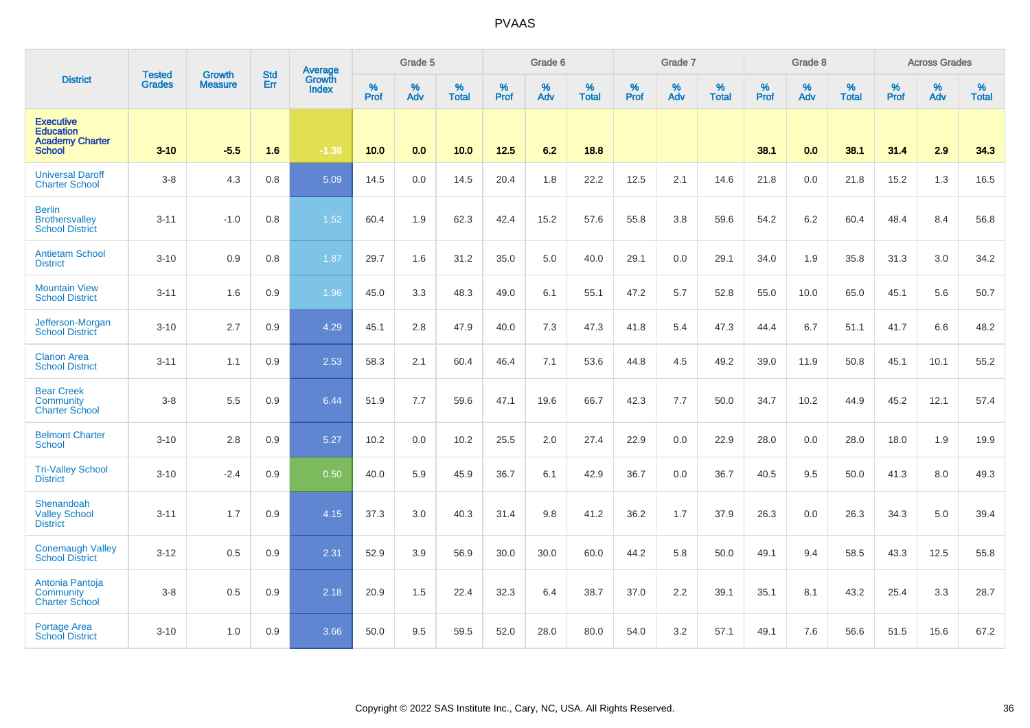| District | Tested Grades | Growth Measure | Std Err | Average Growth Index | Grade 5 | | | Grade 6 | | | Grade 7 | | | Grade 8 | | | Across Grades | | |
|---|---|---|---|---|---|---|---|---|---|---|---|---|---|---|---|---|---|---|---|
| | | | | | % Prof | % Adv | % Total | % Prof | % Adv | % Total | % Prof | % Adv | % Total | % Prof | % Adv | % Total | % Prof | % Adv | % Total |
| Executive Education Academy Charter School | 3-10 | -5.5 | 1.6 | -1.38 | 10.0 | 0.0 | 10.0 | 12.5 | 6.2 | 18.8 | | | | 38.1 | 0.0 | 38.1 | 31.4 | 2.9 | 34.3 |
| Universal Daroff Charter School | 3-8 | 4.3 | 0.8 | 5.09 | 14.5 | 0.0 | 14.5 | 20.4 | 1.8 | 22.2 | 12.5 | 2.1 | 14.6 | 21.8 | 0.0 | 21.8 | 15.2 | 1.3 | 16.5 |
| Berlin Brothersvalley School District | 3-11 | -1.0 | 0.8 | 1.52 | 60.4 | 1.9 | 62.3 | 42.4 | 15.2 | 57.6 | 55.8 | 3.8 | 59.6 | 54.2 | 6.2 | 60.4 | 48.4 | 8.4 | 56.8 |
| Antietam School District | 3-10 | 0.9 | 0.8 | 1.87 | 29.7 | 1.6 | 31.2 | 35.0 | 5.0 | 40.0 | 29.1 | 0.0 | 29.1 | 34.0 | 1.9 | 35.8 | 31.3 | 3.0 | 34.2 |
| Mountain View School District | 3-11 | 1.6 | 0.9 | 1.96 | 45.0 | 3.3 | 48.3 | 49.0 | 6.1 | 55.1 | 47.2 | 5.7 | 52.8 | 55.0 | 10.0 | 65.0 | 45.1 | 5.6 | 50.7 |
| Jefferson-Morgan School District | 3-10 | 2.7 | 0.9 | 4.29 | 45.1 | 2.8 | 47.9 | 40.0 | 7.3 | 47.3 | 41.8 | 5.4 | 47.3 | 44.4 | 6.7 | 51.1 | 41.7 | 6.6 | 48.2 |
| Clarion Area School District | 3-11 | 1.1 | 0.9 | 2.53 | 58.3 | 2.1 | 60.4 | 46.4 | 7.1 | 53.6 | 44.8 | 4.5 | 49.2 | 39.0 | 11.9 | 50.8 | 45.1 | 10.1 | 55.2 |
| Bear Creek Community Charter School | 3-8 | 5.5 | 0.9 | 6.44 | 51.9 | 7.7 | 59.6 | 47.1 | 19.6 | 66.7 | 42.3 | 7.7 | 50.0 | 34.7 | 10.2 | 44.9 | 45.2 | 12.1 | 57.4 |
| Belmont Charter School | 3-10 | 2.8 | 0.9 | 5.27 | 10.2 | 0.0 | 10.2 | 25.5 | 2.0 | 27.4 | 22.9 | 0.0 | 22.9 | 28.0 | 0.0 | 28.0 | 18.0 | 1.9 | 19.9 |
| Tri-Valley School District | 3-10 | -2.4 | 0.9 | 0.50 | 40.0 | 5.9 | 45.9 | 36.7 | 6.1 | 42.9 | 36.7 | 0.0 | 36.7 | 40.5 | 9.5 | 50.0 | 41.3 | 8.0 | 49.3 |
| Shenandoah Valley School District | 3-11 | 1.7 | 0.9 | 4.15 | 37.3 | 3.0 | 40.3 | 31.4 | 9.8 | 41.2 | 36.2 | 1.7 | 37.9 | 26.3 | 0.0 | 26.3 | 34.3 | 5.0 | 39.4 |
| Conemaugh Valley School District | 3-12 | 0.5 | 0.9 | 2.31 | 52.9 | 3.9 | 56.9 | 30.0 | 30.0 | 60.0 | 44.2 | 5.8 | 50.0 | 49.1 | 9.4 | 58.5 | 43.3 | 12.5 | 55.8 |
| Antonia Pantoja Community Charter School | 3-8 | 0.5 | 0.9 | 2.18 | 20.9 | 1.5 | 22.4 | 32.3 | 6.4 | 38.7 | 37.0 | 2.2 | 39.1 | 35.1 | 8.1 | 43.2 | 25.4 | 3.3 | 28.7 |
| Portage Area School District | 3-10 | 1.0 | 0.9 | 3.66 | 50.0 | 9.5 | 59.5 | 52.0 | 28.0 | 80.0 | 54.0 | 3.2 | 57.1 | 49.1 | 7.6 | 56.6 | 51.5 | 15.6 | 67.2 |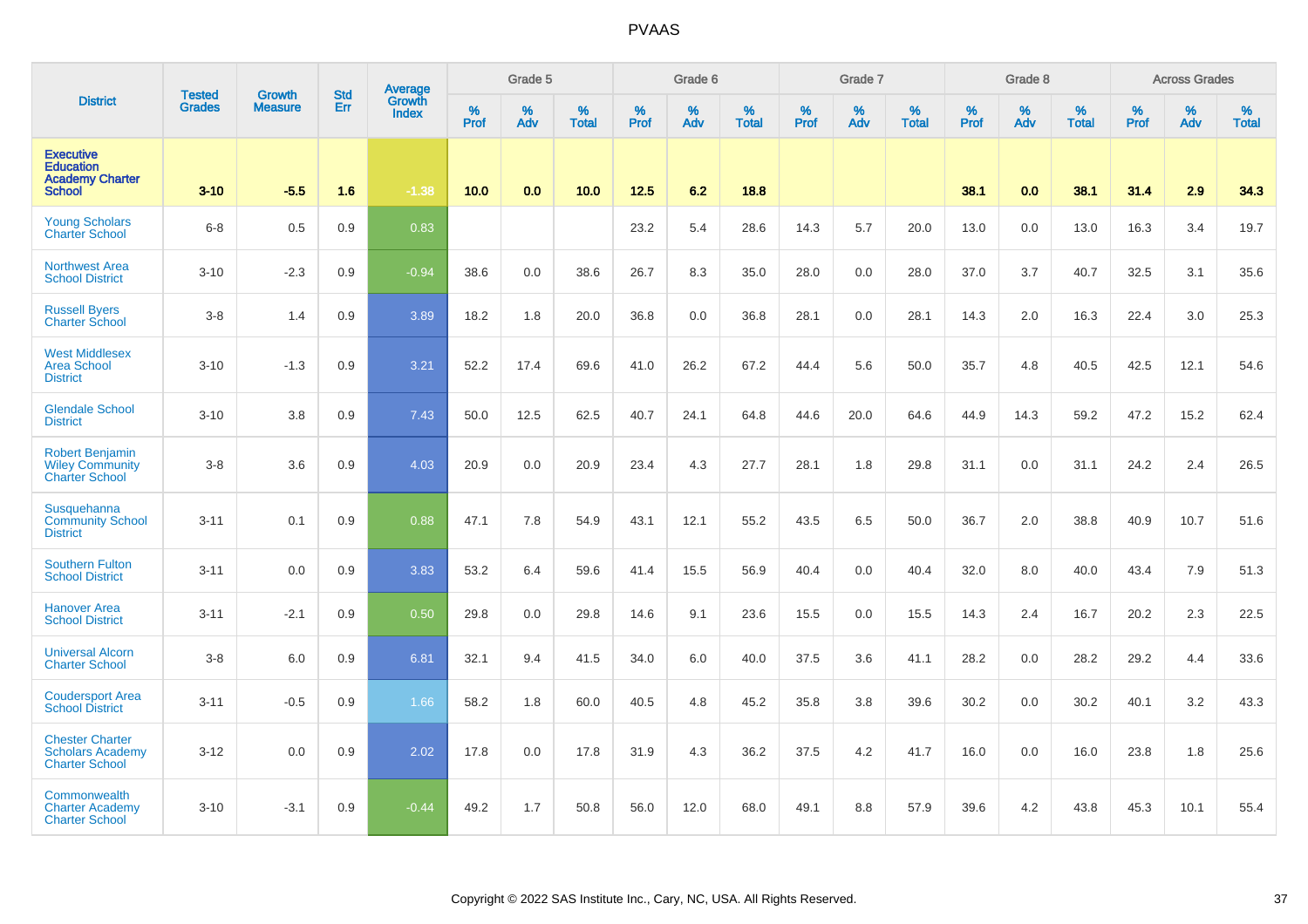| District | Tested Grades | Growth Measure | Std Err | Average Growth Index | Grade 5 | | | Grade 6 | | | Grade 7 | | | Grade 8 | | | Across Grades | | |
|---|---|---|---|---|---|---|---|---|---|---|---|---|---|---|---|---|---|---|---|
| | | | | | % Prof | % Adv | % Total | % Prof | % Adv | % Total | % Prof | % Adv | % Total | % Prof | % Adv | % Total | % Prof | % Adv | % Total |
| **Executive Education Academy Charter School** | **3-10** | **-5.5** | **1.6** | **-1.38** | **10.0** | **0.0** | **10.0** | **12.5** | **6.2** | **18.8** | | | | **38.1** | **0.0** | **38.1** | **31.4** | **2.9** | **34.3** |
| Young Scholars Charter School | 6-8 | 0.5 | 0.9 | 0.83 | | | | 23.2 | 5.4 | 28.6 | 14.3 | 5.7 | 20.0 | 13.0 | 0.0 | 13.0 | 16.3 | 3.4 | 19.7 |
| Northwest Area School District | 3-10 | -2.3 | 0.9 | -0.94 | 38.6 | 0.0 | 38.6 | 26.7 | 8.3 | 35.0 | 28.0 | 0.0 | 28.0 | 37.0 | 3.7 | 40.7 | 32.5 | 3.1 | 35.6 |
| Russell Byers Charter School | 3-8 | 1.4 | 0.9 | 3.89 | 18.2 | 1.8 | 20.0 | 36.8 | 0.0 | 36.8 | 28.1 | 0.0 | 28.1 | 14.3 | 2.0 | 16.3 | 22.4 | 3.0 | 25.3 |
| West Middlesex Area School District | 3-10 | -1.3 | 0.9 | 3.21 | 52.2 | 17.4 | 69.6 | 41.0 | 26.2 | 67.2 | 44.4 | 5.6 | 50.0 | 35.7 | 4.8 | 40.5 | 42.5 | 12.1 | 54.6 |
| Glendale School District | 3-10 | 3.8 | 0.9 | 7.43 | 50.0 | 12.5 | 62.5 | 40.7 | 24.1 | 64.8 | 44.6 | 20.0 | 64.6 | 44.9 | 14.3 | 59.2 | 47.2 | 15.2 | 62.4 |
| Robert Benjamin Wiley Community Charter School | 3-8 | 3.6 | 0.9 | 4.03 | 20.9 | 0.0 | 20.9 | 23.4 | 4.3 | 27.7 | 28.1 | 1.8 | 29.8 | 31.1 | 0.0 | 31.1 | 24.2 | 2.4 | 26.5 |
| Susquehanna Community School District | 3-11 | 0.1 | 0.9 | 0.88 | 47.1 | 7.8 | 54.9 | 43.1 | 12.1 | 55.2 | 43.5 | 6.5 | 50.0 | 36.7 | 2.0 | 38.8 | 40.9 | 10.7 | 51.6 |
| Southern Fulton School District | 3-11 | 0.0 | 0.9 | 3.83 | 53.2 | 6.4 | 59.6 | 41.4 | 15.5 | 56.9 | 40.4 | 0.0 | 40.4 | 32.0 | 8.0 | 40.0 | 43.4 | 7.9 | 51.3 |
| Hanover Area School District | 3-11 | -2.1 | 0.9 | 0.50 | 29.8 | 0.0 | 29.8 | 14.6 | 9.1 | 23.6 | 15.5 | 0.0 | 15.5 | 14.3 | 2.4 | 16.7 | 20.2 | 2.3 | 22.5 |
| Universal Alcorn Charter School | 3-8 | 6.0 | 0.9 | 6.81 | 32.1 | 9.4 | 41.5 | 34.0 | 6.0 | 40.0 | 37.5 | 3.6 | 41.1 | 28.2 | 0.0 | 28.2 | 29.2 | 4.4 | 33.6 |
| Coudersport Area School District | 3-11 | -0.5 | 0.9 | 1.66 | 58.2 | 1.8 | 60.0 | 40.5 | 4.8 | 45.2 | 35.8 | 3.8 | 39.6 | 30.2 | 0.0 | 30.2 | 40.1 | 3.2 | 43.3 |
| Chester Charter Scholars Academy Charter School | 3-12 | 0.0 | 0.9 | 2.02 | 17.8 | 0.0 | 17.8 | 31.9 | 4.3 | 36.2 | 37.5 | 4.2 | 41.7 | 16.0 | 0.0 | 16.0 | 23.8 | 1.8 | 25.6 |
| Commonwealth Charter Academy Charter School | 3-10 | -3.1 | 0.9 | -0.44 | 49.2 | 1.7 | 50.8 | 56.0 | 12.0 | 68.0 | 49.1 | 8.8 | 57.9 | 39.6 | 4.2 | 43.8 | 45.3 | 10.1 | 55.4 |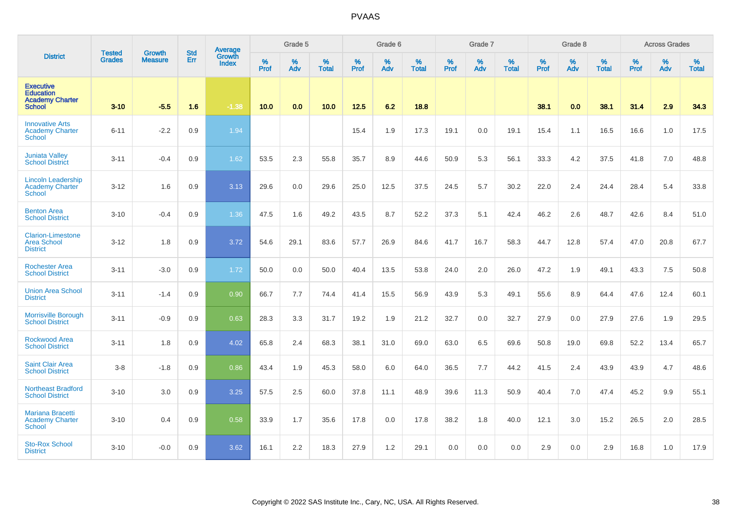| District | Tested Grades | Growth Measure | Std Err | Average Growth Index | Grade 5 | | | Grade 6 | | | Grade 7 | | | Grade 8 | | | Across Grades | | |
|---|---|---|---|---|---|---|---|---|---|---|---|---|---|---|---|---|---|---|---|
| | | | | | % Prof | % Adv | % Total | % Prof | % Adv | % Total | % Prof | % Adv | % Total | % Prof | % Adv | % Total | % Prof | % Adv | % Total |
| **Executive Education Academy Charter School** | **3-10** | **-5.5** | **1.6** | **-1.38** | **10.0** | **0.0** | **10.0** | **12.5** | **6.2** | **18.8** | | | | **38.1** | **0.0** | **38.1** | **31.4** | **2.9** | **34.3** |
| Innovative Arts Academy Charter School | 6-11 | -2.2 | 0.9 | 1.94 | | | | 15.4 | 1.9 | 17.3 | 19.1 | 0.0 | 19.1 | 15.4 | 1.1 | 16.5 | 16.6 | 1.0 | 17.5 |
| Juniata Valley School District | 3-11 | -0.4 | 0.9 | 1.62 | 53.5 | 2.3 | 55.8 | 35.7 | 8.9 | 44.6 | 50.9 | 5.3 | 56.1 | 33.3 | 4.2 | 37.5 | 41.8 | 7.0 | 48.8 |
| Lincoln Leadership Academy Charter School | 3-12 | 1.6 | 0.9 | 3.13 | 29.6 | 0.0 | 29.6 | 25.0 | 12.5 | 37.5 | 24.5 | 5.7 | 30.2 | 22.0 | 2.4 | 24.4 | 28.4 | 5.4 | 33.8 |
| Benton Area School District | 3-10 | -0.4 | 0.9 | 1.36 | 47.5 | 1.6 | 49.2 | 43.5 | 8.7 | 52.2 | 37.3 | 5.1 | 42.4 | 46.2 | 2.6 | 48.7 | 42.6 | 8.4 | 51.0 |
| Clarion-Limestone Area School District | 3-12 | 1.8 | 0.9 | 3.72 | 54.6 | 29.1 | 83.6 | 57.7 | 26.9 | 84.6 | 41.7 | 16.7 | 58.3 | 44.7 | 12.8 | 57.4 | 47.0 | 20.8 | 67.7 |
| Rochester Area School District | 3-11 | -3.0 | 0.9 | 1.72 | 50.0 | 0.0 | 50.0 | 40.4 | 13.5 | 53.8 | 24.0 | 2.0 | 26.0 | 47.2 | 1.9 | 49.1 | 43.3 | 7.5 | 50.8 |
| Union Area School District | 3-11 | -1.4 | 0.9 | 0.90 | 66.7 | 7.7 | 74.4 | 41.4 | 15.5 | 56.9 | 43.9 | 5.3 | 49.1 | 55.6 | 8.9 | 64.4 | 47.6 | 12.4 | 60.1 |
| Morrisville Borough School District | 3-11 | -0.9 | 0.9 | 0.63 | 28.3 | 3.3 | 31.7 | 19.2 | 1.9 | 21.2 | 32.7 | 0.0 | 32.7 | 27.9 | 0.0 | 27.9 | 27.6 | 1.9 | 29.5 |
| Rockwood Area School District | 3-11 | 1.8 | 0.9 | 4.02 | 65.8 | 2.4 | 68.3 | 38.1 | 31.0 | 69.0 | 63.0 | 6.5 | 69.6 | 50.8 | 19.0 | 69.8 | 52.2 | 13.4 | 65.7 |
| Saint Clair Area School District | 3-8 | -1.8 | 0.9 | 0.86 | 43.4 | 1.9 | 45.3 | 58.0 | 6.0 | 64.0 | 36.5 | 7.7 | 44.2 | 41.5 | 2.4 | 43.9 | 43.9 | 4.7 | 48.6 |
| Northeast Bradford School District | 3-10 | 3.0 | 0.9 | 3.25 | 57.5 | 2.5 | 60.0 | 37.8 | 11.1 | 48.9 | 39.6 | 11.3 | 50.9 | 40.4 | 7.0 | 47.4 | 45.2 | 9.9 | 55.1 |
| Mariana Bracetti Academy Charter School | 3-10 | 0.4 | 0.9 | 0.58 | 33.9 | 1.7 | 35.6 | 17.8 | 0.0 | 17.8 | 38.2 | 1.8 | 40.0 | 12.1 | 3.0 | 15.2 | 26.5 | 2.0 | 28.5 |
| Sto-Rox School District | 3-10 | -0.0 | 0.9 | 3.62 | 16.1 | 2.2 | 18.3 | 27.9 | 1.2 | 29.1 | 0.0 | 0.0 | 0.0 | 2.9 | 0.0 | 2.9 | 16.8 | 1.0 | 17.9 |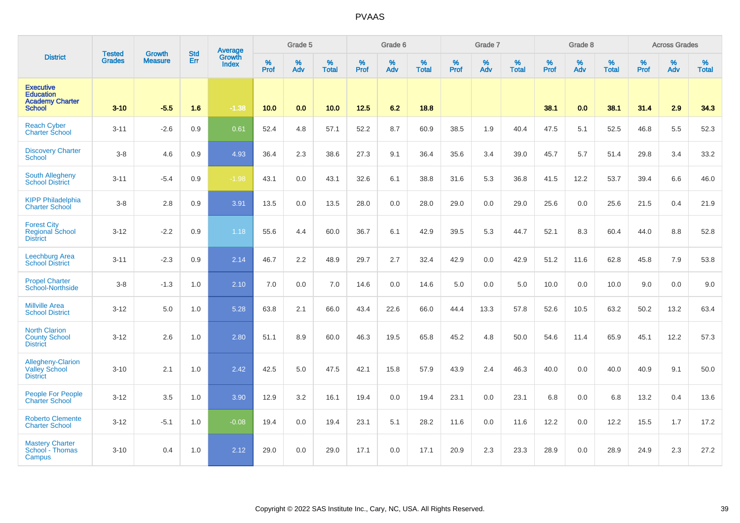# PVAAS

| District | Tested Grades | Growth Measure | Std Err | Average Growth Index | Grade 5 | | | Grade 6 | | | Grade 7 | | | Grade 8 | | | Across Grades | | |
|---|---|---|---|---|---|---|---|---|---|---|---|---|---|---|---|---|---|---|---|
| | | | | | % Prof | % Adv | % Total | % Prof | % Adv | % Total | % Prof | % Adv | % Total | % Prof | % Adv | % Total | % Prof | % Adv | % Total |
| Executive Education Academy Charter School | 3-10 | -5.5 | 1.6 | -1.38 | 10.0 | 0.0 | 10.0 | 12.5 | 6.2 | 18.8 | | | | 38.1 | 0.0 | 38.1 | 31.4 | 2.9 | 34.3 |
| Reach Cyber Charter School | 3-11 | -2.6 | 0.9 | 0.61 | 52.4 | 4.8 | 57.1 | 52.2 | 8.7 | 60.9 | 38.5 | 1.9 | 40.4 | 47.5 | 5.1 | 52.5 | 46.8 | 5.5 | 52.3 |
| Discovery Charter School | 3-8 | 4.6 | 0.9 | 4.93 | 36.4 | 2.3 | 38.6 | 27.3 | 9.1 | 36.4 | 35.6 | 3.4 | 39.0 | 45.7 | 5.7 | 51.4 | 29.8 | 3.4 | 33.2 |
| South Allegheny School District | 3-11 | -5.4 | 0.9 | -1.98 | 43.1 | 0.0 | 43.1 | 32.6 | 6.1 | 38.8 | 31.6 | 5.3 | 36.8 | 41.5 | 12.2 | 53.7 | 39.4 | 6.6 | 46.0 |
| KIPP Philadelphia Charter School | 3-8 | 2.8 | 0.9 | 3.91 | 13.5 | 0.0 | 13.5 | 28.0 | 0.0 | 28.0 | 29.0 | 0.0 | 29.0 | 25.6 | 0.0 | 25.6 | 21.5 | 0.4 | 21.9 |
| Forest City Regional School District | 3-12 | -2.2 | 0.9 | 1.18 | 55.6 | 4.4 | 60.0 | 36.7 | 6.1 | 42.9 | 39.5 | 5.3 | 44.7 | 52.1 | 8.3 | 60.4 | 44.0 | 8.8 | 52.8 |
| Leechburg Area School District | 3-11 | -2.3 | 0.9 | 2.14 | 46.7 | 2.2 | 48.9 | 29.7 | 2.7 | 32.4 | 42.9 | 0.0 | 42.9 | 51.2 | 11.6 | 62.8 | 45.8 | 7.9 | 53.8 |
| Propel Charter School-Northside | 3-8 | -1.3 | 1.0 | 2.10 | 7.0 | 0.0 | 7.0 | 14.6 | 0.0 | 14.6 | 5.0 | 0.0 | 5.0 | 10.0 | 0.0 | 10.0 | 9.0 | 0.0 | 9.0 |
| Millville Area School District | 3-12 | 5.0 | 1.0 | 5.28 | 63.8 | 2.1 | 66.0 | 43.4 | 22.6 | 66.0 | 44.4 | 13.3 | 57.8 | 52.6 | 10.5 | 63.2 | 50.2 | 13.2 | 63.4 |
| North Clarion County School District | 3-12 | 2.6 | 1.0 | 2.80 | 51.1 | 8.9 | 60.0 | 46.3 | 19.5 | 65.8 | 45.2 | 4.8 | 50.0 | 54.6 | 11.4 | 65.9 | 45.1 | 12.2 | 57.3 |
| Allegheny-Clarion Valley School District | 3-10 | 2.1 | 1.0 | 2.42 | 42.5 | 5.0 | 47.5 | 42.1 | 15.8 | 57.9 | 43.9 | 2.4 | 46.3 | 40.0 | 0.0 | 40.0 | 40.9 | 9.1 | 50.0 |
| People For People Charter School | 3-12 | 3.5 | 1.0 | 3.90 | 12.9 | 3.2 | 16.1 | 19.4 | 0.0 | 19.4 | 23.1 | 0.0 | 23.1 | 6.8 | 0.0 | 6.8 | 13.2 | 0.4 | 13.6 |
| Roberto Clemente Charter School | 3-12 | -5.1 | 1.0 | -0.08 | 19.4 | 0.0 | 19.4 | 23.1 | 5.1 | 28.2 | 11.6 | 0.0 | 11.6 | 12.2 | 0.0 | 12.2 | 15.5 | 1.7 | 17.2 |
| Mastery Charter School - Thomas Campus | 3-10 | 0.4 | 1.0 | 2.12 | 29.0 | 0.0 | 29.0 | 17.1 | 0.0 | 17.1 | 20.9 | 2.3 | 23.3 | 28.9 | 0.0 | 28.9 | 24.9 | 2.3 | 27.2 |

Copyright © 2022 SAS Institute Inc., Cary, NC, USA. All Rights Reserved.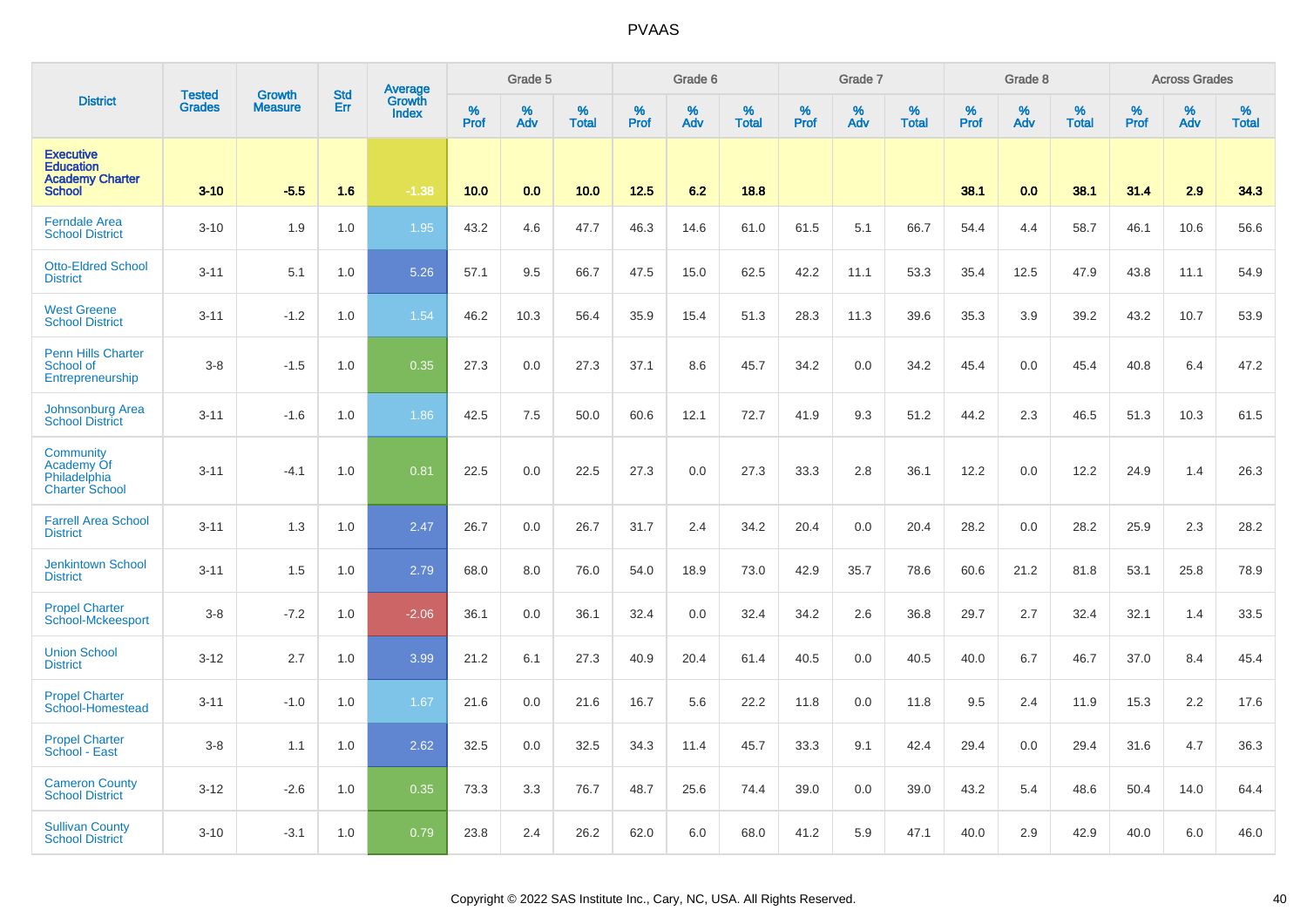# PVAAS

| District | Tested Grades | Growth Measure | Std Err | Average Growth Index | Grade 5 | | | Grade 6 | | | Grade 7 | | | Grade 8 | | | Across Grades | | |
|---|---|---|---|---|---|---|---|---|---|---|---|---|---|---|---|---|---|---|---|
| | | | | | % Prof | % Adv | % Total | % Prof | % Adv | % Total | % Prof | % Adv | % Total | % Prof | % Adv | % Total | % Prof | % Adv | % Total |
| **Executive Education Academy Charter School** | **3-10** | **-5.5** | **1.6** | **-1.38** | **10.0** | **0.0** | **10.0** | **12.5** | **6.2** | **18.8** | | | | **38.1** | **0.0** | **38.1** | **31.4** | **2.9** | **34.3** |
| Ferndale Area School District | 3-10 | 1.9 | 1.0 | 1.95 | 43.2 | 4.6 | 47.7 | 46.3 | 14.6 | 61.0 | 61.5 | 5.1 | 66.7 | 54.4 | 4.4 | 58.7 | 46.1 | 10.6 | 56.6 |
| Otto-Eldred School District | 3-11 | 5.1 | 1.0 | 5.26 | 57.1 | 9.5 | 66.7 | 47.5 | 15.0 | 62.5 | 42.2 | 11.1 | 53.3 | 35.4 | 12.5 | 47.9 | 43.8 | 11.1 | 54.9 |
| West Greene School District | 3-11 | -1.2 | 1.0 | 1.54 | 46.2 | 10.3 | 56.4 | 35.9 | 15.4 | 51.3 | 28.3 | 11.3 | 39.6 | 35.3 | 3.9 | 39.2 | 43.2 | 10.7 | 53.9 |
| Penn Hills Charter School of Entrepreneurship | 3-8 | -1.5 | 1.0 | 0.35 | 27.3 | 0.0 | 27.3 | 37.1 | 8.6 | 45.7 | 34.2 | 0.0 | 34.2 | 45.4 | 0.0 | 45.4 | 40.8 | 6.4 | 47.2 |
| Johnsonburg Area School District | 3-11 | -1.6 | 1.0 | 1.86 | 42.5 | 7.5 | 50.0 | 60.6 | 12.1 | 72.7 | 41.9 | 9.3 | 51.2 | 44.2 | 2.3 | 46.5 | 51.3 | 10.3 | 61.5 |
| Community Academy Of Philadelphia Charter School | 3-11 | -4.1 | 1.0 | 0.81 | 22.5 | 0.0 | 22.5 | 27.3 | 0.0 | 27.3 | 33.3 | 2.8 | 36.1 | 12.2 | 0.0 | 12.2 | 24.9 | 1.4 | 26.3 |
| Farrell Area School District | 3-11 | 1.3 | 1.0 | 2.47 | 26.7 | 0.0 | 26.7 | 31.7 | 2.4 | 34.2 | 20.4 | 0.0 | 20.4 | 28.2 | 0.0 | 28.2 | 25.9 | 2.3 | 28.2 |
| Jenkintown School District | 3-11 | 1.5 | 1.0 | 2.79 | 68.0 | 8.0 | 76.0 | 54.0 | 18.9 | 73.0 | 42.9 | 35.7 | 78.6 | 60.6 | 21.2 | 81.8 | 53.1 | 25.8 | 78.9 |
| Propel Charter School-Mckeesport | 3-8 | -7.2 | 1.0 | -2.06 | 36.1 | 0.0 | 36.1 | 32.4 | 0.0 | 32.4 | 34.2 | 2.6 | 36.8 | 29.7 | 2.7 | 32.4 | 32.1 | 1.4 | 33.5 |
| Union School District | 3-12 | 2.7 | 1.0 | 3.99 | 21.2 | 6.1 | 27.3 | 40.9 | 20.4 | 61.4 | 40.5 | 0.0 | 40.5 | 40.0 | 6.7 | 46.7 | 37.0 | 8.4 | 45.4 |
| Propel Charter School-Homestead | 3-11 | -1.0 | 1.0 | 1.67 | 21.6 | 0.0 | 21.6 | 16.7 | 5.6 | 22.2 | 11.8 | 0.0 | 11.8 | 9.5 | 2.4 | 11.9 | 15.3 | 2.2 | 17.6 |
| Propel Charter School - East | 3-8 | 1.1 | 1.0 | 2.62 | 32.5 | 0.0 | 32.5 | 34.3 | 11.4 | 45.7 | 33.3 | 9.1 | 42.4 | 29.4 | 0.0 | 29.4 | 31.6 | 4.7 | 36.3 |
| Cameron County School District | 3-12 | -2.6 | 1.0 | 0.35 | 73.3 | 3.3 | 76.7 | 48.7 | 25.6 | 74.4 | 39.0 | 0.0 | 39.0 | 43.2 | 5.4 | 48.6 | 50.4 | 14.0 | 64.4 |
| Sullivan County School District | 3-10 | -3.1 | 1.0 | 0.79 | 23.8 | 2.4 | 26.2 | 62.0 | 6.0 | 68.0 | 41.2 | 5.9 | 47.1 | 40.0 | 2.9 | 42.9 | 40.0 | 6.0 | 46.0 |

Copyright © 2022 SAS Institute Inc., Cary, NC, USA. All Rights Reserved.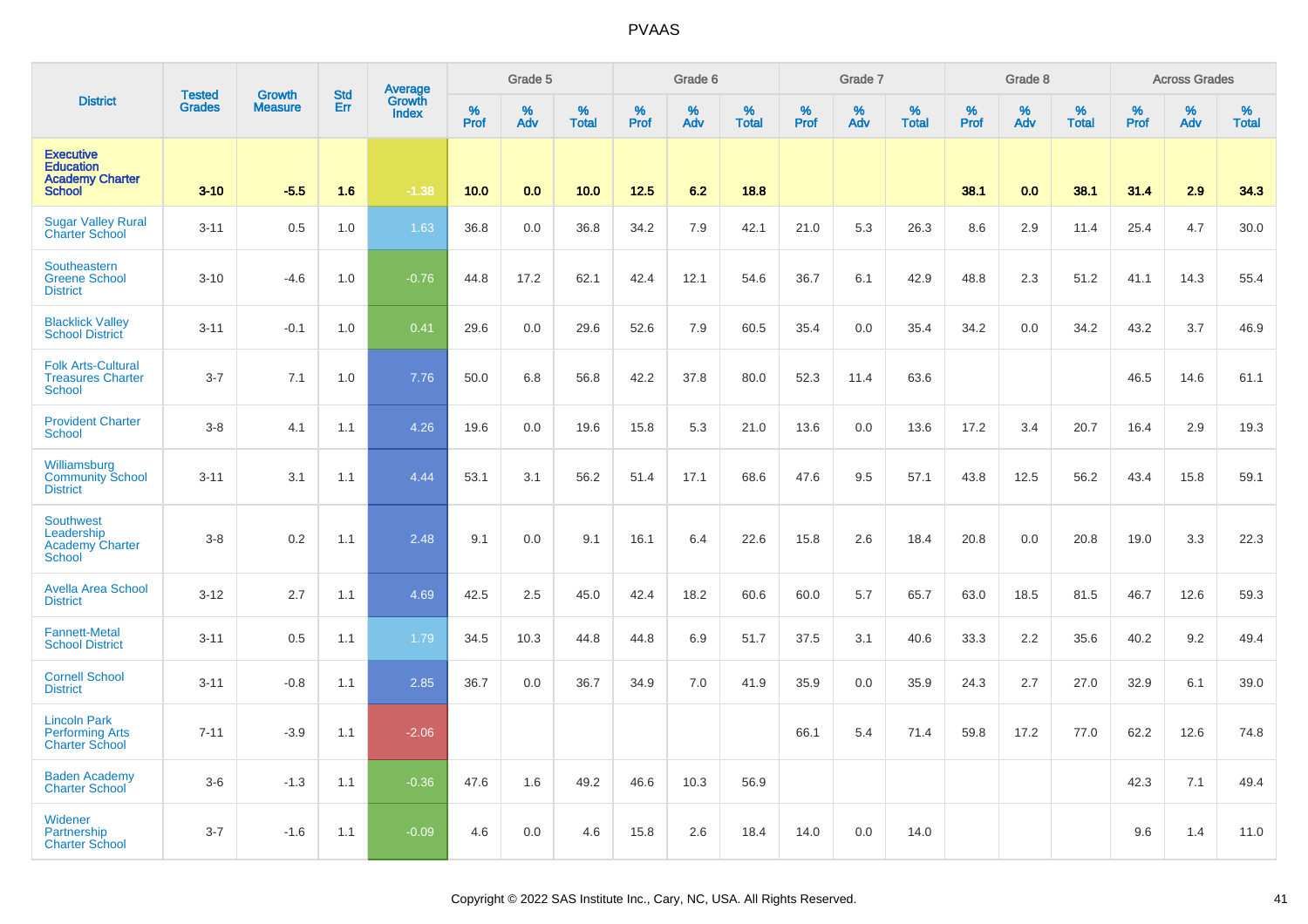| District | Tested Grades | Growth Measure | Std Err | Average Growth Index | Grade 5 | | | Grade 6 | | | Grade 7 | | | Grade 8 | | | Across Grades | | |
|---|---|---|---|---|---|---|---|---|---|---|---|---|---|---|---|---|---|---|---|
| | | | | | % Prof | % Adv | % Total | % Prof | % Adv | % Total | % Prof | % Adv | % Total | % Prof | % Adv | % Total | % Prof | % Adv | % Total |
| Executive Education Academy Charter School | 3-10 | -5.5 | 1.6 | -1.38 | 10.0 | 0.0 | 10.0 | 12.5 | 6.2 | 18.8 | | | | 38.1 | 0.0 | 38.1 | 31.4 | 2.9 | 34.3 |
| Sugar Valley Rural Charter School | 3-11 | 0.5 | 1.0 | 1.63 | 36.8 | 0.0 | 36.8 | 34.2 | 7.9 | 42.1 | 21.0 | 5.3 | 26.3 | 8.6 | 2.9 | 11.4 | 25.4 | 4.7 | 30.0 |
| Southeastern Greene School District | 3-10 | -4.6 | 1.0 | -0.76 | 44.8 | 17.2 | 62.1 | 42.4 | 12.1 | 54.6 | 36.7 | 6.1 | 42.9 | 48.8 | 2.3 | 51.2 | 41.1 | 14.3 | 55.4 |
| Blacklick Valley School District | 3-11 | -0.1 | 1.0 | 0.41 | 29.6 | 0.0 | 29.6 | 52.6 | 7.9 | 60.5 | 35.4 | 0.0 | 35.4 | 34.2 | 0.0 | 34.2 | 43.2 | 3.7 | 46.9 |
| Folk Arts-Cultural Treasures Charter School | 3-7 | 7.1 | 1.0 | 7.76 | 50.0 | 6.8 | 56.8 | 42.2 | 37.8 | 80.0 | 52.3 | 11.4 | 63.6 | | | | 46.5 | 14.6 | 61.1 |
| Provident Charter School | 3-8 | 4.1 | 1.1 | 4.26 | 19.6 | 0.0 | 19.6 | 15.8 | 5.3 | 21.0 | 13.6 | 0.0 | 13.6 | 17.2 | 3.4 | 20.7 | 16.4 | 2.9 | 19.3 |
| Williamsburg Community School District | 3-11 | 3.1 | 1.1 | 4.44 | 53.1 | 3.1 | 56.2 | 51.4 | 17.1 | 68.6 | 47.6 | 9.5 | 57.1 | 43.8 | 12.5 | 56.2 | 43.4 | 15.8 | 59.1 |
| Southwest Leadership Academy Charter School | 3-8 | 0.2 | 1.1 | 2.48 | 9.1 | 0.0 | 9.1 | 16.1 | 6.4 | 22.6 | 15.8 | 2.6 | 18.4 | 20.8 | 0.0 | 20.8 | 19.0 | 3.3 | 22.3 |
| Avella Area School District | 3-12 | 2.7 | 1.1 | 4.69 | 42.5 | 2.5 | 45.0 | 42.4 | 18.2 | 60.6 | 60.0 | 5.7 | 65.7 | 63.0 | 18.5 | 81.5 | 46.7 | 12.6 | 59.3 |
| Fannett-Metal School District | 3-11 | 0.5 | 1.1 | 1.79 | 34.5 | 10.3 | 44.8 | 44.8 | 6.9 | 51.7 | 37.5 | 3.1 | 40.6 | 33.3 | 2.2 | 35.6 | 40.2 | 9.2 | 49.4 |
| Cornell School District | 3-11 | -0.8 | 1.1 | 2.85 | 36.7 | 0.0 | 36.7 | 34.9 | 7.0 | 41.9 | 35.9 | 0.0 | 35.9 | 24.3 | 2.7 | 27.0 | 32.9 | 6.1 | 39.0 |
| Lincoln Park Performing Arts Charter School | 7-11 | -3.9 | 1.1 | -2.06 | | | | | | | 66.1 | 5.4 | 71.4 | 59.8 | 17.2 | 77.0 | 62.2 | 12.6 | 74.8 |
| Baden Academy Charter School | 3-6 | -1.3 | 1.1 | -0.36 | 47.6 | 1.6 | 49.2 | 46.6 | 10.3 | 56.9 | | | | | | | 42.3 | 7.1 | 49.4 |
| Widener Partnership Charter School | 3-7 | -1.6 | 1.1 | -0.09 | 4.6 | 0.0 | 4.6 | 15.8 | 2.6 | 18.4 | 14.0 | 0.0 | 14.0 | | | | 9.6 | 1.4 | 11.0 |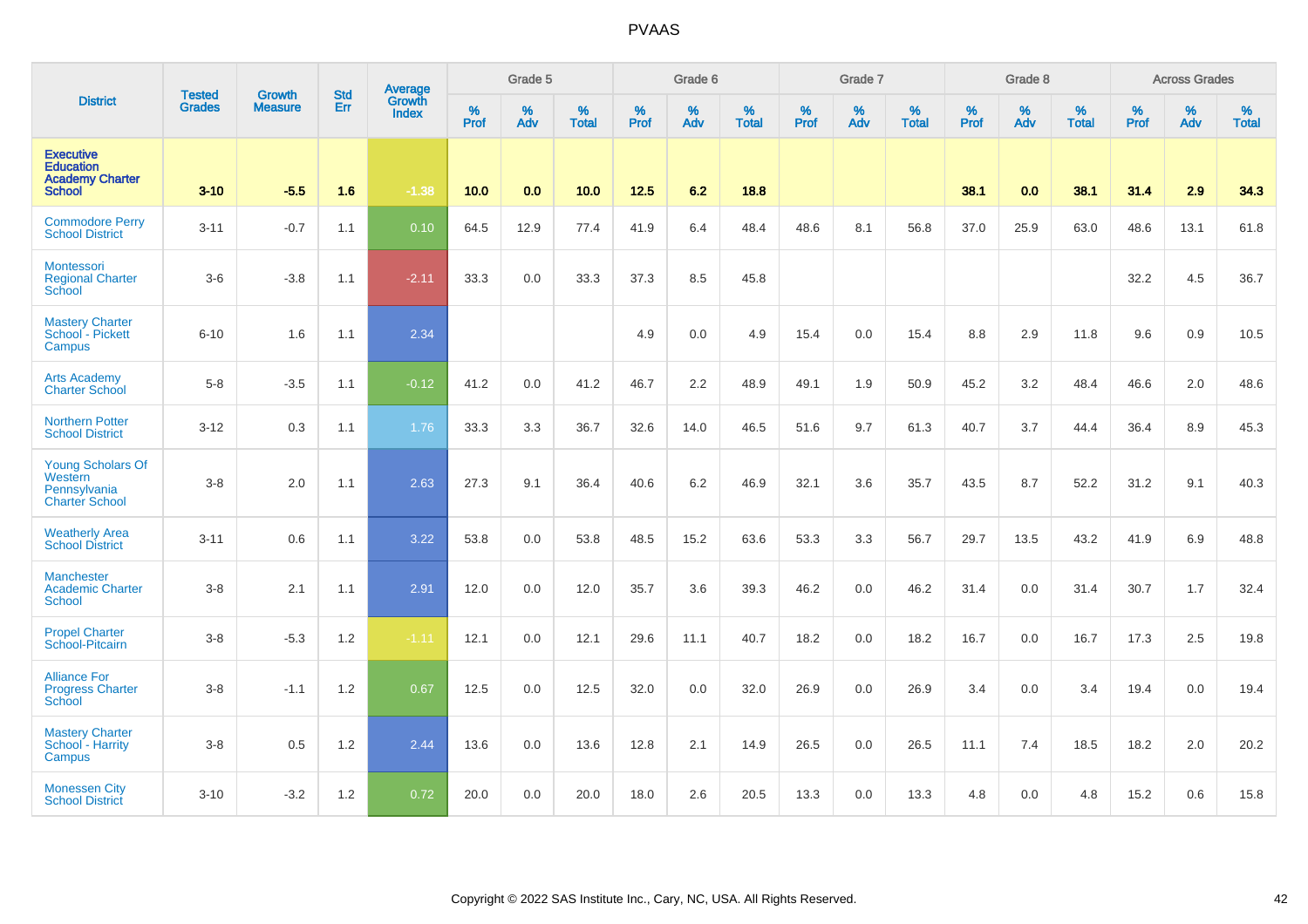| District | Tested Grades | Growth Measure | Std Err | Average Growth Index | Grade 5 | | | Grade 6 | | | Grade 7 | | | Grade 8 | | | Across Grades | | |
|---|---|---|---|---|---|---|---|---|---|---|---|---|---|---|---|---|---|---|---|
| | | | | | % Prof | % Adv | % Total | % Prof | % Adv | % Total | % Prof | % Adv | % Total | % Prof | % Adv | % Total | % Prof | % Adv | % Total |
| **Executive Education Academy Charter School** | **3-10** | **-5.5** | **1.6** | **-1.38** | **10.0** | **0.0** | **10.0** | **12.5** | **6.2** | **18.8** | | | | **38.1** | **0.0** | **38.1** | **31.4** | **2.9** | **34.3** |
| Commodore Perry School District | 3-11 | -0.7 | 1.1 | 0.10 | 64.5 | 12.9 | 77.4 | 41.9 | 6.4 | 48.4 | 48.6 | 8.1 | 56.8 | 37.0 | 25.9 | 63.0 | 48.6 | 13.1 | 61.8 |
| Montessori Regional Charter School | 3-6 | -3.8 | 1.1 | -2.11 | 33.3 | 0.0 | 33.3 | 37.3 | 8.5 | 45.8 | | | | | | | 32.2 | 4.5 | 36.7 |
| Mastery Charter School - Pickett Campus | 6-10 | 1.6 | 1.1 | 2.34 | | | | 4.9 | 0.0 | 4.9 | 15.4 | 0.0 | 15.4 | 8.8 | 2.9 | 11.8 | 9.6 | 0.9 | 10.5 |
| Arts Academy Charter School | 5-8 | -3.5 | 1.1 | -0.12 | 41.2 | 0.0 | 41.2 | 46.7 | 2.2 | 48.9 | 49.1 | 1.9 | 50.9 | 45.2 | 3.2 | 48.4 | 46.6 | 2.0 | 48.6 |
| Northern Potter School District | 3-12 | 0.3 | 1.1 | 1.76 | 33.3 | 3.3 | 36.7 | 32.6 | 14.0 | 46.5 | 51.6 | 9.7 | 61.3 | 40.7 | 3.7 | 44.4 | 36.4 | 8.9 | 45.3 |
| Young Scholars Of Western Pennsylvania Charter School | 3-8 | 2.0 | 1.1 | 2.63 | 27.3 | 9.1 | 36.4 | 40.6 | 6.2 | 46.9 | 32.1 | 3.6 | 35.7 | 43.5 | 8.7 | 52.2 | 31.2 | 9.1 | 40.3 |
| Weatherly Area School District | 3-11 | 0.6 | 1.1 | 3.22 | 53.8 | 0.0 | 53.8 | 48.5 | 15.2 | 63.6 | 53.3 | 3.3 | 56.7 | 29.7 | 13.5 | 43.2 | 41.9 | 6.9 | 48.8 |
| Manchester Academic Charter School | 3-8 | 2.1 | 1.1 | 2.91 | 12.0 | 0.0 | 12.0 | 35.7 | 3.6 | 39.3 | 46.2 | 0.0 | 46.2 | 31.4 | 0.0 | 31.4 | 30.7 | 1.7 | 32.4 |
| Propel Charter School-Pitcairn | 3-8 | -5.3 | 1.2 | -1.11 | 12.1 | 0.0 | 12.1 | 29.6 | 11.1 | 40.7 | 18.2 | 0.0 | 18.2 | 16.7 | 0.0 | 16.7 | 17.3 | 2.5 | 19.8 |
| Alliance For Progress Charter School | 3-8 | -1.1 | 1.2 | 0.67 | 12.5 | 0.0 | 12.5 | 32.0 | 0.0 | 32.0 | 26.9 | 0.0 | 26.9 | 3.4 | 0.0 | 3.4 | 19.4 | 0.0 | 19.4 |
| Mastery Charter School - Harrity Campus | 3-8 | 0.5 | 1.2 | 2.44 | 13.6 | 0.0 | 13.6 | 12.8 | 2.1 | 14.9 | 26.5 | 0.0 | 26.5 | 11.1 | 7.4 | 18.5 | 18.2 | 2.0 | 20.2 |
| Monessen City School District | 3-10 | -3.2 | 1.2 | 0.72 | 20.0 | 0.0 | 20.0 | 18.0 | 2.6 | 20.5 | 13.3 | 0.0 | 13.3 | 4.8 | 0.0 | 4.8 | 15.2 | 0.6 | 15.8 |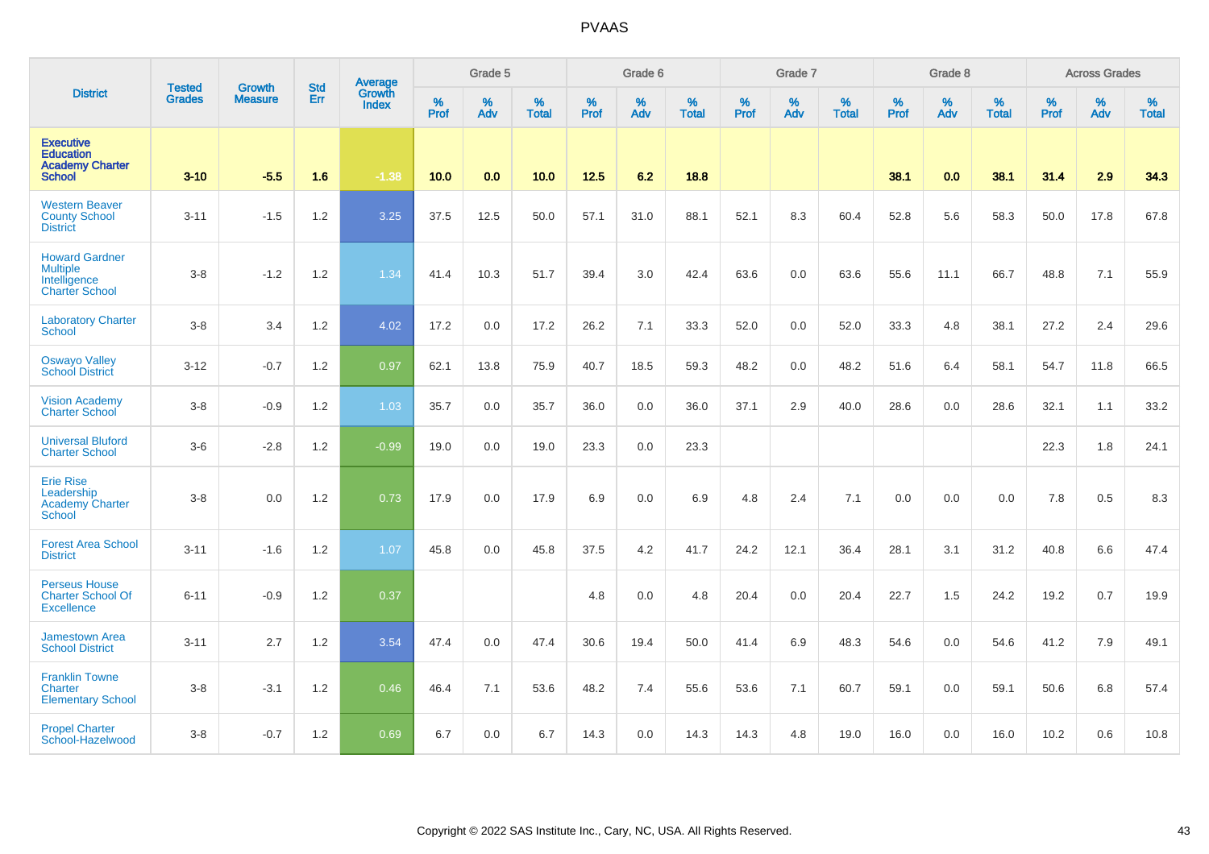| District | Tested Grades | Growth Measure | Std Err | Average Growth Index | Grade 5 | | | Grade 6 | | | Grade 7 | | | Grade 8 | | | Across Grades | | |
|---|---|---|---|---|---|---|---|---|---|---|---|---|---|---|---|---|---|---|---|
| | | | | | % Prof | % Adv | % Total | % Prof | % Adv | % Total | % Prof | % Adv | % Total | % Prof | % Adv | % Total | % Prof | % Adv | % Total |
| **Executive Education Academy Charter School** | **3-10** | **-5.5** | **1.6** | **-1.38** | **10.0** | **0.0** | **10.0** | **12.5** | **6.2** | **18.8** | | | | **38.1** | **0.0** | **38.1** | **31.4** | **2.9** | **34.3** |
| Western Beaver County School District | 3-11 | -1.5 | 1.2 | 3.25 | 37.5 | 12.5 | 50.0 | 57.1 | 31.0 | 88.1 | 52.1 | 8.3 | 60.4 | 52.8 | 5.6 | 58.3 | 50.0 | 17.8 | 67.8 |
| Howard Gardner Multiple Intelligence Charter School | 3-8 | -1.2 | 1.2 | 1.34 | 41.4 | 10.3 | 51.7 | 39.4 | 3.0 | 42.4 | 63.6 | 0.0 | 63.6 | 55.6 | 11.1 | 66.7 | 48.8 | 7.1 | 55.9 |
| Laboratory Charter School | 3-8 | 3.4 | 1.2 | 4.02 | 17.2 | 0.0 | 17.2 | 26.2 | 7.1 | 33.3 | 52.0 | 0.0 | 52.0 | 33.3 | 4.8 | 38.1 | 27.2 | 2.4 | 29.6 |
| Oswayo Valley School District | 3-12 | -0.7 | 1.2 | 0.97 | 62.1 | 13.8 | 75.9 | 40.7 | 18.5 | 59.3 | 48.2 | 0.0 | 48.2 | 51.6 | 6.4 | 58.1 | 54.7 | 11.8 | 66.5 |
| Vision Academy Charter School | 3-8 | -0.9 | 1.2 | 1.03 | 35.7 | 0.0 | 35.7 | 36.0 | 0.0 | 36.0 | 37.1 | 2.9 | 40.0 | 28.6 | 0.0 | 28.6 | 32.1 | 1.1 | 33.2 |
| Universal Bluford Charter School | 3-6 | -2.8 | 1.2 | -0.99 | 19.0 | 0.0 | 19.0 | 23.3 | 0.0 | 23.3 | | | | | | | 22.3 | 1.8 | 24.1 |
| Erie Rise Leadership Academy Charter School | 3-8 | 0.0 | 1.2 | 0.73 | 17.9 | 0.0 | 17.9 | 6.9 | 0.0 | 6.9 | 4.8 | 2.4 | 7.1 | 0.0 | 0.0 | 0.0 | 7.8 | 0.5 | 8.3 |
| Forest Area School District | 3-11 | -1.6 | 1.2 | 1.07 | 45.8 | 0.0 | 45.8 | 37.5 | 4.2 | 41.7 | 24.2 | 12.1 | 36.4 | 28.1 | 3.1 | 31.2 | 40.8 | 6.6 | 47.4 |
| Perseus House Charter School Of Excellence | 6-11 | -0.9 | 1.2 | 0.37 | | | | 4.8 | 0.0 | 4.8 | 20.4 | 0.0 | 20.4 | 22.7 | 1.5 | 24.2 | 19.2 | 0.7 | 19.9 |
| Jamestown Area School District | 3-11 | 2.7 | 1.2 | 3.54 | 47.4 | 0.0 | 47.4 | 30.6 | 19.4 | 50.0 | 41.4 | 6.9 | 48.3 | 54.6 | 0.0 | 54.6 | 41.2 | 7.9 | 49.1 |
| Franklin Towne Charter Elementary School | 3-8 | -3.1 | 1.2 | 0.46 | 46.4 | 7.1 | 53.6 | 48.2 | 7.4 | 55.6 | 53.6 | 7.1 | 60.7 | 59.1 | 0.0 | 59.1 | 50.6 | 6.8 | 57.4 |
| Propel Charter School-Hazelwood | 3-8 | -0.7 | 1.2 | 0.69 | 6.7 | 0.0 | 6.7 | 14.3 | 0.0 | 14.3 | 14.3 | 4.8 | 19.0 | 16.0 | 0.0 | 16.0 | 10.2 | 0.6 | 10.8 |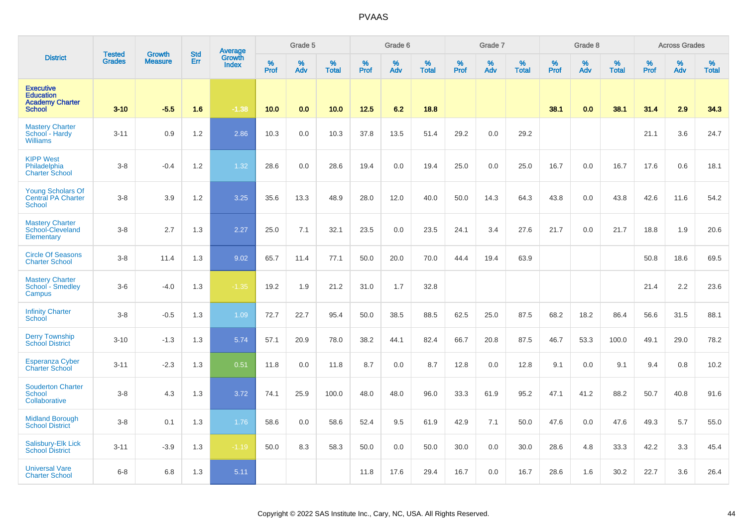| District | Tested Grades | Growth Measure | Std Err | Average Growth Index | Grade 5 | | | Grade 6 | | | Grade 7 | | | Grade 8 | | | Across Grades | | |
|---|---|---|---|---|---|---|---|---|---|---|---|---|---|---|---|---|---|---|---|
| | | | | | % Prof | % Adv | % Total | % Prof | % Adv | % Total | % Prof | % Adv | % Total | % Prof | % Adv | % Total | % Prof | % Adv | % Total |
| **Executive Education Academy Charter School** | **3-10** | **-5.5** | **1.6** | **-1.38** | **10.0** | **0.0** | **10.0** | **12.5** | **6.2** | **18.8** | | | | **38.1** | **0.0** | **38.1** | **31.4** | **2.9** | **34.3** |
| Mastery Charter School - Hardy Williams | 3-11 | 0.9 | 1.2 | 2.86 | 10.3 | 0.0 | 10.3 | 37.8 | 13.5 | 51.4 | 29.2 | 0.0 | 29.2 | | | | 21.1 | 3.6 | 24.7 |
| KIPP West Philadelphia Charter School | 3-8 | -0.4 | 1.2 | 1.32 | 28.6 | 0.0 | 28.6 | 19.4 | 0.0 | 19.4 | 25.0 | 0.0 | 25.0 | 16.7 | 0.0 | 16.7 | 17.6 | 0.6 | 18.1 |
| Young Scholars Of Central PA Charter School | 3-8 | 3.9 | 1.2 | 3.25 | 35.6 | 13.3 | 48.9 | 28.0 | 12.0 | 40.0 | 50.0 | 14.3 | 64.3 | 43.8 | 0.0 | 43.8 | 42.6 | 11.6 | 54.2 |
| Mastery Charter School-Cleveland Elementary | 3-8 | 2.7 | 1.3 | 2.27 | 25.0 | 7.1 | 32.1 | 23.5 | 0.0 | 23.5 | 24.1 | 3.4 | 27.6 | 21.7 | 0.0 | 21.7 | 18.8 | 1.9 | 20.6 |
| Circle Of Seasons Charter School | 3-8 | 11.4 | 1.3 | 9.02 | 65.7 | 11.4 | 77.1 | 50.0 | 20.0 | 70.0 | 44.4 | 19.4 | 63.9 | | | | 50.8 | 18.6 | 69.5 |
| Mastery Charter School - Smedley Campus | 3-6 | -4.0 | 1.3 | -1.35 | 19.2 | 1.9 | 21.2 | 31.0 | 1.7 | 32.8 | | | | | | | 21.4 | 2.2 | 23.6 |
| Infinity Charter School | 3-8 | -0.5 | 1.3 | 1.09 | 72.7 | 22.7 | 95.4 | 50.0 | 38.5 | 88.5 | 62.5 | 25.0 | 87.5 | 68.2 | 18.2 | 86.4 | 56.6 | 31.5 | 88.1 |
| Derry Township School District | 3-10 | -1.3 | 1.3 | 5.74 | 57.1 | 20.9 | 78.0 | 38.2 | 44.1 | 82.4 | 66.7 | 20.8 | 87.5 | 46.7 | 53.3 | 100.0 | 49.1 | 29.0 | 78.2 |
| Esperanza Cyber Charter School | 3-11 | -2.3 | 1.3 | 0.51 | 11.8 | 0.0 | 11.8 | 8.7 | 0.0 | 8.7 | 12.8 | 0.0 | 12.8 | 9.1 | 0.0 | 9.1 | 9.4 | 0.8 | 10.2 |
| Souderton Charter School Collaborative | 3-8 | 4.3 | 1.3 | 3.72 | 74.1 | 25.9 | 100.0 | 48.0 | 48.0 | 96.0 | 33.3 | 61.9 | 95.2 | 47.1 | 41.2 | 88.2 | 50.7 | 40.8 | 91.6 |
| Midland Borough School District | 3-8 | 0.1 | 1.3 | 1.76 | 58.6 | 0.0 | 58.6 | 52.4 | 9.5 | 61.9 | 42.9 | 7.1 | 50.0 | 47.6 | 0.0 | 47.6 | 49.3 | 5.7 | 55.0 |
| Salisbury-Elk Lick School District | 3-11 | -3.9 | 1.3 | -1.19 | 50.0 | 8.3 | 58.3 | 50.0 | 0.0 | 50.0 | 30.0 | 0.0 | 30.0 | 28.6 | 4.8 | 33.3 | 42.2 | 3.3 | 45.4 |
| Universal Vare Charter School | 6-8 | 6.8 | 1.3 | 5.11 | | | | 11.8 | 17.6 | 29.4 | 16.7 | 0.0 | 16.7 | 28.6 | 1.6 | 30.2 | 22.7 | 3.6 | 26.4 |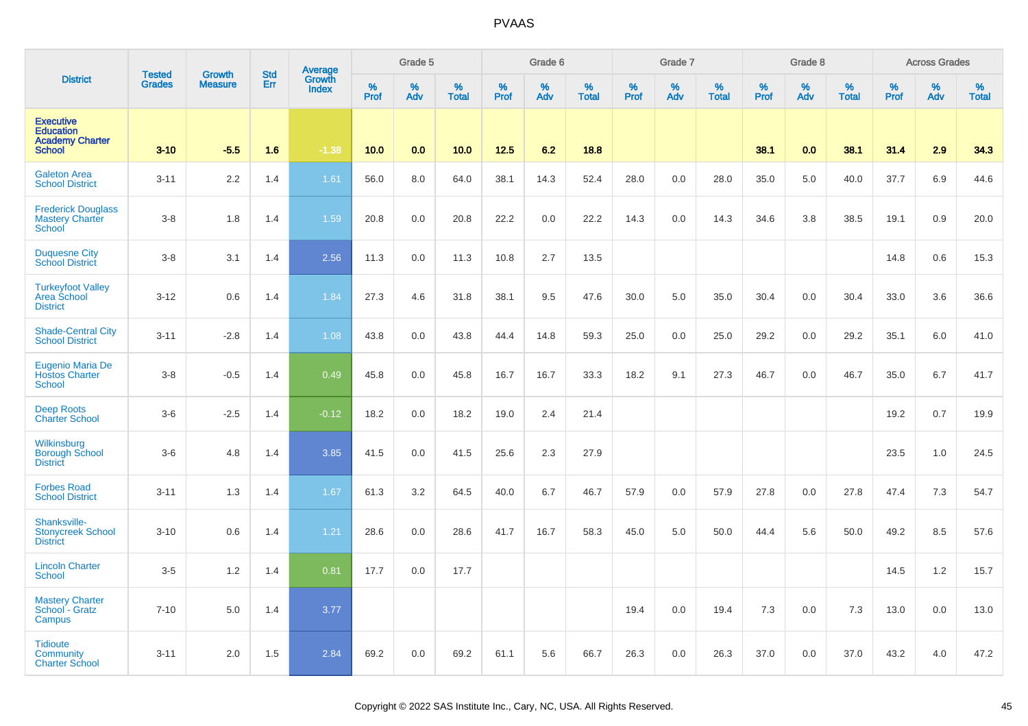# PVAAS

| District | Tested Grades | Growth Measure | Std Err | Average Growth Index | Grade 5 | | | Grade 6 | | | Grade 7 | | | Grade 8 | | | Across Grades | | |
|---|---|---|---|---|---|---|---|---|---|---|---|---|---|---|---|---|---|---|---|
| | | | | | % Prof | % Adv | % Total | % Prof | % Adv | % Total | % Prof | % Adv | % Total | % Prof | % Adv | % Total | % Prof | % Adv | % Total |
| **Executive Education Academy Charter School** | **3-10** | **-5.5** | **1.6** | **-1.38** | **10.0** | **0.0** | **10.0** | **12.5** | **6.2** | **18.8** | | | | **38.1** | **0.0** | **38.1** | **31.4** | **2.9** | **34.3** |
| Galeton Area School District | 3-11 | 2.2 | 1.4 | 1.61 | 56.0 | 8.0 | 64.0 | 38.1 | 14.3 | 52.4 | 28.0 | 0.0 | 28.0 | 35.0 | 5.0 | 40.0 | 37.7 | 6.9 | 44.6 |
| Frederick Douglass Mastery Charter School | 3-8 | 1.8 | 1.4 | 1.59 | 20.8 | 0.0 | 20.8 | 22.2 | 0.0 | 22.2 | 14.3 | 0.0 | 14.3 | 34.6 | 3.8 | 38.5 | 19.1 | 0.9 | 20.0 |
| Duquesne City School District | 3-8 | 3.1 | 1.4 | 2.56 | 11.3 | 0.0 | 11.3 | 10.8 | 2.7 | 13.5 | | | | | | | 14.8 | 0.6 | 15.3 |
| Turkeyfoot Valley Area School District | 3-12 | 0.6 | 1.4 | 1.84 | 27.3 | 4.6 | 31.8 | 38.1 | 9.5 | 47.6 | 30.0 | 5.0 | 35.0 | 30.4 | 0.0 | 30.4 | 33.0 | 3.6 | 36.6 |
| Shade-Central City School District | 3-11 | -2.8 | 1.4 | 1.08 | 43.8 | 0.0 | 43.8 | 44.4 | 14.8 | 59.3 | 25.0 | 0.0 | 25.0 | 29.2 | 0.0 | 29.2 | 35.1 | 6.0 | 41.0 |
| Eugenio Maria De Hostos Charter School | 3-8 | -0.5 | 1.4 | 0.49 | 45.8 | 0.0 | 45.8 | 16.7 | 16.7 | 33.3 | 18.2 | 9.1 | 27.3 | 46.7 | 0.0 | 46.7 | 35.0 | 6.7 | 41.7 |
| Deep Roots Charter School | 3-6 | -2.5 | 1.4 | -0.12 | 18.2 | 0.0 | 18.2 | 19.0 | 2.4 | 21.4 | | | | | | | 19.2 | 0.7 | 19.9 |
| Wilkinsburg Borough School District | 3-6 | 4.8 | 1.4 | 3.85 | 41.5 | 0.0 | 41.5 | 25.6 | 2.3 | 27.9 | | | | | | | 23.5 | 1.0 | 24.5 |
| Forbes Road School District | 3-11 | 1.3 | 1.4 | 1.67 | 61.3 | 3.2 | 64.5 | 40.0 | 6.7 | 46.7 | 57.9 | 0.0 | 57.9 | 27.8 | 0.0 | 27.8 | 47.4 | 7.3 | 54.7 |
| Shanksville-Stonycreek School District | 3-10 | 0.6 | 1.4 | 1.21 | 28.6 | 0.0 | 28.6 | 41.7 | 16.7 | 58.3 | 45.0 | 5.0 | 50.0 | 44.4 | 5.6 | 50.0 | 49.2 | 8.5 | 57.6 |
| Lincoln Charter School | 3-5 | 1.2 | 1.4 | 0.81 | 17.7 | 0.0 | 17.7 | | | | | | | | | | 14.5 | 1.2 | 15.7 |
| Mastery Charter School - Gratz Campus | 7-10 | 5.0 | 1.4 | 3.77 | | | | | | | 19.4 | 0.0 | 19.4 | 7.3 | 0.0 | 7.3 | 13.0 | 0.0 | 13.0 |
| Tidioute Community Charter School | 3-11 | 2.0 | 1.5 | 2.84 | 69.2 | 0.0 | 69.2 | 61.1 | 5.6 | 66.7 | 26.3 | 0.0 | 26.3 | 37.0 | 0.0 | 37.0 | 43.2 | 4.0 | 47.2 |

Copyright © 2022 SAS Institute Inc., Cary, NC, USA. All Rights Reserved.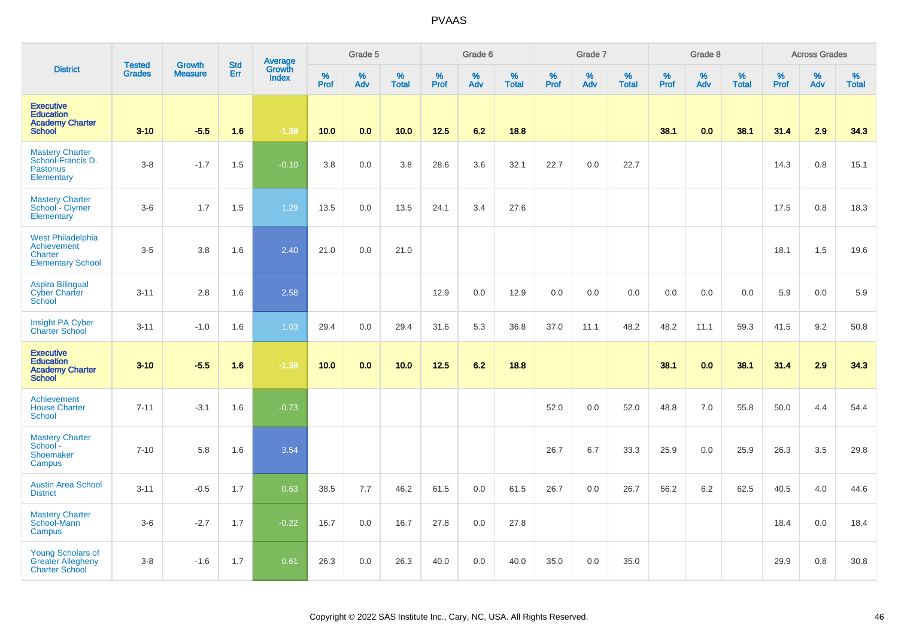| District | Tested Grades | Growth Measure | Std Err | Average Growth Index | Grade 5 | | | Grade 6 | | | Grade 7 | | | Grade 8 | | | Across Grades | | |
|---|---|---|---|---|---|---|---|---|---|---|---|---|---|---|---|---|---|---|---|
| | | | | | % Prof | % Adv | % Total | % Prof | % Adv | % Total | % Prof | % Adv | % Total | % Prof | % Adv | % Total | % Prof | % Adv | % Total |
| **Executive Education Academy Charter School** | **3-10** | **-5.5** | **1.6** | **-1.38** | **10.0** | **0.0** | **10.0** | **12.5** | **6.2** | **18.8** | | | | **38.1** | **0.0** | **38.1** | **31.4** | **2.9** | **34.3** |
| Mastery Charter School-Francis D. Pastorius Elementary | 3-8 | -1.7 | 1.5 | -0.10 | 3.8 | 0.0 | 3.8 | 28.6 | 3.6 | 32.1 | 22.7 | 0.0 | 22.7 | | | | 14.3 | 0.8 | 15.1 |
| Mastery Charter School - Clymer Elementary | 3-6 | 1.7 | 1.5 | 1.29 | 13.5 | 0.0 | 13.5 | 24.1 | 3.4 | 27.6 | | | | | | | 17.5 | 0.8 | 18.3 |
| West Philadelphia Achievement Charter Elementary School | 3-5 | 3.8 | 1.6 | 2.40 | 21.0 | 0.0 | 21.0 | | | | | | | | | | 18.1 | 1.5 | 19.6 |
| Aspira Bilingual Cyber Charter School | 3-11 | 2.8 | 1.6 | 2.58 | | | | 12.9 | 0.0 | 12.9 | 0.0 | 0.0 | 0.0 | 0.0 | 0.0 | 0.0 | 5.9 | 0.0 | 5.9 |
| Insight PA Cyber Charter School | 3-11 | -1.0 | 1.6 | 1.03 | 29.4 | 0.0 | 29.4 | 31.6 | 5.3 | 36.8 | 37.0 | 11.1 | 48.2 | 48.2 | 11.1 | 59.3 | 41.5 | 9.2 | 50.8 |
| **Executive Education Academy Charter School** | **3-10** | **-5.5** | **1.6** | **-1.38** | **10.0** | **0.0** | **10.0** | **12.5** | **6.2** | **18.8** | | | | **38.1** | **0.0** | **38.1** | **31.4** | **2.9** | **34.3** |
| Achievement House Charter School | 7-11 | -3.1 | 1.6 | -0.73 | | | | | | | 52.0 | 0.0 | 52.0 | 48.8 | 7.0 | 55.8 | 50.0 | 4.4 | 54.4 |
| Mastery Charter School - Shoemaker Campus | 7-10 | 5.8 | 1.6 | 3.54 | | | | | | | 26.7 | 6.7 | 33.3 | 25.9 | 0.0 | 25.9 | 26.3 | 3.5 | 29.8 |
| Austin Area School District | 3-11 | -0.5 | 1.7 | 0.63 | 38.5 | 7.7 | 46.2 | 61.5 | 0.0 | 61.5 | 26.7 | 0.0 | 26.7 | 56.2 | 6.2 | 62.5 | 40.5 | 4.0 | 44.6 |
| Mastery Charter School-Mann Campus | 3-6 | -2.7 | 1.7 | -0.22 | 16.7 | 0.0 | 16.7 | 27.8 | 0.0 | 27.8 | | | | | | | 18.4 | 0.0 | 18.4 |
| Young Scholars of Greater Allegheny Charter School | 3-8 | -1.6 | 1.7 | 0.61 | 26.3 | 0.0 | 26.3 | 40.0 | 0.0 | 40.0 | 35.0 | 0.0 | 35.0 | | | | 29.9 | 0.8 | 30.8 |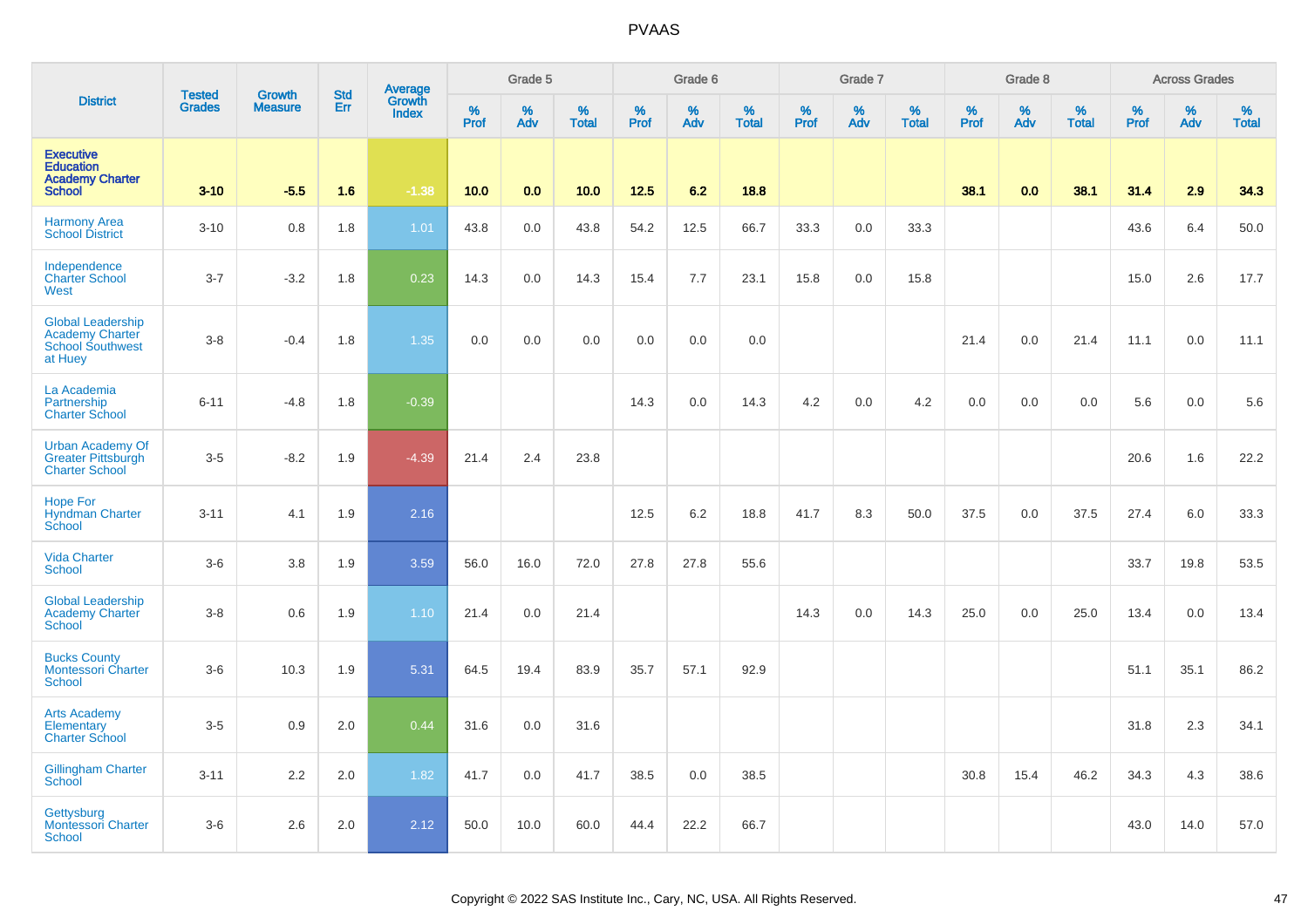# PVAAS

| District | Tested Grades | Growth Measure | Std Err | Average Growth Index | Grade 5 | | | Grade 6 | | | Grade 7 | | | Grade 8 | | | Across Grades | | |
|---|---|---|---|---|---|---|---|---|---|---|---|---|---|---|---|---|---|---|---|
| | | | | | % Prof | % Adv | % Total | % Prof | % Adv | % Total | % Prof | % Adv | % Total | % Prof | % Adv | % Total | % Prof | % Adv | % Total |
| **Executive Education Academy Charter School** | **3-10** | **-5.5** | **1.6** | **-1.38** | **10.0** | **0.0** | **10.0** | **12.5** | **6.2** | **18.8** | | | | **38.1** | **0.0** | **38.1** | **31.4** | **2.9** | **34.3** |
| Harmony Area School District | 3-10 | 0.8 | 1.8 | 1.01 | 43.8 | 0.0 | 43.8 | 54.2 | 12.5 | 66.7 | 33.3 | 0.0 | 33.3 | | | | 43.6 | 6.4 | 50.0 |
| Independence Charter School West | 3-7 | -3.2 | 1.8 | 0.23 | 14.3 | 0.0 | 14.3 | 15.4 | 7.7 | 23.1 | 15.8 | 0.0 | 15.8 | | | | 15.0 | 2.6 | 17.7 |
| Global Leadership Academy Charter School Southwest at Huey | 3-8 | -0.4 | 1.8 | 1.35 | 0.0 | 0.0 | 0.0 | 0.0 | 0.0 | 0.0 | | | | 21.4 | 0.0 | 21.4 | 11.1 | 0.0 | 11.1 |
| La Academia Partnership Charter School | 6-11 | -4.8 | 1.8 | -0.39 | | | | 14.3 | 0.0 | 14.3 | 4.2 | 0.0 | 4.2 | 0.0 | 0.0 | 0.0 | 5.6 | 0.0 | 5.6 |
| Urban Academy Of Greater Pittsburgh Charter School | 3-5 | -8.2 | 1.9 | -4.39 | 21.4 | 2.4 | 23.8 | | | | | | | | | | 20.6 | 1.6 | 22.2 |
| Hope For Hyndman Charter School | 3-11 | 4.1 | 1.9 | 2.16 | | | | 12.5 | 6.2 | 18.8 | 41.7 | 8.3 | 50.0 | 37.5 | 0.0 | 37.5 | 27.4 | 6.0 | 33.3 |
| Vida Charter School | 3-6 | 3.8 | 1.9 | 3.59 | 56.0 | 16.0 | 72.0 | 27.8 | 27.8 | 55.6 | | | | | | | 33.7 | 19.8 | 53.5 |
| Global Leadership Academy Charter School | 3-8 | 0.6 | 1.9 | 1.10 | 21.4 | 0.0 | 21.4 | | | | 14.3 | 0.0 | 14.3 | 25.0 | 0.0 | 25.0 | 13.4 | 0.0 | 13.4 |
| Bucks County Montessori Charter School | 3-6 | 10.3 | 1.9 | 5.31 | 64.5 | 19.4 | 83.9 | 35.7 | 57.1 | 92.9 | | | | | | | 51.1 | 35.1 | 86.2 |
| Arts Academy Elementary Charter School | 3-5 | 0.9 | 2.0 | 0.44 | 31.6 | 0.0 | 31.6 | | | | | | | | | | 31.8 | 2.3 | 34.1 |
| Gillingham Charter School | 3-11 | 2.2 | 2.0 | 1.82 | 41.7 | 0.0 | 41.7 | 38.5 | 0.0 | 38.5 | | | | 30.8 | 15.4 | 46.2 | 34.3 | 4.3 | 38.6 |
| Gettysburg Montessori Charter School | 3-6 | 2.6 | 2.0 | 2.12 | 50.0 | 10.0 | 60.0 | 44.4 | 22.2 | 66.7 | | | | | | | 43.0 | 14.0 | 57.0 |

Copyright © 2022 SAS Institute Inc., Cary, NC, USA. All Rights Reserved.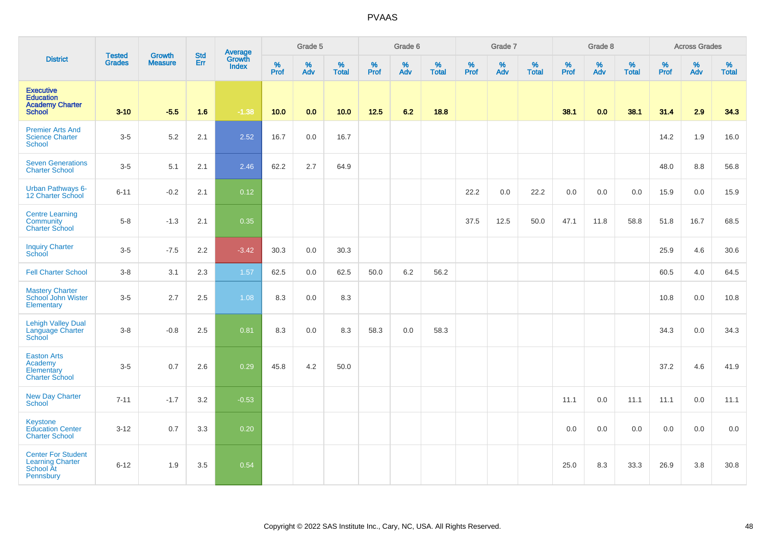| District | Tested Grades | Growth Measure | Std Err | Average Growth Index | Grade 5 | | | Grade 6 | | | Grade 7 | | | Grade 8 | | | Across Grades | | |
|---|---|---|---|---|---|---|---|---|---|---|---|---|---|---|---|---|---|---|---|
| | | | | | % Prof | % Adv | % Total | % Prof | % Adv | % Total | % Prof | % Adv | % Total | % Prof | % Adv | % Total | % Prof | % Adv | % Total |
| **Executive Education Academy Charter School** | **3-10** | **-5.5** | **1.6** | **-1.38** | **10.0** | **0.0** | **10.0** | **12.5** | **6.2** | **18.8** | | | | **38.1** | **0.0** | **38.1** | **31.4** | **2.9** | **34.3** |
| Premier Arts And Science Charter School | 3-5 | 5.2 | 2.1 | 2.52 | 16.7 | 0.0 | 16.7 | | | | | | | | | | 14.2 | 1.9 | 16.0 |
| Seven Generations Charter School | 3-5 | 5.1 | 2.1 | 2.46 | 62.2 | 2.7 | 64.9 | | | | | | | | | | 48.0 | 8.8 | 56.8 |
| Urban Pathways 6-12 Charter School | 6-11 | -0.2 | 2.1 | 0.12 | | | | | | | 22.2 | 0.0 | 22.2 | 0.0 | 0.0 | 0.0 | 15.9 | 0.0 | 15.9 |
| Centre Learning Community Charter School | 5-8 | -1.3 | 2.1 | 0.35 | | | | | | | 37.5 | 12.5 | 50.0 | 47.1 | 11.8 | 58.8 | 51.8 | 16.7 | 68.5 |
| Inquiry Charter School | 3-5 | -7.5 | 2.2 | -3.42 | 30.3 | 0.0 | 30.3 | | | | | | | | | | 25.9 | 4.6 | 30.6 |
| Fell Charter School | 3-8 | 3.1 | 2.3 | 1.57 | 62.5 | 0.0 | 62.5 | 50.0 | 6.2 | 56.2 | | | | | | | 60.5 | 4.0 | 64.5 |
| Mastery Charter School John Wister Elementary | 3-5 | 2.7 | 2.5 | 1.08 | 8.3 | 0.0 | 8.3 | | | | | | | | | | 10.8 | 0.0 | 10.8 |
| Lehigh Valley Dual Language Charter School | 3-8 | -0.8 | 2.5 | 0.81 | 8.3 | 0.0 | 8.3 | 58.3 | 0.0 | 58.3 | | | | | | | 34.3 | 0.0 | 34.3 |
| Easton Arts Academy Elementary Charter School | 3-5 | 0.7 | 2.6 | 0.29 | 45.8 | 4.2 | 50.0 | | | | | | | | | | 37.2 | 4.6 | 41.9 |
| New Day Charter School | 7-11 | -1.7 | 3.2 | -0.53 | | | | | | | | | | 11.1 | 0.0 | 11.1 | 11.1 | 0.0 | 11.1 |
| Keystone Education Center Charter School | 3-12 | 0.7 | 3.3 | 0.20 | | | | | | | | | | 0.0 | 0.0 | 0.0 | 0.0 | 0.0 | 0.0 |
| Center For Student Learning Charter School At Pennsbury | 6-12 | 1.9 | 3.5 | 0.54 | | | | | | | | | | 25.0 | 8.3 | 33.3 | 26.9 | 3.8 | 30.8 |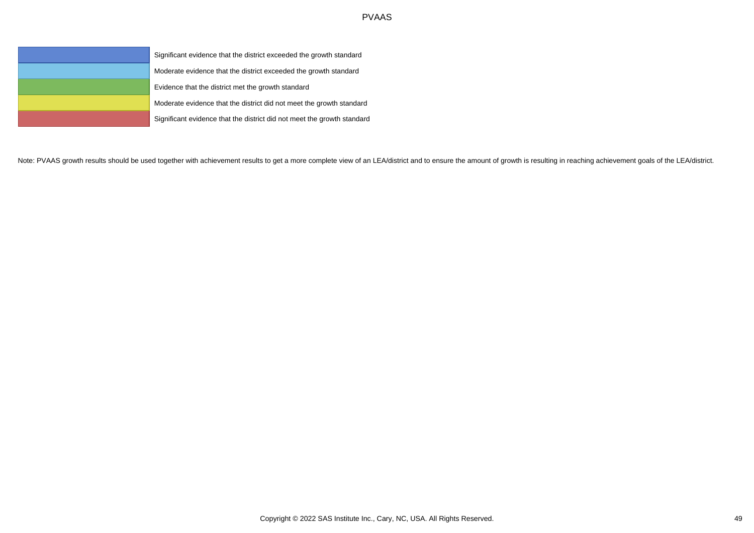Significant evidence that the district exceeded the growth standard

Moderate evidence that the district exceeded the growth standard

Evidence that the district met the growth standard

Moderate evidence that the district did not meet the growth standard

Significant evidence that the district did not meet the growth standard

Note: PVAAS growth results should be used together with achievement results to get a more complete view of an LEA/district and to ensure the amount of growth is resulting in reaching achievement goals of the LEA/district.